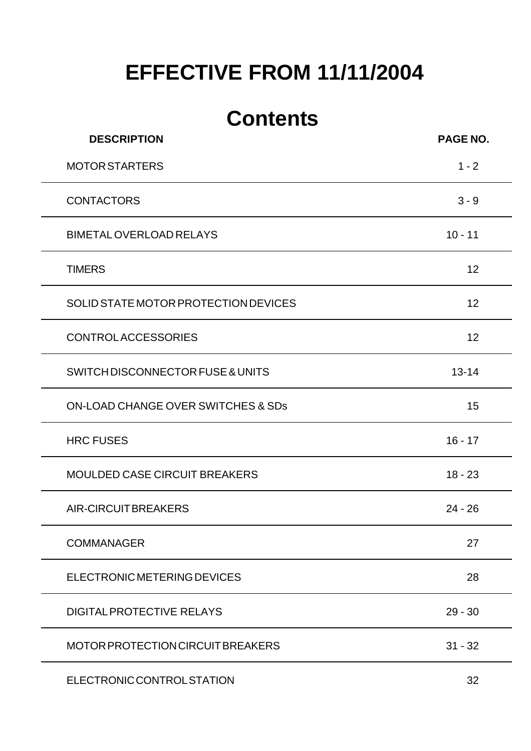# EFFECTIVE FROM 11/11/2004

## Contents

| DESCRIPTION | PAGE NO. |
|---|---|
| MOTOR STARTERS | 1 - 2 |
| CONTACTORS | 3 - 9 |
| BIMETAL OVERLOAD RELAYS | 10 - 11 |
| TIMERS | 12 |
| SOLID STATE MOTOR PROTECTION DEVICES | 12 |
| CONTROL ACCESSORIES | 12 |
| SWITCH DISCONNECTOR FUSE & UNITS | 13-14 |
| ON-LOAD CHANGE OVER SWITCHES & SDs | 15 |
| HRC FUSES | 16 - 17 |
| MOULDED CASE CIRCUIT BREAKERS | 18 - 23 |
| AIR-CIRCUIT BREAKERS | 24 - 26 |
| COMMANAGER | 27 |
| ELECTRONIC METERING DEVICES | 28 |
| DIGITAL PROTECTIVE RELAYS | 29 - 30 |
| MOTOR PROTECTION CIRCUIT BREAKERS | 31 - 32 |
| ELECTRONIC CONTROL STATION | 32 |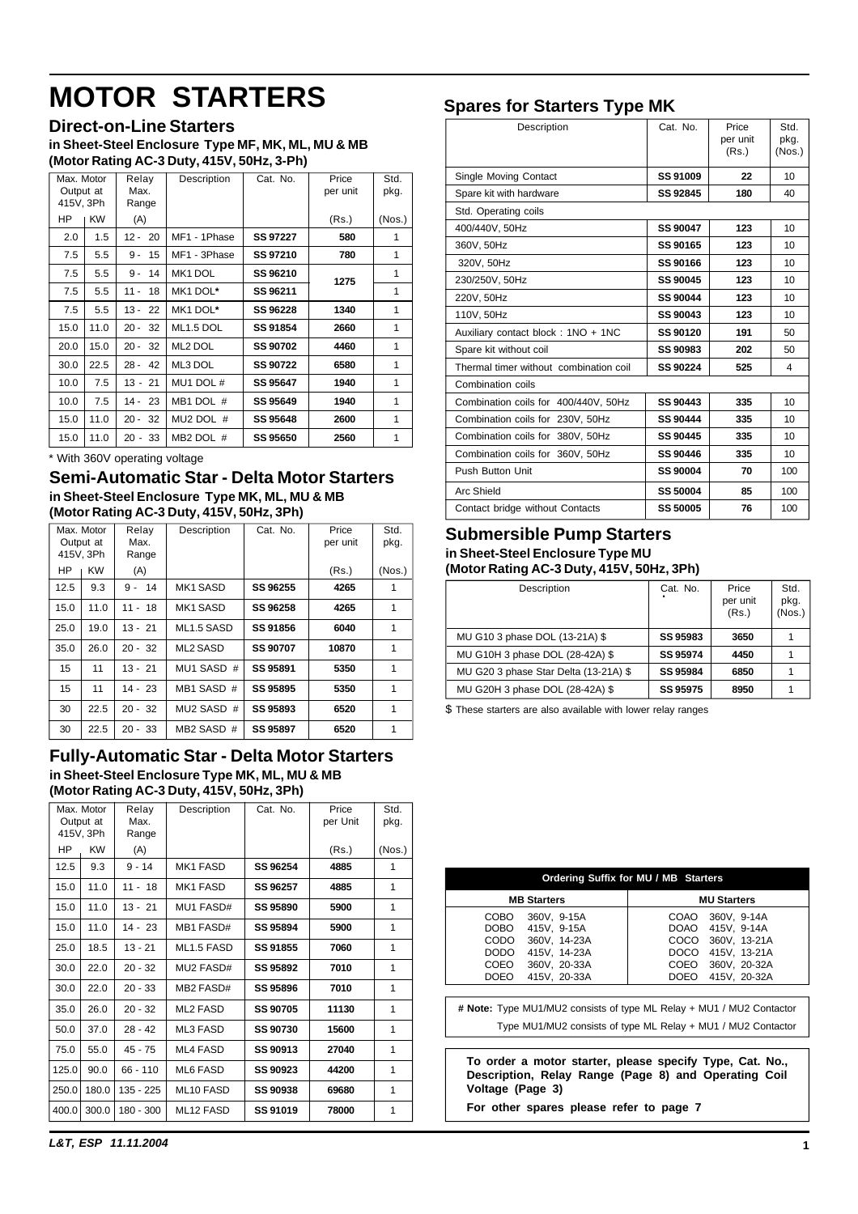# MOTOR STARTERS

## Direct-on-Line Starters

**in Sheet-Steel Enclosure Type MF, MK, ML, MU & MB (Motor Rating AC-3 Duty, 415V, 50Hz, 3-Ph)**

| Max. Motor Output at 415V, 3Ph | | Relay Max. Range | Description | Cat. No. | Price per unit | Std. pkg. |
|---|---|---|---|---|---|---|
| HP | KW | (A) | | | (Rs.) | (Nos.) |
| 2.0 | 1.5 | 12 - 20 | MF1 - 1Phase | **SS 97227** | **580** | 1 |
| 7.5 | 5.5 | 9 - 15 | MF1 - 3Phase | **SS 97210** | **780** | 1 |
| 7.5 | 5.5 | 9 - 14 | MK1 DOL | **SS 96210** | **1275** | 1 |
| 7.5 | 5.5 | 11 - 18 | MK1 DOL* | **SS 96211** | | 1 |
| 7.5 | 5.5 | 13 - 22 | MK1 DOL* | **SS 96228** | **1340** | 1 |
| 15.0 | 11.0 | 20 - 32 | ML1.5 DOL | **SS 91854** | **2660** | 1 |
| 20.0 | 15.0 | 20 - 32 | ML2 DOL | **SS 90702** | **4460** | 1 |
| 30.0 | 22.5 | 28 - 42 | ML3 DOL | **SS 90722** | **6580** | 1 |
| 10.0 | 7.5 | 13 - 21 | MU1 DOL # | **SS 95647** | **1940** | 1 |
| 10.0 | 7.5 | 14 - 23 | MB1 DOL # | **SS 95649** | **1940** | 1 |
| 15.0 | 11.0 | 20 - 32 | MU2 DOL # | **SS 95648** | **2600** | 1 |
| 15.0 | 11.0 | 20 - 33 | MB2 DOL # | **SS 95650** | **2560** | 1 |

\* With 360V operating voltage

## Semi-Automatic Star - Delta Motor Starters

**in Sheet-Steel Enclosure Type MK, ML, MU & MB (Motor Rating AC-3 Duty, 415V, 50Hz, 3Ph)**

| Max. Motor Output at 415V, 3Ph | | Relay Max. Range | Description | Cat. No. | Price per unit | Std. pkg. |
|---|---|---|---|---|---|---|
| HP | KW | (A) | | | (Rs.) | (Nos.) |
| 12.5 | 9.3 | 9 - 14 | MK1 SASD | **SS 96255** | **4265** | 1 |
| 15.0 | 11.0 | 11 - 18 | MK1 SASD | **SS 96258** | **4265** | 1 |
| 25.0 | 19.0 | 13 - 21 | ML1.5 SASD | **SS 91856** | **6040** | 1 |
| 35.0 | 26.0 | 20 - 32 | ML2 SASD | **SS 90707** | **10870** | 1 |
| 15 | 11 | 13 - 21 | MU1 SASD # | **SS 95891** | **5350** | 1 |
| 15 | 11 | 14 - 23 | MB1 SASD # | **SS 95895** | **5350** | 1 |
| 30 | 22.5 | 20 - 32 | MU2 SASD # | **SS 95893** | **6520** | 1 |
| 30 | 22.5 | 20 - 33 | MB2 SASD # | **SS 95897** | **6520** | 1 |

## Fully-Automatic Star - Delta Motor Starters

**in Sheet-Steel Enclosure Type MK, ML, MU & MB (Motor Rating AC-3 Duty, 415V, 50Hz, 3Ph)**

| Max. Motor Output at 415V, 3Ph | | Relay Max. Range | Description | Cat. No. | Price per Unit | Std. pkg. |
|---|---|---|---|---|---|---|
| HP | KW | (A) | | | (Rs.) | (Nos.) |
| 12.5 | 9.3 | 9 - 14 | MK1 FASD | **SS 96254** | **4885** | 1 |
| 15.0 | 11.0 | 11 - 18 | MK1 FASD | **SS 96257** | **4885** | 1 |
| 15.0 | 11.0 | 13 - 21 | MU1 FASD# | **SS 95890** | **5900** | 1 |
| 15.0 | 11.0 | 14 - 23 | MB1 FASD# | **SS 95894** | **5900** | 1 |
| 25.0 | 18.5 | 13 - 21 | ML1.5 FASD | **SS 91855** | **7060** | 1 |
| 30.0 | 22.0 | 20 - 32 | MU2 FASD# | **SS 95892** | **7010** | 1 |
| 30.0 | 22.0 | 20 - 33 | MB2 FASD# | **SS 95896** | **7010** | 1 |
| 35.0 | 26.0 | 20 - 32 | ML2 FASD | **SS 90705** | **11130** | 1 |
| 50.0 | 37.0 | 28 - 42 | ML3 FASD | **SS 90730** | **15600** | 1 |
| 75.0 | 55.0 | 45 - 75 | ML4 FASD | **SS 90913** | **27040** | 1 |
| 125.0 | 90.0 | 66 - 110 | ML6 FASD | **SS 90923** | **44200** | 1 |
| 250.0 | 180.0 | 135 - 225 | ML10 FASD | **SS 90938** | **69680** | 1 |
| 400.0 | 300.0 | 180 - 300 | ML12 FASD | **SS 91019** | **78000** | 1 |

## Spares for Starters Type MK

| Description | Cat. No. | Price per unit (Rs.) | Std. pkg. (Nos.) |
|---|---|---|---|
| Single Moving Contact | **SS 91009** | **22** | 10 |
| Spare kit with hardware | **SS 92845** | **180** | 40 |
| Std. Operating coils | | | |
| 400/440V, 50Hz | **SS 90047** | **123** | 10 |
| 360V, 50Hz | **SS 90165** | **123** | 10 |
| 320V, 50Hz | **SS 90166** | **123** | 10 |
| 230/250V, 50Hz | **SS 90045** | **123** | 10 |
| 220V, 50Hz | **SS 90044** | **123** | 10 |
| 110V, 50Hz | **SS 90043** | **123** | 10 |
| Auxiliary contact block : 1NO + 1NC | **SS 90120** | **191** | 50 |
| Spare kit without coil | **SS 90983** | **202** | 50 |
| Thermal timer without combination coil | **SS 90224** | **525** | 4 |
| Combination coils | | | |
| Combination coils for 400/440V, 50Hz | **SS 90443** | **335** | 10 |
| Combination coils for 230V, 50Hz | **SS 90444** | **335** | 10 |
| Combination coils for 380V, 50Hz | **SS 90445** | **335** | 10 |
| Combination coils for 360V, 50Hz | **SS 90446** | **335** | 10 |
| Push Button Unit | **SS 90004** | **70** | 100 |
| Arc Shield | **SS 50004** | **85** | 100 |
| Contact bridge without Contacts | **SS 50005** | **76** | 100 |

## Submersible Pump Starters

**in Sheet-Steel Enclosure Type MU (Motor Rating AC-3 Duty, 415V, 50Hz, 3Ph)**

| Description | Cat. No. | Price per unit (Rs.) | Std. pkg. (Nos.) |
|---|---|---|---|
| MU G10 3 phase DOL (13-21A) $ | **SS 95983** | **3650** | 1 |
| MU G10H 3 phase DOL (28-42A) $ | **SS 95974** | **4450** | 1 |
| MU G20 3 phase Star Delta (13-21A) $ | **SS 95984** | **6850** | 1 |
| MU G20H 3 phase DOL (28-42A) $ | **SS 95975** | **8950** | 1 |

$ These starters are also available with lower relay ranges

| Ordering Suffix for MU / MB Starters | |
|---|---|
| **MB Starters** | **MU Starters** |
| COBO 360V, 9-15A | COAO 360V, 9-14A |
| DOBO 415V, 9-15A | DOAO 415V, 9-14A |
| CODO 360V, 14-23A | COCO 360V, 13-21A |
| DODO 415V, 14-23A | DOCO 415V, 13-21A |
| COEO 360V, 20-33A | COEO 360V, 20-32A |
| DOEO 415V, 20-33A | DOEO 415V, 20-32A |

**# Note:** Type MU1/MU2 consists of type ML Relay + MU1 / MU2 Contactor
Type MU1/MU2 consists of type ML Relay + MU1 / MU2 Contactor

**To order a motor starter, please specify Type, Cat. No., Description, Relay Range (Page 8) and Operating Coil Voltage (Page 3)**

**For other spares please refer to page 7**

*L&T, ESP 11.11.2004*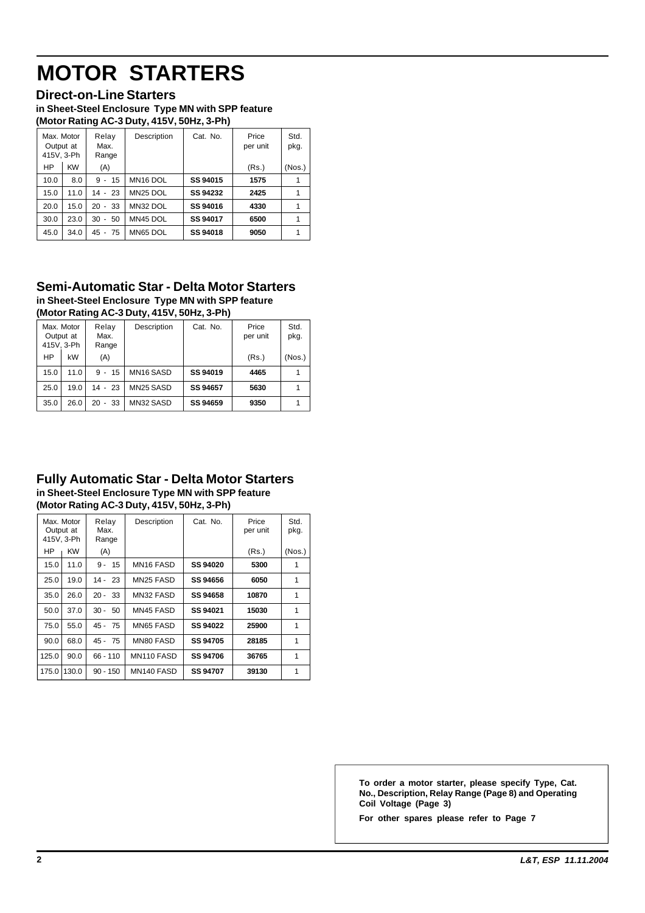# MOTOR STARTERS

## Direct-on-Line Starters

**in Sheet-Steel Enclosure Type MN with SPP feature**
**(Motor Rating AC-3 Duty, 415V, 50Hz, 3-Ph)**

| Max. Motor Output at 415V, 3-Ph | | Relay Max. Range | Description | Cat. No. | Price per unit | Std. pkg. |
|---|---|---|---|---|---|---|
| HP | KW | (A) | | | (Rs.) | (Nos.) |
| 10.0 | 8.0 | 9 - 15 | MN16 DOL | **SS 94015** | **1575** | 1 |
| 15.0 | 11.0 | 14 - 23 | MN25 DOL | **SS 94232** | **2425** | 1 |
| 20.0 | 15.0 | 20 - 33 | MN32 DOL | **SS 94016** | **4330** | 1 |
| 30.0 | 23.0 | 30 - 50 | MN45 DOL | **SS 94017** | **6500** | 1 |
| 45.0 | 34.0 | 45 - 75 | MN65 DOL | **SS 94018** | **9050** | 1 |

## Semi-Automatic Star - Delta Motor Starters

**in Sheet-Steel Enclosure Type MN with SPP feature**
**(Motor Rating AC-3 Duty, 415V, 50Hz, 3-Ph)**

| Max. Motor Output at 415V, 3-Ph | | Relay Max. Range | Description | Cat. No. | Price per unit | Std. pkg. |
|---|---|---|---|---|---|---|
| HP | kW | (A) | | | (Rs.) | (Nos.) |
| 15.0 | 11.0 | 9 - 15 | MN16 SASD | **SS 94019** | **4465** | 1 |
| 25.0 | 19.0 | 14 - 23 | MN25 SASD | **SS 94657** | **5630** | 1 |
| 35.0 | 26.0 | 20 - 33 | MN32 SASD | **SS 94659** | **9350** | 1 |

## Fully Automatic Star - Delta Motor Starters

**in Sheet-Steel Enclosure Type MN with SPP feature**
**(Motor Rating AC-3 Duty, 415V, 50Hz, 3-Ph)**

| Max. Motor Output at 415V, 3-Ph | | Relay Max. Range | Description | Cat. No. | Price per unit | Std. pkg. |
|---|---|---|---|---|---|---|
| HP | KW | (A) | | | (Rs.) | (Nos.) |
| 15.0 | 11.0 | 9 - 15 | MN16 FASD | **SS 94020** | **5300** | 1 |
| 25.0 | 19.0 | 14 - 23 | MN25 FASD | **SS 94656** | **6050** | 1 |
| 35.0 | 26.0 | 20 - 33 | MN32 FASD | **SS 94658** | **10870** | 1 |
| 50.0 | 37.0 | 30 - 50 | MN45 FASD | **SS 94021** | **15030** | 1 |
| 75.0 | 55.0 | 45 - 75 | MN65 FASD | **SS 94022** | **25900** | 1 |
| 90.0 | 68.0 | 45 - 75 | MN80 FASD | **SS 94705** | **28185** | 1 |
| 125.0 | 90.0 | 66 - 110 | MN110 FASD | **SS 94706** | **36765** | 1 |
| 175.0 | 130.0 | 90 - 150 | MN140 FASD | **SS 94707** | **39130** | 1 |

**To order a motor starter, please specify Type, Cat. No., Description, Relay Range (Page 8) and Operating Coil Voltage (Page 3)**

**For other spares please refer to Page 7**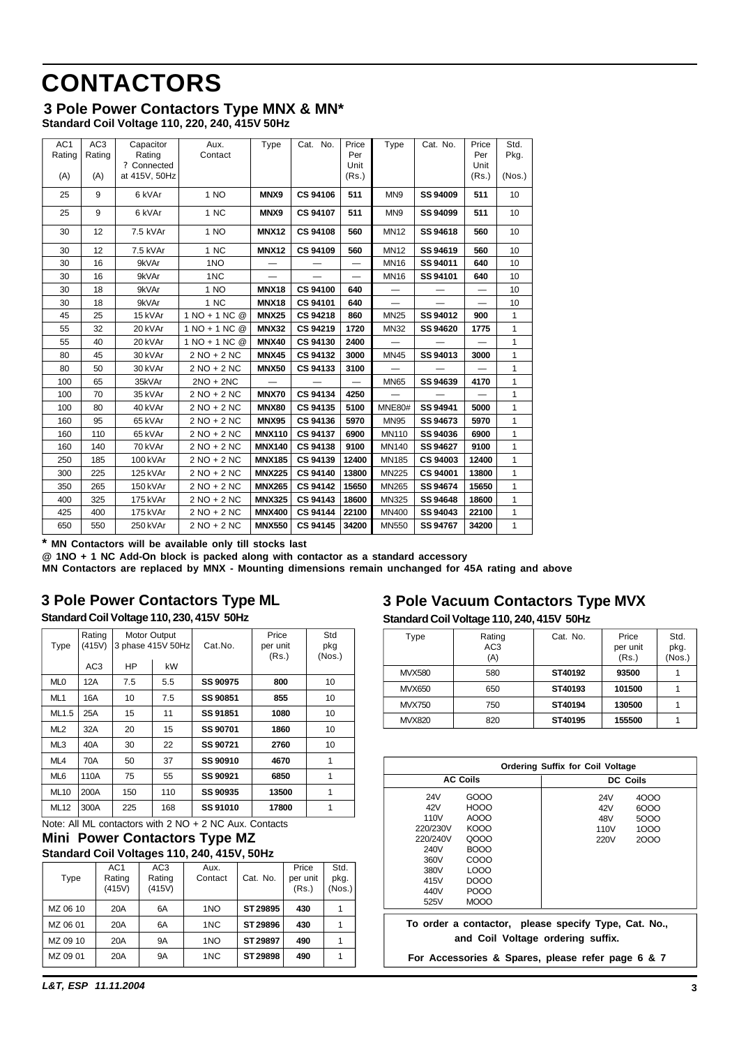# CONTACTORS

## 3 Pole Power Contactors Type MNX & MN*

**Standard Coil Voltage 110, 220, 240, 415V 50Hz**

| AC1 Rating (A) | AC3 Rating (A) | Capacitor Rating ? Connected at 415V, 50Hz | Aux. Contact | Type | Cat. No. | Price Per Unit (Rs.) | Type | Cat. No. | Price Per Unit (Rs.) | Std. Pkg. (Nos.) |
|---|---|---|---|---|---|---|---|---|---|---|
| 25 | 9 | 6 kVAr | 1 NO | **MNX9** | **CS 94106** | **511** | MN9 | **SS 94009** | **511** | 10 |
| 25 | 9 | 6 kVAr | 1 NC | **MNX9** | **CS 94107** | **511** | MN9 | **SS 94099** | **511** | 10 |
| 30 | 12 | 7.5 kVAr | 1 NO | **MNX12** | **CS 94108** | **560** | MN12 | **SS 94618** | **560** | 10 |
| 30 | 12 | 7.5 kVAr | 1 NC | **MNX12** | **CS 94109** | **560** | MN12 | **SS 94619** | **560** | 10 |
| 30 | 16 | 9kVAr | 1NO | — | — | — | MN16 | **SS 94011** | **640** | 10 |
| 30 | 16 | 9kVAr | 1NC | — | — | — | MN16 | **SS 94101** | **640** | 10 |
| 30 | 18 | 9kVAr | 1 NO | **MNX18** | **CS 94100** | **640** | — | — | — | 10 |
| 30 | 18 | 9kVAr | 1 NC | **MNX18** | **CS 94101** | **640** | — | — | — | 10 |
| 45 | 25 | 15 kVAr | 1 NO + 1 NC @ | **MNX25** | **CS 94218** | **860** | MN25 | **SS 94012** | **900** | 1 |
| 55 | 32 | 20 kVAr | 1 NO + 1 NC @ | **MNX32** | **CS 94219** | **1720** | MN32 | **SS 94620** | **1775** | 1 |
| 55 | 40 | 20 kVAr | 1 NO + 1 NC @ | **MNX40** | **CS 94130** | **2400** | — | — | — | 1 |
| 80 | 45 | 30 kVAr | 2 NO + 2 NC | **MNX45** | **CS 94132** | **3000** | MN45 | **SS 94013** | **3000** | 1 |
| 80 | 50 | 30 kVAr | 2 NO + 2 NC | **MNX50** | **CS 94133** | **3100** | — | — | — | 1 |
| 100 | 65 | 35kVAr | 2NO + 2NC | — | — | — | MN65 | **SS 94639** | **4170** | 1 |
| 100 | 70 | 35 kVAr | 2 NO + 2 NC | **MNX70** | **CS 94134** | **4250** | — | — | — | 1 |
| 100 | 80 | 40 kVAr | 2 NO + 2 NC | **MNX80** | **CS 94135** | **5100** | MNE80# | **SS 94941** | **5000** | 1 |
| 160 | 95 | 65 kVAr | 2 NO + 2 NC | **MNX95** | **CS 94136** | **5970** | MN95 | **SS 94673** | **5970** | 1 |
| 160 | 110 | 65 kVAr | 2 NO + 2 NC | **MNX110** | **CS 94137** | **6900** | MN110 | **SS 94036** | **6900** | 1 |
| 160 | 140 | 70 kVAr | 2 NO + 2 NC | **MNX140** | **CS 94138** | **9100** | MN140 | **SS 94627** | **9100** | 1 |
| 250 | 185 | 100 kVAr | 2 NO + 2 NC | **MNX185** | **CS 94139** | **12400** | MN185 | **CS 94003** | **12400** | 1 |
| 300 | 225 | 125 kVAr | 2 NO + 2 NC | **MNX225** | **CS 94140** | **13800** | MN225 | **CS 94001** | **13800** | 1 |
| 350 | 265 | 150 kVAr | 2 NO + 2 NC | **MNX265** | **CS 94142** | **15650** | MN265 | **SS 94674** | **15650** | 1 |
| 400 | 325 | 175 kVAr | 2 NO + 2 NC | **MNX325** | **CS 94143** | **18600** | MN325 | **SS 94648** | **18600** | 1 |
| 425 | 400 | 175 kVAr | 2 NO + 2 NC | **MNX400** | **CS 94144** | **22100** | MN400 | **SS 94043** | **22100** | 1 |
| 650 | 550 | 250 kVAr | 2 NO + 2 NC | **MNX550** | **CS 94145** | **34200** | MN550 | **SS 94767** | **34200** | 1 |

**\* MN Contactors will be available only till stocks last**

**@ 1NO + 1 NC Add-On block is packed along with contactor as a standard accessory**

**MN Contactors are replaced by MNX - Mounting dimensions remain unchanged for 45A rating and above**

## 3 Pole Power Contactors Type ML

**Standard Coil Voltage 110, 230, 415V 50Hz**

| Type | Rating (415V) AC3 | Motor Output 3 phase 415V 50Hz HP | kW | Cat.No. | Price per unit (Rs.) | Std pkg (Nos.) |
|---|---|---|---|---|---|---|
| ML0 | 12A | 7.5 | 5.5 | **SS 90975** | **800** | 10 |
| ML1 | 16A | 10 | 7.5 | **SS 90851** | **855** | 10 |
| ML1.5 | 25A | 15 | 11 | **SS 91851** | **1080** | 10 |
| ML2 | 32A | 20 | 15 | **SS 90701** | **1860** | 10 |
| ML3 | 40A | 30 | 22 | **SS 90721** | **2760** | 10 |
| ML4 | 70A | 50 | 37 | **SS 90910** | **4670** | 1 |
| ML6 | 110A | 75 | 55 | **SS 90921** | **6850** | 1 |
| ML10 | 200A | 150 | 110 | **SS 90935** | **13500** | 1 |
| ML12 | 300A | 225 | 168 | **SS 91010** | **17800** | 1 |

Note: All ML contactors with 2 NO + 2 NC Aux. Contacts

## Mini Power Contactors Type MZ

**Standard Coil Voltages 110, 240, 415V, 50Hz**

| Type | AC1 Rating (415V) | AC3 Rating (415V) | Aux. Contact | Cat. No. | Price per unit (Rs.) | Std. pkg. (Nos.) |
|---|---|---|---|---|---|---|
| MZ 06 10 | 20A | 6A | 1NO | **ST 29895** | **430** | 1 |
| MZ 06 01 | 20A | 6A | 1NC | **ST 29896** | **430** | 1 |
| MZ 09 10 | 20A | 9A | 1NO | **ST 29897** | **490** | 1 |
| MZ 09 01 | 20A | 9A | 1NC | **ST 29898** | **490** | 1 |

## 3 Pole Vacuum Contactors Type MVX

**Standard Coil Voltage 110, 240, 415V 50Hz**

| Type | Rating AC3 (A) | Cat. No. | Price per unit (Rs.) | Std. pkg. (Nos.) |
|---|---|---|---|---|
| MVX580 | 580 | **ST40192** | **93500** | 1 |
| MVX650 | 650 | **ST40193** | **101500** | 1 |
| MVX750 | 750 | **ST40194** | **130500** | 1 |
| MVX820 | 820 | **ST40195** | **155500** | 1 |

**Ordering Suffix for Coil Voltage**

| AC Coils | | DC Coils | |
|---|---|---|---|
| 24V | GOOO | 24V | 4OOO |
| 42V | HOOO | 42V | 6OOO |
| 110V | AOOO | 48V | 5OOO |
| 220/230V | KOOO | 110V | 1OOO |
| 220/240V | QOOO | 220V | 2OOO |
| 240V | BOOO | | |
| 360V | COOO | | |
| 380V | LOOO | | |
| 415V | DOOO | | |
| 440V | POOO | | |
| 525V | MOOO | | |

**To order a contactor, please specify Type, Cat. No., and Coil Voltage ordering suffix.**

**For Accessories & Spares, please refer page 6 & 7**

***L&T, ESP 11.11.2004***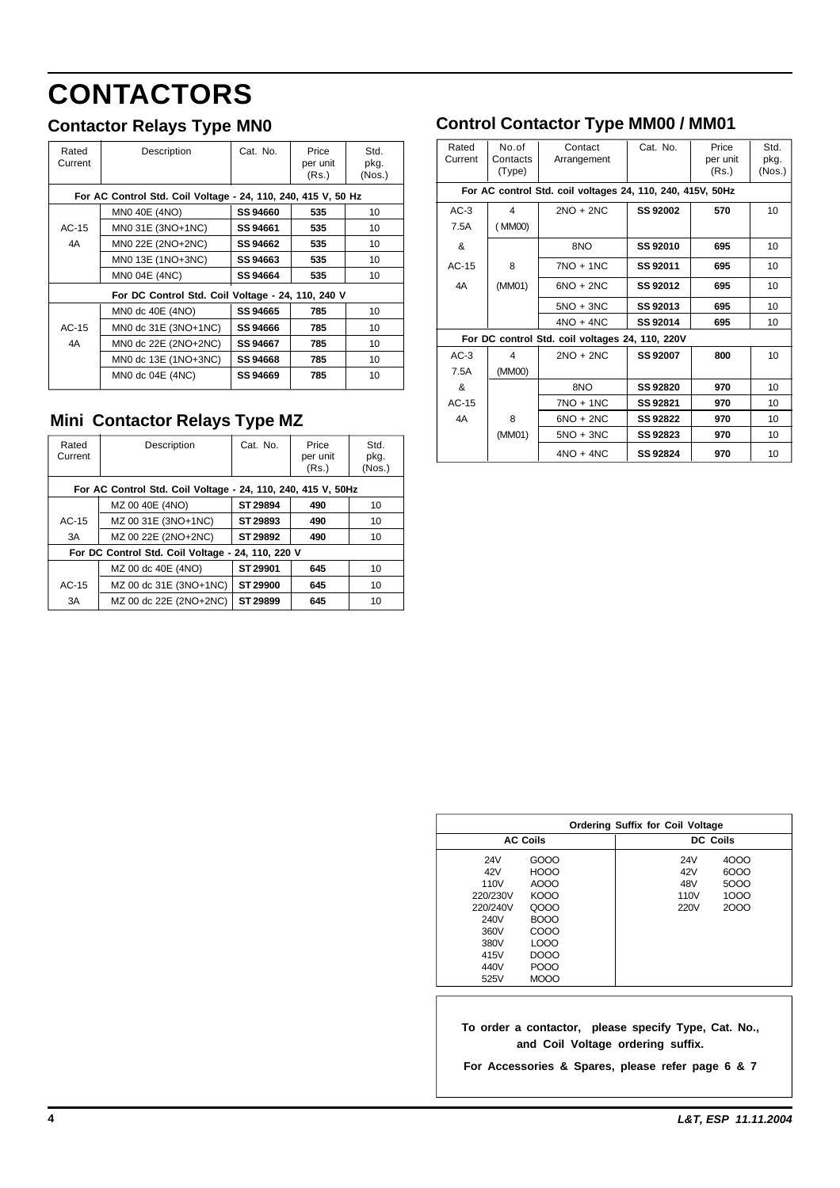# CONTACTORS

## Contactor Relays Type MN0

| Rated Current | Description | Cat. No. | Price per unit (Rs.) | Std. pkg. (Nos.) |
|---|---|---|---|---|
| **For AC Control Std. Coil Voltage - 24, 110, 240, 415 V, 50 Hz** | | | | |
| | MN0 40E (4NO) | **SS 94660** | **535** | 10 |
| AC-15 | MN0 31E (3NO+1NC) | **SS 94661** | **535** | 10 |
| 4A | MN0 22E (2NO+2NC) | **SS 94662** | **535** | 10 |
| | MN0 13E (1NO+3NC) | **SS 94663** | **535** | 10 |
| | MN0 04E (4NC) | **SS 94664** | **535** | 10 |
| **For DC Control Std. Coil Voltage - 24, 110, 240 V** | | | | |
| | MN0 dc 40E (4NO) | **SS 94665** | **785** | 10 |
| AC-15 | MN0 dc 31E (3NO+1NC) | **SS 94666** | **785** | 10 |
| 4A | MN0 dc 22E (2NO+2NC) | **SS 94667** | **785** | 10 |
| | MN0 dc 13E (1NO+3NC) | **SS 94668** | **785** | 10 |
| | MN0 dc 04E (4NC) | **SS 94669** | **785** | 10 |

## Mini Contactor Relays Type MZ

| Rated Current | Description | Cat. No. | Price per unit (Rs.) | Std. pkg. (Nos.) |
|---|---|---|---|---|
| **For AC Control Std. Coil Voltage - 24, 110, 240, 415 V, 50Hz** | | | | |
| | MZ 00 40E (4NO) | **ST 29894** | **490** | 10 |
| AC-15 | MZ 00 31E (3NO+1NC) | **ST 29893** | **490** | 10 |
| 3A | MZ 00 22E (2NO+2NC) | **ST 29892** | **490** | 10 |
| **For DC Control Std. Coil Voltage - 24, 110, 220 V** | | | | |
| | MZ 00 dc 40E (4NO) | **ST 29901** | **645** | 10 |
| AC-15 | MZ 00 dc 31E (3NO+1NC) | **ST 29900** | **645** | 10 |
| 3A | MZ 00 dc 22E (2NO+2NC) | **ST 29899** | **645** | 10 |

## Control Contactor Type MM00 / MM01

| Rated Current | No.of Contacts (Type) | Contact Arrangement | Cat. No. | Price per unit (Rs.) | Std. pkg. (Nos.) |
|---|---|---|---|---|---|
| **For AC control Std. coil voltages 24, 110, 240, 415V, 50Hz** | | | | | |
| AC-3 7.5A | 4 (MM00) | 2NO + 2NC | **SS 92002** | **570** | 10 |
| & | | 8NO | **SS 92010** | **695** | 10 |
| AC-15 | 8 | 7NO + 1NC | **SS 92011** | **695** | 10 |
| 4A | (MM01) | 6NO + 2NC | **SS 92012** | **695** | 10 |
| | | 5NO + 3NC | **SS 92013** | **695** | 10 |
| | | 4NO + 4NC | **SS 92014** | **695** | 10 |
| **For DC control Std. coil voltages 24, 110, 220V** | | | | | |
| AC-3 7.5A | 4 (MM00) | 2NO + 2NC | **SS 92007** | **800** | 10 |
| & | | 8NO | **SS 92820** | **970** | 10 |
| AC-15 | | 7NO + 1NC | **SS 92821** | **970** | 10 |
| 4A | 8 | 6NO + 2NC | **SS 92822** | **970** | 10 |
| | (MM01) | 5NO + 3NC | **SS 92823** | **970** | 10 |
| | | 4NO + 4NC | **SS 92824** | **970** | 10 |

| **Ordering Suffix for Coil Voltage** | | | |
|---|---|---|---|
| **AC Coils** | | **DC Coils** | |
| 24V | GOOO | 24V | 4OOO |
| 42V | HOOO | 42V | 6OOO |
| 110V | AOOO | 48V | 5OOO |
| 220/230V | KOOO | 110V | 1OOO |
| 220/240V | QOOO | 220V | 2OOO |
| 240V | BOOO | | |
| 360V | COOO | | |
| 380V | LOOO | | |
| 415V | DOOO | | |
| 440V | POOO | | |
| 525V | MOOO | | |

**To order a contactor, please specify Type, Cat. No., and Coil Voltage ordering suffix.**

**For Accessories & Spares, please refer page 6 & 7**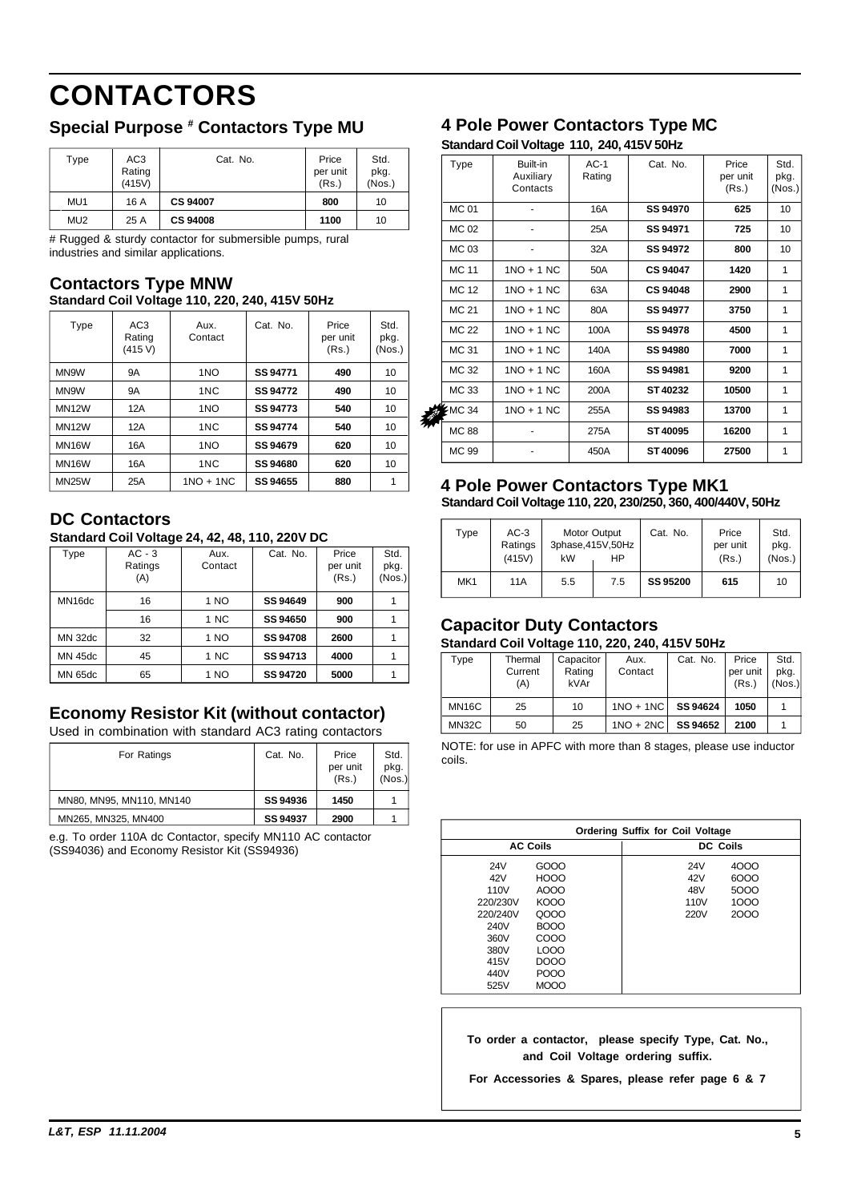# CONTACTORS

## Special Purpose # Contactors Type MU

| Type | AC3 Rating (415V) | Cat. No. | Price per unit (Rs.) | Std. pkg. (Nos.) |
|---|---|---|---|---|
| MU1 | 16 A | **CS 94007** | **800** | 10 |
| MU2 | 25 A | **CS 94008** | **1100** | 10 |

# Rugged & sturdy contactor for submersible pumps, rural industries and similar applications.

## Contactors Type MNW

**Standard Coil Voltage 110, 220, 240, 415V 50Hz**

| Type | AC3 Rating (415 V) | Aux. Contact | Cat. No. | Price per unit (Rs.) | Std. pkg. (Nos.) |
|---|---|---|---|---|---|
| MN9W | 9A | 1NO | **SS 94771** | **490** | 10 |
| MN9W | 9A | 1NC | **SS 94772** | **490** | 10 |
| MN12W | 12A | 1NO | **SS 94773** | **540** | 10 |
| MN12W | 12A | 1NC | **SS 94774** | **540** | 10 |
| MN16W | 16A | 1NO | **SS 94679** | **620** | 10 |
| MN16W | 16A | 1NC | **SS 94680** | **620** | 10 |
| MN25W | 25A | 1NO + 1NC | **SS 94655** | **880** | 1 |

## DC Contactors

**Standard Coil Voltage 24, 42, 48, 110, 220V DC**

| Type | AC - 3 Ratings (A) | Aux. Contact | Cat. No. | Price per unit (Rs.) | Std. pkg. (Nos.) |
|---|---|---|---|---|---|
| MN16dc | 16 | 1 NO | **SS 94649** | **900** | 1 |
| | 16 | 1 NC | **SS 94650** | **900** | 1 |
| MN 32dc | 32 | 1 NO | **SS 94708** | **2600** | 1 |
| MN 45dc | 45 | 1 NC | **SS 94713** | **4000** | 1 |
| MN 65dc | 65 | 1 NO | **SS 94720** | **5000** | 1 |

## Economy Resistor Kit (without contactor)

Used in combination with standard AC3 rating contactors

| For Ratings | Cat. No. | Price per unit (Rs.) | Std. pkg. (Nos.) |
|---|---|---|---|
| MN80, MN95, MN110, MN140 | **SS 94936** | **1450** | 1 |
| MN265, MN325, MN400 | **SS 94937** | **2900** | 1 |

e.g. To order 110A dc Contactor, specify MN110 AC contactor (SS94036) and Economy Resistor Kit (SS94936)

## 4 Pole Power Contactors Type MC

**Standard Coil Voltage 110, 240, 415V 50Hz**

| Type | Built-in Auxiliary Contacts | AC-1 Rating | Cat. No. | Price per unit (Rs.) | Std. pkg. (Nos.) |
|---|---|---|---|---|---|
| MC 01 | - | 16A | **SS 94970** | **625** | 10 |
| MC 02 | - | 25A | **SS 94971** | **725** | 10 |
| MC 03 | - | 32A | **SS 94972** | **800** | 10 |
| MC 11 | 1NO + 1 NC | 50A | **CS 94047** | **1420** | 1 |
| MC 12 | 1NO + 1 NC | 63A | **CS 94048** | **2900** | 1 |
| MC 21 | 1NO + 1 NC | 80A | **SS 94977** | **3750** | 1 |
| MC 22 | 1NO + 1 NC | 100A | **SS 94978** | **4500** | 1 |
| MC 31 | 1NO + 1 NC | 140A | **SS 94980** | **7000** | 1 |
| MC 32 | 1NO + 1 NC | 160A | **SS 94981** | **9200** | 1 |
| MC 33 | 1NO + 1 NC | 200A | **ST 40232** | **10500** | 1 |
| MC 34 | 1NO + 1 NC | 255A | **SS 94983** | **13700** | 1 |
| MC 88 | - | 275A | **ST 40095** | **16200** | 1 |
| MC 99 | - | 450A | **ST 40096** | **27500** | 1 |

## 4 Pole Power Contactors Type MK1

**Standard Coil Voltage 110, 220, 230/250, 360, 400/440V, 50Hz**

| Type | AC-3 Ratings (415V) | Motor Output 3phase,415V,50Hz kW | HP | Cat. No. | Price per unit (Rs.) | Std. pkg. (Nos.) |
|---|---|---|---|---|---|---|
| MK1 | 11A | 5.5 | 7.5 | **SS 95200** | **615** | 10 |

## Capacitor Duty Contactors

**Standard Coil Voltage 110, 220, 240, 415V 50Hz**

| Type | Thermal Current (A) | Capacitor Rating kVAr | Aux. Contact | Cat. No. | Price per unit (Rs.) | Std. pkg. (Nos.) |
|---|---|---|---|---|---|---|
| MN16C | 25 | 10 | 1NO + 1NC | **SS 94624** | **1050** | 1 |
| MN32C | 50 | 25 | 1NO + 2NC | **SS 94652** | **2100** | 1 |

NOTE: for use in APFC with more than 8 stages, please use inductor coils.

| Ordering Suffix for Coil Voltage | | | |
|---|---|---|---|
| **AC Coils** | | **DC Coils** | |
| 24V | GOOO | 24V | 4OOO |
| 42V | HOOO | 42V | 6OOO |
| 110V | AOOO | 48V | 5OOO |
| 220/230V | KOOO | 110V | 1OOO |
| 220/240V | QOOO | 220V | 2OOO |
| 240V | BOOO | | |
| 360V | COOO | | |
| 380V | LOOO | | |
| 415V | DOOO | | |
| 440V | POOO | | |
| 525V | MOOO | | |

**To order a contactor, please specify Type, Cat. No., and Coil Voltage ordering suffix.**

**For Accessories & Spares, please refer page 6 & 7**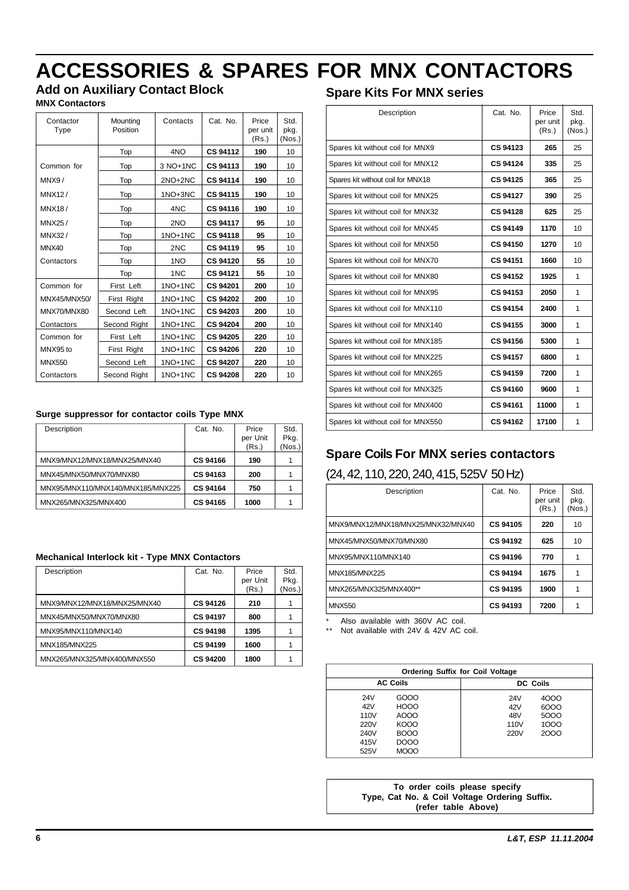# ACCESSORIES & SPARES FOR MNX CONTACTORS

## Add on Auxiliary Contact Block

**MNX Contactors**

| Contactor Type | Mounting Position | Contacts | Cat. No. | Price per unit (Rs.) | Std. pkg. (Nos.) |
|---|---|---|---|---|---|
| Common for MNX9 / MNX12 / MNX18 / MNX25 / MNX32 / MNX40 Contactors | Top | 4NO | **CS 94112** | **190** | 10 |
| | Top | 3 NO+1NC | **CS 94113** | **190** | 10 |
| | Top | 2NO+2NC | **CS 94114** | **190** | 10 |
| | Top | 1NO+3NC | **CS 94115** | **190** | 10 |
| | Top | 4NC | **CS 94116** | **190** | 10 |
| | Top | 2NO | **CS 94117** | **95** | 10 |
| | Top | 1NO+1NC | **CS 94118** | **95** | 10 |
| | Top | 2NC | **CS 94119** | **95** | 10 |
| | Top | 1NO | **CS 94120** | **55** | 10 |
| | Top | 1NC | **CS 94121** | **55** | 10 |
| Common for MNX45/MNX50/ MNX70/MNX80 Contactors | First Left | 1NO+1NC | **CS 94201** | **200** | 10 |
| | First Right | 1NO+1NC | **CS 94202** | **200** | 10 |
| | Second Left | 1NO+1NC | **CS 94203** | **200** | 10 |
| | Second Right | 1NO+1NC | **CS 94204** | **200** | 10 |
| Common for MNX95 to MNX550 Contactors | First Left | 1NO+1NC | **CS 94205** | **220** | 10 |
| | First Right | 1NO+1NC | **CS 94206** | **220** | 10 |
| | Second Left | 1NO+1NC | **CS 94207** | **220** | 10 |
| | Second Right | 1NO+1NC | **CS 94208** | **220** | 10 |

### Surge suppressor for contactor coils Type MNX

| Description | Cat. No. | Price per Unit (Rs.) | Std. Pkg. (Nos.) |
|---|---|---|---|
| MNX9/MNX12/MNX18/MNX25/MNX40 | **CS 94166** | **190** | 1 |
| MNX45/MNX50/MNX70/MNX80 | **CS 94163** | **200** | 1 |
| MNX95/MNX110/MNX140/MNX185/MNX225 | **CS 94164** | **750** | 1 |
| MNX265/MNX325/MNX400 | **CS 94165** | **1000** | 1 |

### Mechanical Interlock kit - Type MNX Contactors

| Description | Cat. No. | Price per Unit (Rs.) | Std. Pkg. (Nos.) |
|---|---|---|---|
| MNX9/MNX12/MNX18/MNX25/MNX40 | **CS 94126** | **210** | 1 |
| MNX45/MNX50/MNX70/MNX80 | **CS 94197** | **800** | 1 |
| MNX95/MNX110/MNX140 | **CS 94198** | **1395** | 1 |
| MNX185/MNX225 | **CS 94199** | **1600** | 1 |
| MNX265/MNX325/MNX400/MNX550 | **CS 94200** | **1800** | 1 |

## Spare Kits For MNX series

| Description | Cat. No. | Price per unit (Rs.) | Std. pkg. (Nos.) |
|---|---|---|---|
| Spares kit without coil for MNX9 | **CS 94123** | **265** | 25 |
| Spares kit without coil for MNX12 | **CS 94124** | **335** | 25 |
| Spares kit without coil for MNX18 | **CS 94125** | **365** | 25 |
| Spares kit without coil for MNX25 | **CS 94127** | **390** | 25 |
| Spares kit without coil for MNX32 | **CS 94128** | **625** | 25 |
| Spares kit without coil for MNX45 | **CS 94149** | **1170** | 10 |
| Spares kit without coil for MNX50 | **CS 94150** | **1270** | 10 |
| Spares kit without coil for MNX70 | **CS 94151** | **1660** | 10 |
| Spares kit without coil for MNX80 | **CS 94152** | **1925** | 1 |
| Spares kit without coil for MNX95 | **CS 94153** | **2050** | 1 |
| Spares kit without coil for MNX110 | **CS 94154** | **2400** | 1 |
| Spares kit without coil for MNX140 | **CS 94155** | **3000** | 1 |
| Spares kit without coil for MNX185 | **CS 94156** | **5300** | 1 |
| Spares kit without coil for MNX225 | **CS 94157** | **6800** | 1 |
| Spares kit without coil for MNX265 | **CS 94159** | **7200** | 1 |
| Spares kit without coil for MNX325 | **CS 94160** | **9600** | 1 |
| Spares kit without coil for MNX400 | **CS 94161** | **11000** | 1 |
| Spares kit without coil for MNX550 | **CS 94162** | **17100** | 1 |

## Spare Coils For MNX series contactors

(24, 42, 110, 220, 240, 415, 525V 50 Hz)

| Description | Cat. No. | Price per unit (Rs.) | Std. pkg. (Nos.) |
|---|---|---|---|
| MNX9/MNX12/MNX18/MNX25/MNX32/MNX40 | **CS 94105** | **220** | 10 |
| MNX45/MNX50/MNX70/MNX80 | **CS 94192** | **625** | 10 |
| MNX95/MNX110/MNX140 | **CS 94196** | **770** | 1 |
| MNX185/MNX225 | **CS 94194** | **1675** | 1 |
| MNX265/MNX325/MNX400** | **CS 94195** | **1900** | 1 |
| MNX550 | **CS 94193** | **7200** | 1 |

\* Also available with 360V AC coil.

** Not available with 24V & 42V AC coil.

| Ordering Suffix for Coil Voltage | | | |
|---|---|---|---|
| **AC Coils** | | **DC Coils** | |
| 24V | GOOO | 24V | 4OOO |
| 42V | HOOO | 42V | 6OOO |
| 110V | AOOO | 48V | 5OOO |
| 220V | KOOO | 110V | 1OOO |
| 240V | BOOO | 220V | 2OOO |
| 415V | DOOO | | |
| 525V | MOOO | | |

**To order coils please specify Type, Cat No. & Coil Voltage Ordering Suffix. (refer table Above)**

*L&T, ESP 11.11.2004*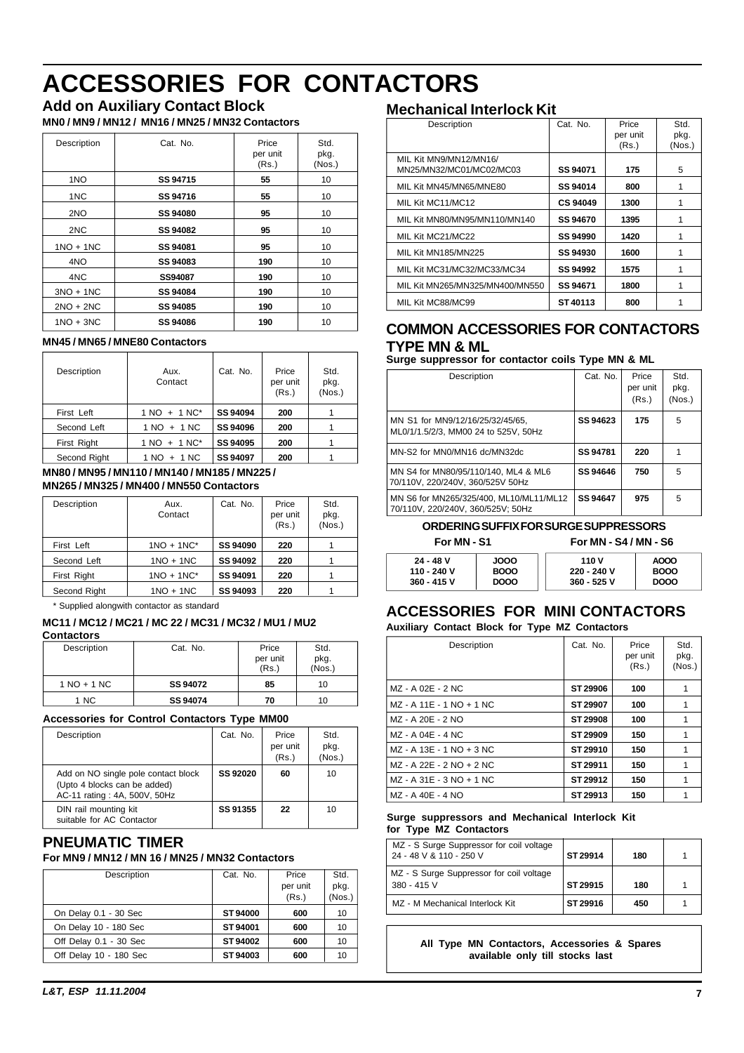# ACCESSORIES FOR CONTACTORS

## Add on Auxiliary Contact Block

**MN0 / MN9 / MN12 / MN16 / MN25 / MN32 Contactors**

| Description | Cat. No. | Price per unit (Rs.) | Std. pkg. (Nos.) |
|---|---|---|---|
| 1NO | **SS 94715** | **55** | 10 |
| 1NC | **SS 94716** | **55** | 10 |
| 2NO | **SS 94080** | **95** | 10 |
| 2NC | **SS 94082** | **95** | 10 |
| 1NO + 1NC | **SS 94081** | **95** | 10 |
| 4NO | **SS 94083** | **190** | 10 |
| 4NC | **SS94087** | **190** | 10 |
| 3NO + 1NC | **SS 94084** | **190** | 10 |
| 2NO + 2NC | **SS 94085** | **190** | 10 |
| 1NO + 3NC | **SS 94086** | **190** | 10 |

**MN45 / MN65 / MNE80 Contactors**

| Description | Aux. Contact | Cat. No. | Price per unit (Rs.) | Std. pkg. (Nos.) |
|---|---|---|---|---|
| First Left | 1 NO + 1 NC* | **SS 94094** | **200** | 1 |
| Second Left | 1 NO + 1 NC | **SS 94096** | **200** | 1 |
| First Right | 1 NO + 1 NC* | **SS 94095** | **200** | 1 |
| Second Right | 1 NO + 1 NC | **SS 94097** | **200** | 1 |

**MN80 / MN95 / MN110 / MN140 / MN185 / MN225 / MN265 / MN325 / MN400 / MN550 Contactors**

| Description | Aux. Contact | Cat. No. | Price per unit (Rs.) | Std. pkg. (Nos.) |
|---|---|---|---|---|
| First Left | 1NO + 1NC* | **SS 94090** | **220** | 1 |
| Second Left | 1NO + 1NC | **SS 94092** | **220** | 1 |
| First Right | 1NO + 1NC* | **SS 94091** | **220** | 1 |
| Second Right | 1NO + 1NC | **SS 94093** | **220** | 1 |

\* Supplied alongwith contactor as standard

**MC11 / MC12 / MC21 / MC 22 / MC31 / MC32 / MU1 / MU2 Contactors**

| Description | Cat. No. | Price per unit (Rs.) | Std. pkg. (Nos.) |
|---|---|---|---|
| 1 NO + 1 NC | **SS 94072** | **85** | 10 |
| 1 NC | **SS 94074** | **70** | 10 |

**Accessories for Control Contactors Type MM00**

| Description | Cat. No. | Price per unit (Rs.) | Std. pkg. (Nos.) |
|---|---|---|---|
| Add on NO single pole contact block (Upto 4 blocks can be added) AC-11 rating : 4A, 500V, 50Hz | **SS 92020** | **60** | 10 |
| DIN rail mounting kit suitable for AC Contactor | **SS 91355** | **22** | 10 |

## PNEUMATIC TIMER

**For MN9 / MN12 / MN 16 / MN25 / MN32 Contactors**

| Description | Cat. No. | Price per unit (Rs.) | Std. pkg. (Nos.) |
|---|---|---|---|
| On Delay 0.1 - 30 Sec | **ST 94000** | **600** | 10 |
| On Delay 10 - 180 Sec | **ST 94001** | **600** | 10 |
| Off Delay 0.1 - 30 Sec | **ST 94002** | **600** | 10 |
| Off Delay 10 - 180 Sec | **ST 94003** | **600** | 10 |

## Mechanical Interlock Kit

| Description | Cat. No. | Price per unit (Rs.) | Std. pkg. (Nos.) |
|---|---|---|---|
| MIL Kit MN9/MN12/MN16/ MN25/MN32/MC01/MC02/MC03 | **SS 94071** | **175** | 5 |
| MIL Kit MN45/MN65/MNE80 | **SS 94014** | **800** | 1 |
| MIL Kit MC11/MC12 | **CS 94049** | **1300** | 1 |
| MIL Kit MN80/MN95/MN110/MN140 | **SS 94670** | **1395** | 1 |
| MIL Kit MC21/MC22 | **SS 94990** | **1420** | 1 |
| MIL Kit MN185/MN225 | **SS 94930** | **1600** | 1 |
| MIL Kit MC31/MC32/MC33/MC34 | **SS 94992** | **1575** | 1 |
| MIL Kit MN265/MN325/MN400/MN550 | **SS 94671** | **1800** | 1 |
| MIL Kit MC88/MC99 | **ST 40113** | **800** | 1 |

## COMMON ACCESSORIES FOR CONTACTORS TYPE MN & ML

**Surge suppressor for contactor coils Type MN & ML**

| Description | Cat. No. | Price per unit (Rs.) | Std. pkg. (Nos.) |
|---|---|---|---|
| MN S1 for MN9/12/16/25/32/45/65, ML0/1/1.5/2/3, MM00 24 to 525V, 50Hz | **SS 94623** | **175** | 5 |
| MN-S2 for MN0/MN16 dc/MN32dc | **SS 94781** | **220** | 1 |
| MN S4 for MN80/95/110/140, ML4 & ML6 70/110V, 220/240V, 360/525V 50Hz | **SS 94646** | **750** | 5 |
| MN S6 for MN265/325/400, ML10/ML11/ML12 70/110V, 220/240V, 360/525V; 50Hz | **SS 94647** | **975** | 5 |

**ORDERING SUFFIX FOR SURGE SUPPRESSORS**

| For MN - S1 | | For MN - S4 / MN - S6 | |
|---|---|---|---|
| **24 - 48 V** | **JOOO** | **110 V** | **AOOO** |
| **110 - 240 V** | **BOOO** | **220 - 240 V** | **BOOO** |
| **360 - 415 V** | **DOOO** | **360 - 525 V** | **DOOO** |

## ACCESSORIES FOR MINI CONTACTORS

**Auxiliary Contact Block for Type MZ Contactors**

| Description | Cat. No. | Price per unit (Rs.) | Std. pkg. (Nos.) |
|---|---|---|---|
| MZ - A 02E - 2 NC | **ST 29906** | **100** | 1 |
| MZ - A 11E - 1 NO + 1 NC | **ST 29907** | **100** | 1 |
| MZ - A 20E - 2 NO | **ST 29908** | **100** | 1 |
| MZ - A 04E - 4 NC | **ST 29909** | **150** | 1 |
| MZ - A 13E - 1 NO + 3 NC | **ST 29910** | **150** | 1 |
| MZ - A 22E - 2 NO + 2 NC | **ST 29911** | **150** | 1 |
| MZ - A 31E - 3 NO + 1 NC | **ST 29912** | **150** | 1 |
| MZ - A 40E - 4 NO | **ST 29913** | **150** | 1 |

**Surge suppressors and Mechanical Interlock Kit for Type MZ Contactors**

| Description | Cat. No. | Price per unit (Rs.) | Std. pkg. (Nos.) |
|---|---|---|---|
| MZ - S Surge Suppressor for coil voltage 24 - 48 V & 110 - 250 V | **ST 29914** | **180** | 1 |
| MZ - S Surge Suppressor for coil voltage 380 - 415 V | **ST 29915** | **180** | 1 |
| MZ - M Mechanical Interlock Kit | **ST 29916** | **450** | 1 |

**All Type MN Contactors, Accessories & Spares available only till stocks last**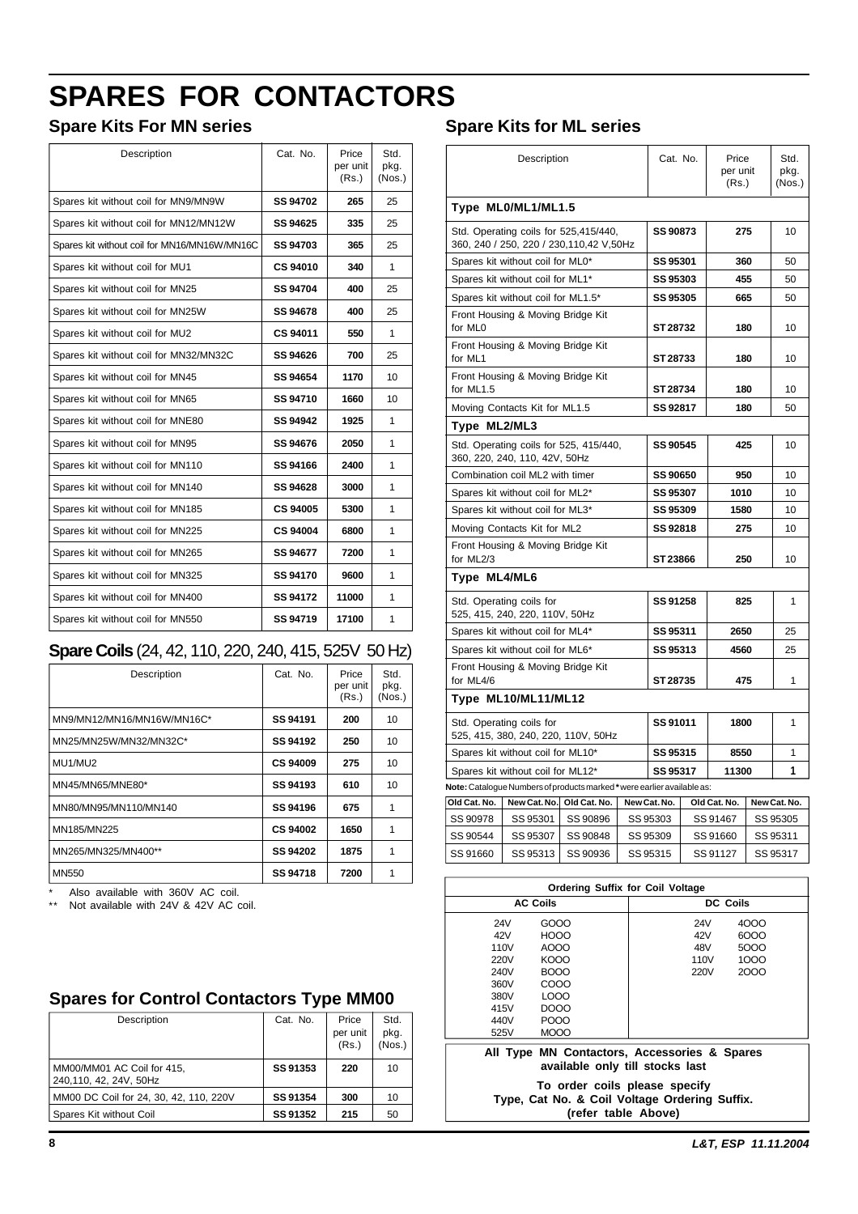# SPARES FOR CONTACTORS

## Spare Kits For MN series

| Description | Cat. No. | Price per unit (Rs.) | Std. pkg. (Nos.) |
|---|---|---|---|
| Spares kit without coil for MN9/MN9W | **SS 94702** | **265** | 25 |
| Spares kit without coil for MN12/MN12W | **SS 94625** | **335** | 25 |
| Spares kit without coil for MN16/MN16W/MN16C | **SS 94703** | **365** | 25 |
| Spares kit without coil for MU1 | **CS 94010** | **340** | 1 |
| Spares kit without coil for MN25 | **SS 94704** | **400** | 25 |
| Spares kit without coil for MN25W | **SS 94678** | **400** | 25 |
| Spares kit without coil for MU2 | **CS 94011** | **550** | 1 |
| Spares kit without coil for MN32/MN32C | **SS 94626** | **700** | 25 |
| Spares kit without coil for MN45 | **SS 94654** | **1170** | 10 |
| Spares kit without coil for MN65 | **SS 94710** | **1660** | 10 |
| Spares kit without coil for MNE80 | **SS 94942** | **1925** | 1 |
| Spares kit without coil for MN95 | **SS 94676** | **2050** | 1 |
| Spares kit without coil for MN110 | **SS 94166** | **2400** | 1 |
| Spares kit without coil for MN140 | **SS 94628** | **3000** | 1 |
| Spares kit without coil for MN185 | **CS 94005** | **5300** | 1 |
| Spares kit without coil for MN225 | **CS 94004** | **6800** | 1 |
| Spares kit without coil for MN265 | **SS 94677** | **7200** | 1 |
| Spares kit without coil for MN325 | **SS 94170** | **9600** | 1 |
| Spares kit without coil for MN400 | **SS 94172** | **11000** | 1 |
| Spares kit without coil for MN550 | **SS 94719** | **17100** | 1 |

## Spare Coils (24, 42, 110, 220, 240, 415, 525V 50 Hz)

| Description | Cat. No. | Price per unit (Rs.) | Std. pkg. (Nos.) |
|---|---|---|---|
| MN9/MN12/MN16/MN16W/MN16C* | **SS 94191** | **200** | 10 |
| MN25/MN25W/MN32/MN32C* | **SS 94192** | **250** | 10 |
| MU1/MU2 | **CS 94009** | **275** | 10 |
| MN45/MN65/MNE80* | **SS 94193** | **610** | 10 |
| MN80/MN95/MN110/MN140 | **SS 94196** | **675** | 1 |
| MN185/MN225 | **CS 94002** | **1650** | 1 |
| MN265/MN325/MN400** | **SS 94202** | **1875** | 1 |
| MN550 | **SS 94718** | **7200** | 1 |

\* Also available with 360V AC coil.
** Not available with 24V & 42V AC coil.

## Spares for Control Contactors Type MM00

| Description | Cat. No. | Price per unit (Rs.) | Std. pkg. (Nos.) |
|---|---|---|---|
| MM00/MM01 AC Coil for 415, 240,110, 42, 24V, 50Hz | **SS 91353** | **220** | 10 |
| MM00 DC Coil for 24, 30, 42, 110, 220V | **SS 91354** | **300** | 10 |
| Spares Kit without Coil | **SS 91352** | **215** | 50 |

## Spare Kits for ML series

| Description | Cat. No. | Price per unit (Rs.) | Std. pkg. (Nos.) |
|---|---|---|---|
| **Type ML0/ML1/ML1.5** | | | |
| Std. Operating coils for 525,415/440, 360, 240 / 250, 220 / 230,110,42 V,50Hz | **SS 90873** | **275** | 10 |
| Spares kit without coil for ML0* | **SS 95301** | **360** | 50 |
| Spares kit without coil for ML1* | **SS 95303** | **455** | 50 |
| Spares kit without coil for ML1.5* | **SS 95305** | **665** | 50 |
| Front Housing & Moving Bridge Kit for ML0 | **ST 28732** | **180** | 10 |
| Front Housing & Moving Bridge Kit for ML1 | **ST 28733** | **180** | 10 |
| Front Housing & Moving Bridge Kit for ML1.5 | **ST 28734** | **180** | 10 |
| Moving Contacts Kit for ML1.5 | **SS 92817** | **180** | 50 |
| **Type ML2/ML3** | | | |
| Std. Operating coils for 525, 415/440, 360, 220, 240, 110, 42V, 50Hz | **SS 90545** | **425** | 10 |
| Combination coil ML2 with timer | **SS 90650** | **950** | 10 |
| Spares kit without coil for ML2* | **SS 95307** | **1010** | 10 |
| Spares kit without coil for ML3* | **SS 95309** | **1580** | 10 |
| Moving Contacts Kit for ML2 | **SS 92818** | **275** | 10 |
| Front Housing & Moving Bridge Kit for ML2/3 | **ST 23866** | **250** | 10 |
| **Type ML4/ML6** | | | |
| Std. Operating coils for 525, 415, 240, 220, 110V, 50Hz | **SS 91258** | **825** | 1 |
| Spares kit without coil for ML4* | **SS 95311** | **2650** | 25 |
| Spares kit without coil for ML6* | **SS 95313** | **4560** | 25 |
| Front Housing & Moving Bridge Kit for ML4/6 | **ST 28735** | **475** | 1 |
| **Type ML10/ML11/ML12** | | | |
| Std. Operating coils for 525, 415, 380, 240, 220, 110V, 50Hz | **SS 91011** | **1800** | 1 |
| Spares kit without coil for ML10* | **SS 95315** | **8550** | 1 |
| Spares kit without coil for ML12* | **SS 95317** | **11300** | **1** |

**Note:** Catalogue Numbers of products marked * were earlier available as:

| Old Cat. No. | New Cat. No. | Old Cat. No. | New Cat. No. | Old Cat. No. | New Cat. No. |
|---|---|---|---|---|---|
| SS 90978 | SS 95301 | SS 90896 | SS 95303 | SS 91467 | SS 95305 |
| SS 90544 | SS 95307 | SS 90848 | SS 95309 | SS 91660 | SS 95311 |
| SS 91660 | SS 95313 | SS 90936 | SS 95315 | SS 91127 | SS 95317 |

| Ordering Suffix for Coil Voltage | | | |
|---|---|---|---|
| **AC Coils** | | **DC Coils** | |
| 24V | GOOO | 24V | 4OOO |
| 42V | HOOO | 42V | 6OOO |
| 110V | AOOO | 48V | 5OOO |
| 220V | KOOO | 110V | 1OOO |
| 240V | BOOO | 220V | 2OOO |
| 360V | COOO | | |
| 380V | LOOO | | |
| 415V | DOOO | | |
| 440V | POOO | | |
| 525V | MOOO | | |

**All Type MN Contactors, Accessories & Spares available only till stocks last**

**To order coils please specify Type, Cat No. & Coil Voltage Ordering Suffix. (refer table Above)**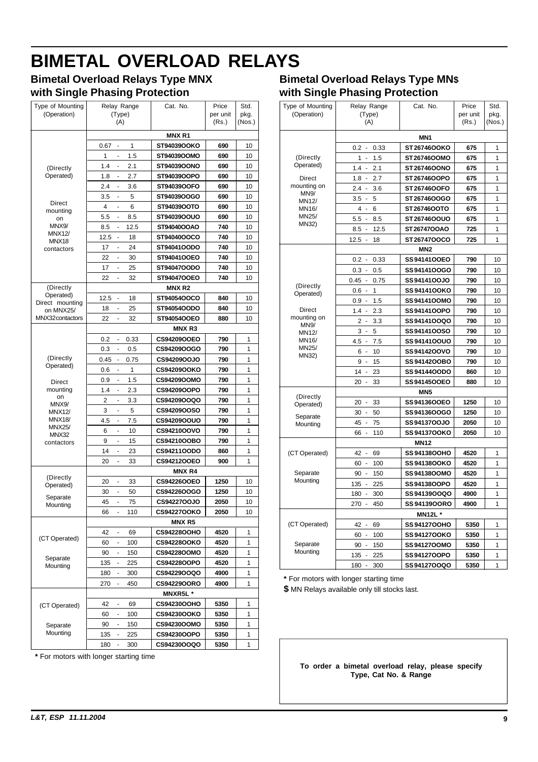# BIMETAL OVERLOAD RELAYS

## Bimetal Overload Relays Type MNX with Single Phasing Protection

| Type of Mounting (Operation) | Relay Range (Type) (A) | Cat. No. | Price per unit (Rs.) | Std. pkg. (Nos.) |
|---|---|---|---|---|
| | **MNX R1** | | | |
| (Directly Operated) Direct mounting on MNX9/ MNX12/ MNX18 contactors | 0.67 - 1 | ST94039OOKO | 690 | 10 |
| | 1 - 1.5 | ST94039OOMO | 690 | 10 |
| | 1.4 - 2.1 | ST94039OONO | 690 | 10 |
| | 1.8 - 2.7 | ST94039OOPO | 690 | 10 |
| | 2.4 - 3.6 | ST94039OOFO | 690 | 10 |
| | 3.5 - 5 | ST94039OOGO | 690 | 10 |
| | 4 - 6 | ST94039OOTO | 690 | 10 |
| | 5.5 - 8.5 | ST94039OOUO | 690 | 10 |
| | 8.5 - 12.5 | ST94040OOAO | 740 | 10 |
| | 12.5 - 18 | ST94040OOCO | 740 | 10 |
| | 17 - 24 | ST94041OODO | 740 | 10 |
| | 22 - 30 | ST94041OOEO | 740 | 10 |
| | 17 - 25 | ST94047OODO | 740 | 10 |
| | 22 - 32 | ST94047OOEO | 740 | 10 |
| | **MNX R2** | | | |
| (Directly Operated) Direct mounting on MNX25/ MNX32contactors | 12.5 - 18 | ST94054OOCO | 840 | 10 |
| | 18 - 25 | ST94054OODO | 840 | 10 |
| | 22 - 32 | ST94054OOEO | 880 | 10 |
| | **MNX R3** | | | |
| (Directly Operated) Direct mounting on MNX9/ MNX12/ MNX18/ MNX25/ MNX32 contactors | 0.2 - 0.33 | CS94209OOEO | 790 | 1 |
| | 0.3 - 0.5 | CS94209OOGO | 790 | 1 |
| | 0.45 - 0.75 | CS94209OOJO | 790 | 1 |
| | 0.6 - 1 | CS94209OOKO | 790 | 1 |
| | 0.9 - 1.5 | CS94209OOMO | 790 | 1 |
| | 1.4 - 2.3 | CS94209OOPO | 790 | 1 |
| | 2 - 3.3 | CS94209OOQO | 790 | 1 |
| | 3 - 5 | CS94209OOSO | 790 | 1 |
| | 4.5 - 7.5 | CS94209OOUO | 790 | 1 |
| | 6 - 10 | CS94210OOVO | 790 | 1 |
| | 9 - 15 | CS94210OOBO | 790 | 1 |
| | 14 - 23 | CS94211OODO | 860 | 1 |
| | 20 - 33 | CS94212OOEO | 900 | 1 |
| | **MNX R4** | | | |
| (Directly Operated) Separate Mounting | 20 - 33 | CS94226OOEO | 1250 | 10 |
| | 30 - 50 | CS94226OOGO | 1250 | 10 |
| | 45 - 75 | CS94227OOJO | 2050 | 10 |
| | 66 - 110 | CS94227OOKO | 2050 | 10 |
| | **MNX R5** | | | |
| (CT Operated) Separate Mounting | 42 - 69 | CS94228OOHO | 4520 | 1 |
| | 60 - 100 | CS94228OOKO | 4520 | 1 |
| | 90 - 150 | CS94228OOMO | 4520 | 1 |
| | 135 - 225 | CS94228OOPO | 4520 | 1 |
| | 180 - 300 | CS94229OOQO | 4900 | 1 |
| | 270 - 450 | CS94229OORO | 4900 | 1 |
| | **MNXR5L *** | | | |
| (CT Operated) Separate Mounting | 42 - 69 | CS94230OOHO | 5350 | 1 |
| | 60 - 100 | CS94230OOKO | 5350 | 1 |
| | 90 - 150 | CS94230OOMO | 5350 | 1 |
| | 135 - 225 | CS94230OOPO | 5350 | 1 |
| | 180 - 300 | CS94230OOQO | 5350 | 1 |

**\*** For motors with longer starting time

## Bimetal Overload Relays Type MN$ with Single Phasing Protection

| Type of Mounting (Operation) | Relay Range (Type) (A) | Cat. No. | Price per unit (Rs.) | Std. pkg. (Nos.) |
|---|---|---|---|---|
| | **MN1** | | | |
| (Directly Operated) Direct mounting on MN9/ MN12/ MN16/ MN25/ MN32) | 0.2 - 0.33 | ST26746OOKO | 675 | 1 |
| | 1 - 1.5 | ST26746OOMO | 675 | 1 |
| | 1.4 - 2.1 | ST26746OONO | 675 | 1 |
| | 1.8 - 2.7 | ST26746OOPO | 675 | 1 |
| | 2.4 - 3.6 | ST26746OOFO | 675 | 1 |
| | 3.5 - 5 | ST26746OOGO | 675 | 1 |
| | 4 - 6 | ST26746OOTO | 675 | 1 |
| | 5.5 - 8.5 | ST26746OOUO | 675 | 1 |
| | 8.5 - 12.5 | ST26747OOAO | 725 | 1 |
| | 12.5 - 18 | ST26747OOCO | 725 | 1 |
| | **MN2** | | | |
| (Directly Operated) Direct mounting on MN9/ MN12/ MN16/ MN25/ MN32) | 0.2 - 0.33 | SS94141OOEO | 790 | 10 |
| | 0.3 - 0.5 | SS94141OOGO | 790 | 10 |
| | 0.45 - 0.75 | SS94141OOJO | 790 | 10 |
| | 0.6 - 1 | SS94141OOKO | 790 | 10 |
| | 0.9 - 1.5 | SS94141OOMO | 790 | 10 |
| | 1.4 - 2.3 | SS94141OOPO | 790 | 10 |
| | 2 - 3.3 | SS94141OOQO | 790 | 10 |
| | 3 - 5 | SS94141OOSO | 790 | 10 |
| | 4.5 - 7.5 | SS94141OOUO | 790 | 10 |
| | 6 - 10 | SS94142OOVO | 790 | 10 |
| | 9 - 15 | SS94142OOBO | 790 | 10 |
| | 14 - 23 | SS94144OODO | 860 | 10 |
| | 20 - 33 | SS94145OOEO | 880 | 10 |
| | **MN5** | | | |
| (Directly Operated) Separate Mounting | 20 - 33 | SS94136OOEO | 1250 | 10 |
| | 30 - 50 | SS94136OOGO | 1250 | 10 |
| | 45 - 75 | SS94137OOJO | 2050 | 10 |
| | 66 - 110 | SS94137OOKO | 2050 | 10 |
| | **MN12** | | | |
| (CT Operated) Separate Mounting | 42 - 69 | SS94138OOHO | 4520 | 1 |
| | 60 - 100 | SS94138OOKO | 4520 | 1 |
| | 90 - 150 | SS94138OOMO | 4520 | 1 |
| | 135 - 225 | SS94138OOPO | 4520 | 1 |
| | 180 - 300 | SS94139OOQO | 4900 | 1 |
| | 270 - 450 | SS94139OORO | 4900 | 1 |
| | **MN12L *** | | | |
| (CT Operated) Separate Mounting | 42 - 69 | SS94127OOHO | 5350 | 1 |
| | 60 - 100 | SS94127OOKO | 5350 | 1 |
| | 90 - 150 | SS94127OOMO | 5350 | 1 |
| | 135 - 225 | SS94127OOPO | 5350 | 1 |
| | 180 - 300 | SS94127OOQO | 5350 | 1 |

**\*** For motors with longer starting time

**$** MN Relays available only till stocks last.

**To order a bimetal overload relay, please specify Type, Cat No. & Range**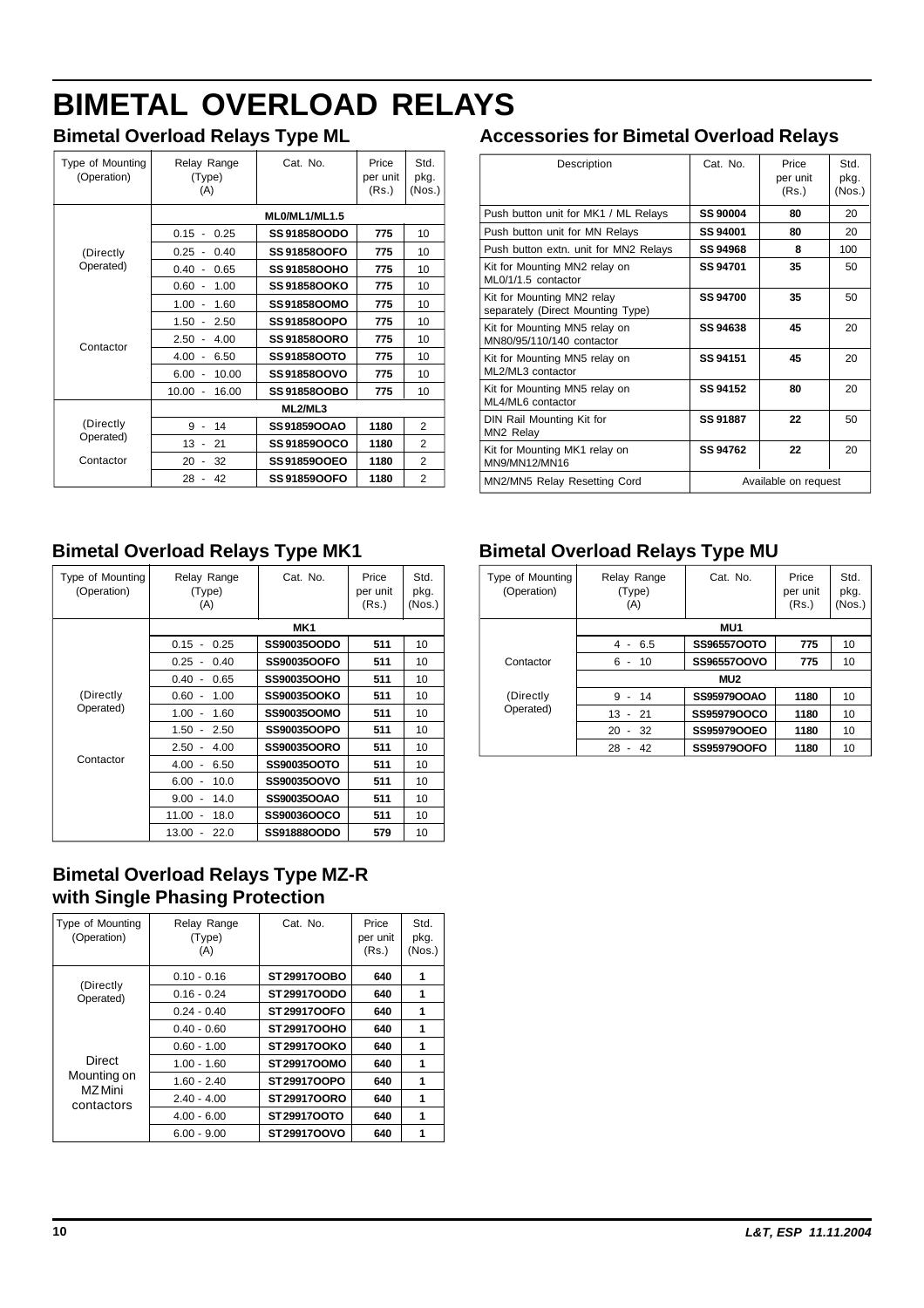# BIMETAL OVERLOAD RELAYS

## Bimetal Overload Relays Type ML

| Type of Mounting (Operation) | Relay Range (Type) (A) | Cat. No. | Price per unit (Rs.) | Std. pkg. (Nos.) |
|---|---|---|---|---|
| | **ML0/ML1/ML1.5** | | | |
| (Directly Operated) | 0.15 - 0.25 | **SS91858OODO** | **775** | 10 |
| | 0.25 - 0.40 | **SS91858OOFO** | **775** | 10 |
| | 0.40 - 0.65 | **SS91858OOHO** | **775** | 10 |
| | 0.60 - 1.00 | **SS91858OOKO** | **775** | 10 |
| | 1.00 - 1.60 | **SS91858OOMO** | **775** | 10 |
| | 1.50 - 2.50 | **SS91858OOPO** | **775** | 10 |
| Contactor | 2.50 - 4.00 | **SS91858OORO** | **775** | 10 |
| | 4.00 - 6.50 | **SS91858OOTO** | **775** | 10 |
| | 6.00 - 10.00 | **SS91858OOVO** | **775** | 10 |
| | 10.00 - 16.00 | **SS91858OOBO** | **775** | 10 |
| | **ML2/ML3** | | | |
| (Directly Operated) | 9 - 14 | **SS91859OOAO** | **1180** | 2 |
| | 13 - 21 | **SS91859OOCO** | **1180** | 2 |
| Contactor | 20 - 32 | **SS91859OOEO** | **1180** | 2 |
| | 28 - 42 | **SS91859OOFO** | **1180** | 2 |

## Accessories for Bimetal Overload Relays

| Description | Cat. No. | Price per unit (Rs.) | Std. pkg. (Nos.) |
|---|---|---|---|
| Push button unit for MK1 / ML Relays | **SS 90004** | **80** | 20 |
| Push button unit for MN Relays | **SS 94001** | **80** | 20 |
| Push button extn. unit for MN2 Relays | **SS 94968** | **8** | 100 |
| Kit for Mounting MN2 relay on ML0/1/1.5 contactor | **SS 94701** | **35** | 50 |
| Kit for Mounting MN2 relay separately (Direct Mounting Type) | **SS 94700** | **35** | 50 |
| Kit for Mounting MN5 relay on MN80/95/110/140 contactor | **SS 94638** | **45** | 20 |
| Kit for Mounting MN5 relay on ML2/ML3 contactor | **SS 94151** | **45** | 20 |
| Kit for Mounting MN5 relay on ML4/ML6 contactor | **SS 94152** | **80** | 20 |
| DIN Rail Mounting Kit for MN2 Relay | **SS 91887** | **22** | 50 |
| Kit for Mounting MK1 relay on MN9/MN12/MN16 | **SS 94762** | **22** | 20 |
| MN2/MN5 Relay Resetting Cord | Available on request | | |

## Bimetal Overload Relays Type MK1

| Type of Mounting (Operation) | Relay Range (Type) (A) | Cat. No. | Price per unit (Rs.) | Std. pkg. (Nos.) |
|---|---|---|---|---|
| | **MK1** | | | |
| | 0.15 - 0.25 | **SS90035OODO** | **511** | 10 |
| | 0.25 - 0.40 | **SS90035OOFO** | **511** | 10 |
| | 0.40 - 0.65 | **SS90035OOHO** | **511** | 10 |
| (Directly Operated) | 0.60 - 1.00 | **SS90035OOKO** | **511** | 10 |
| | 1.00 - 1.60 | **SS90035OOMO** | **511** | 10 |
| | 1.50 - 2.50 | **SS90035OOPO** | **511** | 10 |
| | 2.50 - 4.00 | **SS90035OORO** | **511** | 10 |
| Contactor | 4.00 - 6.50 | **SS90035OOTO** | **511** | 10 |
| | 6.00 - 10.0 | **SS90035OOVO** | **511** | 10 |
| | 9.00 - 14.0 | **SS90035OOAO** | **511** | 10 |
| | 11.00 - 18.0 | **SS90036OOCO** | **511** | 10 |
| | 13.00 - 22.0 | **SS91888OODO** | **579** | 10 |

## Bimetal Overload Relays Type MU

| Type of Mounting (Operation) | Relay Range (Type) (A) | Cat. No. | Price per unit (Rs.) | Std. pkg. (Nos.) |
|---|---|---|---|---|
| | **MU1** | | | |
| | 4 - 6.5 | **SS96557OOTO** | **775** | 10 |
| Contactor | 6 - 10 | **SS96557OOVO** | **775** | 10 |
| | **MU2** | | | |
| (Directly Operated) | 9 - 14 | **SS95979OOAO** | **1180** | 10 |
| | 13 - 21 | **SS95979OOCO** | **1180** | 10 |
| | 20 - 32 | **SS95979OOEO** | **1180** | 10 |
| | 28 - 42 | **SS95979OOFO** | **1180** | 10 |

## Bimetal Overload Relays Type MZ-R with Single Phasing Protection

| Type of Mounting (Operation) | Relay Range (Type) (A) | Cat. No. | Price per unit (Rs.) | Std. pkg. (Nos.) |
|---|---|---|---|---|
| (Directly Operated) | 0.10 - 0.16 | **ST29917OOBO** | **640** | **1** |
| | 0.16 - 0.24 | **ST29917OODO** | **640** | **1** |
| | 0.24 - 0.40 | **ST29917OOFO** | **640** | **1** |
| | 0.40 - 0.60 | **ST29917OOHO** | **640** | **1** |
| | 0.60 - 1.00 | **ST29917OOKO** | **640** | **1** |
| Direct Mounting on MZ Mini contactors | 1.00 - 1.60 | **ST29917OOMO** | **640** | **1** |
| | 1.60 - 2.40 | **ST29917OOPO** | **640** | **1** |
| | 2.40 - 4.00 | **ST29917OORO** | **640** | **1** |
| | 4.00 - 6.00 | **ST29917OOTO** | **640** | **1** |
| | 6.00 - 9.00 | **ST29917OOVO** | **640** | **1** |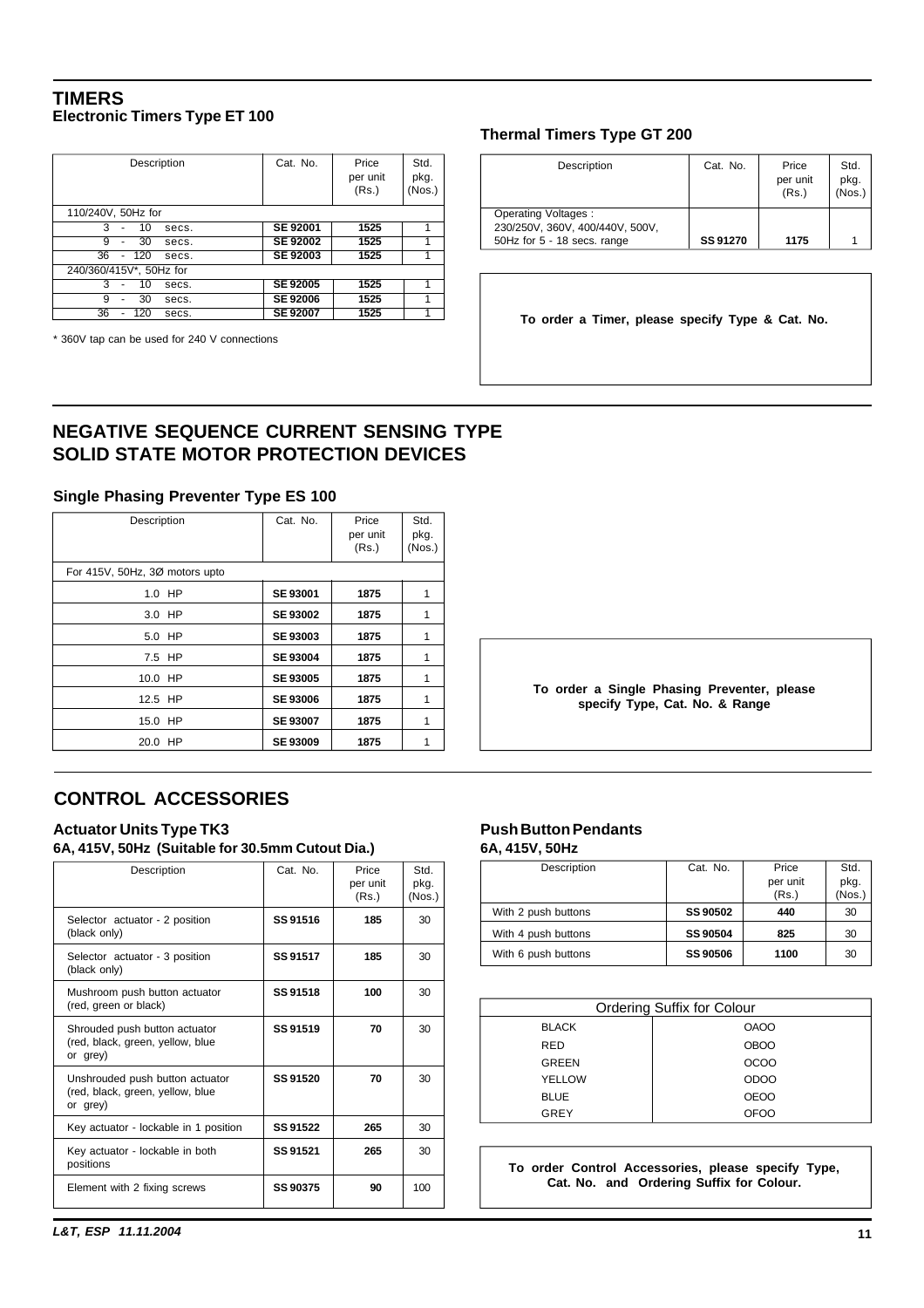# TIMERS

## Electronic Timers Type ET 100

| Description | Cat. No. | Price per unit (Rs.) | Std. pkg. (Nos.) |
|---|---|---|---|
| 110/240V, 50Hz for | | | |
| 3 - 10 secs. | **SE 92001** | **1525** | 1 |
| 9 - 30 secs. | **SE 92002** | **1525** | 1 |
| 36 - 120 secs. | **SE 92003** | **1525** | 1 |
| 240/360/415V*, 50Hz for | | | |
| 3 - 10 secs. | **SE 92005** | **1525** | 1 |
| 9 - 30 secs. | **SE 92006** | **1525** | 1 |
| 36 - 120 secs. | **SE 92007** | **1525** | 1 |

* 360V tap can be used for 240 V connections

## Thermal Timers Type GT 200

| Description | Cat. No. | Price per unit (Rs.) | Std. pkg. (Nos.) |
|---|---|---|---|
| Operating Voltages : 230/250V, 360V, 400/440V, 500V, 50Hz for 5 - 18 secs. range | **SS 91270** | **1175** | 1 |

**To order a Timer, please specify Type & Cat. No.**

# NEGATIVE SEQUENCE CURRENT SENSING TYPE SOLID STATE MOTOR PROTECTION DEVICES

## Single Phasing Preventer Type ES 100

| Description | Cat. No. | Price per unit (Rs.) | Std. pkg. (Nos.) |
|---|---|---|---|
| For 415V, 50Hz, 3Ø motors upto | | | |
| 1.0 HP | **SE 93001** | **1875** | 1 |
| 3.0 HP | **SE 93002** | **1875** | 1 |
| 5.0 HP | **SE 93003** | **1875** | 1 |
| 7.5 HP | **SE 93004** | **1875** | 1 |
| 10.0 HP | **SE 93005** | **1875** | 1 |
| 12.5 HP | **SE 93006** | **1875** | 1 |
| 15.0 HP | **SE 93007** | **1875** | 1 |
| 20.0 HP | **SE 93009** | **1875** | 1 |

**To order a Single Phasing Preventer, please specify Type, Cat. No. & Range**

# CONTROL ACCESSORIES

## Actuator Units Type TK3

**6A, 415V, 50Hz (Suitable for 30.5mm Cutout Dia.)**

| Description | Cat. No. | Price per unit (Rs.) | Std. pkg. (Nos.) |
|---|---|---|---|
| Selector actuator - 2 position (black only) | **SS 91516** | **185** | 30 |
| Selector actuator - 3 position (black only) | **SS 91517** | **185** | 30 |
| Mushroom push button actuator (red, green or black) | **SS 91518** | **100** | 30 |
| Shrouded push button actuator (red, black, green, yellow, blue or grey) | **SS 91519** | **70** | 30 |
| Unshrouded push button actuator (red, black, green, yellow, blue or grey) | **SS 91520** | **70** | 30 |
| Key actuator - lockable in 1 position | **SS 91522** | **265** | 30 |
| Key actuator - lockable in both positions | **SS 91521** | **265** | 30 |
| Element with 2 fixing screws | **SS 90375** | **90** | 100 |

## Push Button Pendants

**6A, 415V, 50Hz**

| Description | Cat. No. | Price per unit (Rs.) | Std. pkg. (Nos.) |
|---|---|---|---|
| With 2 push buttons | **SS 90502** | **440** | 30 |
| With 4 push buttons | **SS 90504** | **825** | 30 |
| With 6 push buttons | **SS 90506** | **1100** | 30 |

| Ordering Suffix for Colour | |
|---|---|
| BLACK | OAOO |
| RED | OBOO |
| GREEN | OCOO |
| YELLOW | ODOO |
| BLUE | OEOO |
| GREY | OFOO |

**To order Control Accessories, please specify Type, Cat. No. and Ordering Suffix for Colour.**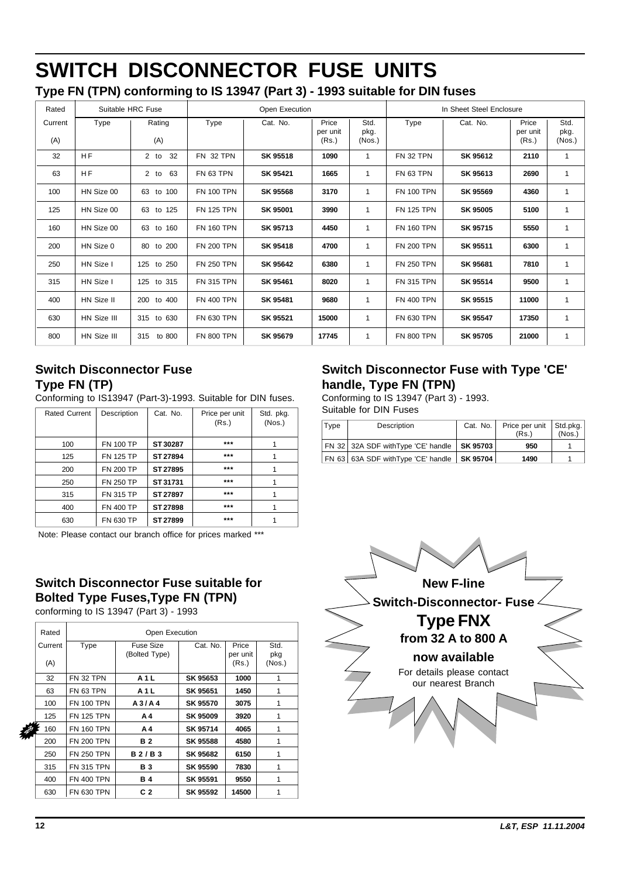# SWITCH DISCONNECTOR FUSE UNITS

## Type FN (TPN) conforming to IS 13947 (Part 3) - 1993 suitable for DIN fuses

| Rated | Suitable HRC Fuse | | Open Execution | | | | In Sheet Steel Enclosure | | | |
|---|---|---|---|---|---|---|---|---|---|---|
| Current (A) | Type | Rating (A) | Type | Cat. No. | Price per unit (Rs.) | Std. pkg. (Nos.) | Type | Cat. No. | Price per unit (Rs.) | Std. pkg. (Nos.) |
| 32 | H F | 2 to 32 | FN 32 TPN | **SK 95518** | **1090** | 1 | FN 32 TPN | **SK 95612** | **2110** | 1 |
| 63 | H F | 2 to 63 | FN 63 TPN | **SK 95421** | **1665** | 1 | FN 63 TPN | **SK 95613** | **2690** | 1 |
| 100 | HN Size 00 | 63 to 100 | FN 100 TPN | **SK 95568** | **3170** | 1 | FN 100 TPN | **SK 95569** | **4360** | 1 |
| 125 | HN Size 00 | 63 to 125 | FN 125 TPN | **SK 95001** | **3990** | 1 | FN 125 TPN | **SK 95005** | **5100** | 1 |
| 160 | HN Size 00 | 63 to 160 | FN 160 TPN | **SK 95713** | **4450** | 1 | FN 160 TPN | **SK 95715** | **5550** | 1 |
| 200 | HN Size 0 | 80 to 200 | FN 200 TPN | **SK 95418** | **4700** | 1 | FN 200 TPN | **SK 95511** | **6300** | 1 |
| 250 | HN Size I | 125 to 250 | FN 250 TPN | **SK 95642** | **6380** | 1 | FN 250 TPN | **SK 95681** | **7810** | 1 |
| 315 | HN Size I | 125 to 315 | FN 315 TPN | **SK 95461** | **8020** | 1 | FN 315 TPN | **SK 95514** | **9500** | 1 |
| 400 | HN Size II | 200 to 400 | FN 400 TPN | **SK 95481** | **9680** | 1 | FN 400 TPN | **SK 95515** | **11000** | 1 |
| 630 | HN Size III | 315 to 630 | FN 630 TPN | **SK 95521** | **15000** | 1 | FN 630 TPN | **SK 95547** | **17350** | 1 |
| 800 | HN Size III | 315 to 800 | FN 800 TPN | **SK 95679** | **17745** | 1 | FN 800 TPN | **SK 95705** | **21000** | 1 |

### Switch Disconnector Fuse Type FN (TP)

Conforming to IS13947 (Part-3)-1993. Suitable for DIN fuses.

| Rated Current | Description | Cat. No. | Price per unit (Rs.) | Std. pkg. (Nos.) |
|---|---|---|---|---|
| 100 | FN 100 TP | **ST 30287** | ***** | 1 |
| 125 | FN 125 TP | **ST 27894** | ***** | 1 |
| 200 | FN 200 TP | **ST 27895** | ***** | 1 |
| 250 | FN 250 TP | **ST 31731** | ***** | 1 |
| 315 | FN 315 TP | **ST 27897** | ***** | 1 |
| 400 | FN 400 TP | **ST 27898** | ***** | 1 |
| 630 | FN 630 TP | **ST 27899** | ***** | 1 |

Note: Please contact our branch office for prices marked ***

### Switch Disconnector Fuse with Type 'CE' handle, Type FN (TPN)

Conforming to IS 13947 (Part 3) - 1993.
Suitable for DIN Fuses

| Type | Description | Cat. No. | Price per unit (Rs.) | Std.pkg. (Nos.) |
|---|---|---|---|---|
| FN 32 | 32A SDF withType 'CE' handle | **SK 95703** | **950** | 1 |
| FN 63 | 63A SDF withType 'CE' handle | **SK 95704** | **1490** | 1 |

### Switch Disconnector Fuse suitable for Bolted Type Fuses,Type FN (TPN)

conforming to IS 13947 (Part 3) - 1993

| Rated | Open Execution | | | | |
|---|---|---|---|---|---|
| Current (A) | Type | Fuse Size (Bolted Type) | Cat. No. | Price per unit (Rs.) | Std. pkg (Nos.) |
| 32 | FN 32 TPN | **A 1 L** | **SK 95653** | **1000** | 1 |
| 63 | FN 63 TPN | **A 1 L** | **SK 95651** | **1450** | 1 |
| 100 | FN 100 TPN | **A 3 / A 4** | **SK 95570** | **3075** | 1 |
| 125 | FN 125 TPN | **A 4** | **SK 95009** | **3920** | 1 |
| 160 | FN 160 TPN | **A 4** | **SK 95714** | **4065** | 1 |
| 200 | FN 200 TPN | **B 2** | **SK 95588** | **4580** | 1 |
| 250 | FN 250 TPN | **B 2 / B 3** | **SK 95682** | **6150** | 1 |
| 315 | FN 315 TPN | **B 3** | **SK 95590** | **7830** | 1 |
| 400 | FN 400 TPN | **B 4** | **SK 95591** | **9550** | 1 |
| 630 | FN 630 TPN | **C 2** | **SK 95592** | **14500** | 1 |

**New F-line**
**Switch-Disconnector- Fuse**
**Type FNX**
**from 32 A to 800 A**
**now available**
For details please contact our nearest Branch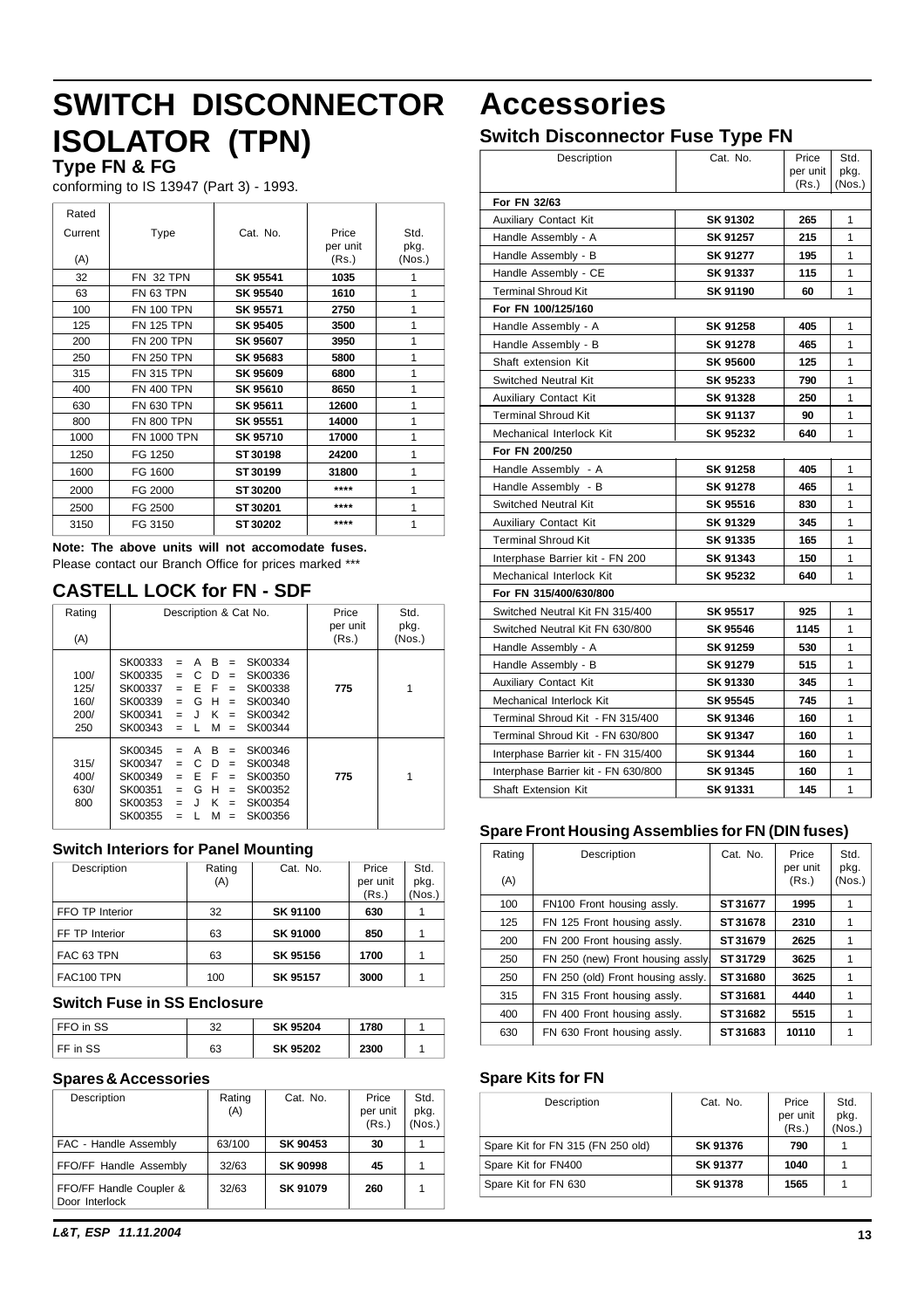# SWITCH DISCONNECTOR ISOLATOR (TPN)

**Type FN & FG**

conforming to IS 13947 (Part 3) - 1993.

| Rated Current (A) | Type | Cat. No. | Price per unit (Rs.) | Std. pkg. (Nos.) |
|---|---|---|---|---|
| 32 | FN 32 TPN | **SK 95541** | **1035** | 1 |
| 63 | FN 63 TPN | **SK 95540** | **1610** | 1 |
| 100 | FN 100 TPN | **SK 95571** | **2750** | 1 |
| 125 | FN 125 TPN | **SK 95405** | **3500** | 1 |
| 200 | FN 200 TPN | **SK 95607** | **3950** | 1 |
| 250 | FN 250 TPN | **SK 95683** | **5800** | 1 |
| 315 | FN 315 TPN | **SK 95609** | **6800** | 1 |
| 400 | FN 400 TPN | **SK 95610** | **8650** | 1 |
| 630 | FN 630 TPN | **SK 95611** | **12600** | 1 |
| 800 | FN 800 TPN | **SK 95551** | **14000** | 1 |
| 1000 | FN 1000 TPN | **SK 95710** | **17000** | 1 |
| 1250 | FG 1250 | **ST 30198** | **24200** | 1 |
| 1600 | FG 1600 | **ST 30199** | **31800** | 1 |
| 2000 | FG 2000 | **ST 30200** | **\*\*\*\*** | 1 |
| 2500 | FG 2500 | **ST 30201** | **\*\*\*\*** | 1 |
| 3150 | FG 3150 | **ST 30202** | **\*\*\*\*** | 1 |

**Note: The above units will not accomodate fuses.**
Please contact our Branch Office for prices marked ***

## CASTELL LOCK for FN - SDF

| Rating (A) | Description & Cat No. | Price per unit (Rs.) | Std. pkg. (Nos.) |
|---|---|---|---|
| 100/ 125/ 160/ 200/ 250 | SK00333 = A B = SK00334<br>SK00335 = C D = SK00336<br>SK00337 = E F = SK00338<br>SK00339 = G H = SK00340<br>SK00341 = J K = SK00342<br>SK00343 = L M = SK00344 | **775** | 1 |
| 315/ 400/ 630/ 800 | SK00345 = A B = SK00346<br>SK00347 = C D = SK00348<br>SK00349 = E F = SK00350<br>SK00351 = G H = SK00352<br>SK00353 = J K = SK00354<br>SK00355 = L M = SK00356 | **775** | 1 |

### Switch Interiors for Panel Mounting

| Description | Rating (A) | Cat. No. | Price per unit (Rs.) | Std. pkg. (Nos.) |
|---|---|---|---|---|
| FFO TP Interior | 32 | **SK 91100** | **630** | 1 |
| FF TP Interior | 63 | **SK 91000** | **850** | 1 |
| FAC 63 TPN | 63 | **SK 95156** | **1700** | 1 |
| FAC100 TPN | 100 | **SK 95157** | **3000** | 1 |

### Switch Fuse in SS Enclosure

| Description | Rating (A) | Cat. No. | Price per unit (Rs.) | Std. pkg. (Nos.) |
|---|---|---|---|---|
| FFO in SS | 32 | **SK 95204** | **1780** | 1 |
| FF in SS | 63 | **SK 95202** | **2300** | 1 |

### Spares & Accessories

| Description | Rating (A) | Cat. No. | Price per unit (Rs.) | Std. pkg. (Nos.) |
|---|---|---|---|---|
| FAC - Handle Assembly | 63/100 | **SK 90453** | **30** | 1 |
| FFO/FF Handle Assembly | 32/63 | **SK 90998** | **45** | 1 |
| FFO/FF Handle Coupler & Door Interlock | 32/63 | **SK 91079** | **260** | 1 |

# Accessories

## Switch Disconnector Fuse Type FN

| Description | Cat. No. | Price per unit (Rs.) | Std. pkg. (Nos.) |
|---|---|---|---|
| **For FN 32/63** | | | |
| Auxiliary Contact Kit | **SK 91302** | **265** | 1 |
| Handle Assembly - A | **SK 91257** | **215** | 1 |
| Handle Assembly - B | **SK 91277** | **195** | 1 |
| Handle Assembly - CE | **SK 91337** | **115** | 1 |
| Terminal Shroud Kit | **SK 91190** | **60** | 1 |
| **For FN 100/125/160** | | | |
| Handle Assembly - A | **SK 91258** | **405** | 1 |
| Handle Assembly - B | **SK 91278** | **465** | 1 |
| Shaft extension Kit | **SK 95600** | **125** | 1 |
| Switched Neutral Kit | **SK 95233** | **790** | 1 |
| Auxiliary Contact Kit | **SK 91328** | **250** | 1 |
| Terminal Shroud Kit | **SK 91137** | **90** | 1 |
| Mechanical Interlock Kit | **SK 95232** | **640** | 1 |
| **For FN 200/250** | | | |
| Handle Assembly - A | **SK 91258** | **405** | 1 |
| Handle Assembly - B | **SK 91278** | **465** | 1 |
| Switched Neutral Kit | **SK 95516** | **830** | 1 |
| Auxiliary Contact Kit | **SK 91329** | **345** | 1 |
| Terminal Shroud Kit | **SK 91335** | **165** | 1 |
| Interphase Barrier kit - FN 200 | **SK 91343** | **150** | 1 |
| Mechanical Interlock Kit | **SK 95232** | **640** | 1 |
| **For FN 315/400/630/800** | | | |
| Switched Neutral Kit FN 315/400 | **SK 95517** | **925** | 1 |
| Switched Neutral Kit FN 630/800 | **SK 95546** | **1145** | 1 |
| Handle Assembly - A | **SK 91259** | **530** | 1 |
| Handle Assembly - B | **SK 91279** | **515** | 1 |
| Auxiliary Contact Kit | **SK 91330** | **345** | 1 |
| Mechanical Interlock Kit | **SK 95545** | **745** | 1 |
| Terminal Shroud Kit - FN 315/400 | **SK 91346** | **160** | 1 |
| Terminal Shroud Kit - FN 630/800 | **SK 91347** | **160** | 1 |
| Interphase Barrier kit - FN 315/400 | **SK 91344** | **160** | 1 |
| Interphase Barrier kit - FN 630/800 | **SK 91345** | **160** | 1 |
| Shaft Extension Kit | **SK 91331** | **145** | 1 |

### Spare Front Housing Assemblies for FN (DIN fuses)

| Rating (A) | Description | Cat. No. | Price per unit (Rs.) | Std. pkg. (Nos.) |
|---|---|---|---|---|
| 100 | FN100 Front housing assly. | **ST 31677** | **1995** | 1 |
| 125 | FN 125 Front housing assly. | **ST 31678** | **2310** | 1 |
| 200 | FN 200 Front housing assly. | **ST 31679** | **2625** | 1 |
| 250 | FN 250 (new) Front housing assly. | **ST 31729** | **3625** | 1 |
| 250 | FN 250 (old) Front housing assly. | **ST 31680** | **3625** | 1 |
| 315 | FN 315 Front housing assly. | **ST 31681** | **4440** | 1 |
| 400 | FN 400 Front housing assly. | **ST 31682** | **5515** | 1 |
| 630 | FN 630 Front housing assly. | **ST 31683** | **10110** | 1 |

### Spare Kits for FN

| Description | Cat. No. | Price per unit (Rs.) | Std. pkg. (Nos.) |
|---|---|---|---|
| Spare Kit for FN 315 (FN 250 old) | **SK 91376** | **790** | 1 |
| Spare Kit for FN400 | **SK 91377** | **1040** | 1 |
| Spare Kit for FN 630 | **SK 91378** | **1565** | 1 |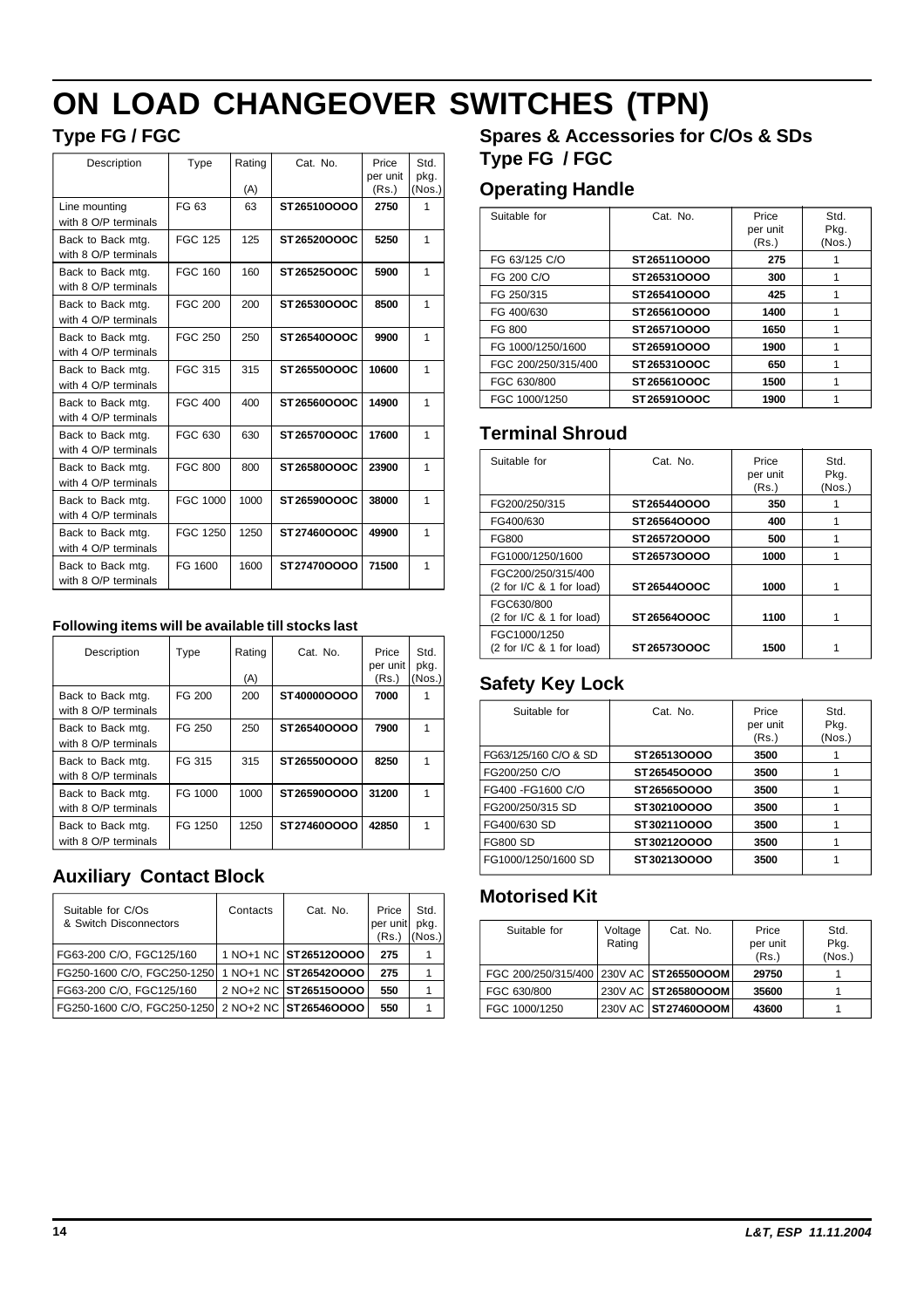# ON LOAD CHANGEOVER SWITCHES (TPN)

## Type FG / FGC

| Description | Type | Rating (A) | Cat. No. | Price per unit (Rs.) | Std. pkg. (Nos.) |
|---|---|---|---|---|---|
| Line mounting with 8 O/P terminals | FG 63 | 63 | **ST26510OOOO** | **2750** | 1 |
| Back to Back mtg. with 8 O/P terminals | FGC 125 | 125 | **ST26520OOOC** | **5250** | 1 |
| Back to Back mtg. with 8 O/P terminals | FGC 160 | 160 | **ST26525OOOC** | **5900** | 1 |
| Back to Back mtg. with 4 O/P terminals | FGC 200 | 200 | **ST26530OOOC** | **8500** | 1 |
| Back to Back mtg. with 4 O/P terminals | FGC 250 | 250 | **ST26540OOOC** | **9900** | 1 |
| Back to Back mtg. with 4 O/P terminals | FGC 315 | 315 | **ST26550OOOC** | **10600** | 1 |
| Back to Back mtg. with 4 O/P terminals | FGC 400 | 400 | **ST26560OOOC** | **14900** | 1 |
| Back to Back mtg. with 4 O/P terminals | FGC 630 | 630 | **ST26570OOOC** | **17600** | 1 |
| Back to Back mtg. with 4 O/P terminals | FGC 800 | 800 | **ST26580OOOC** | **23900** | 1 |
| Back to Back mtg. with 4 O/P terminals | FGC 1000 | 1000 | **ST26590OOOC** | **38000** | 1 |
| Back to Back mtg. with 4 O/P terminals | FGC 1250 | 1250 | **ST27460OOOC** | **49900** | 1 |
| Back to Back mtg. with 8 O/P terminals | FG 1600 | 1600 | **ST27470OOOO** | **71500** | 1 |

**Following items will be available till stocks last**

| Description | Type | Rating (A) | Cat. No. | Price per unit (Rs.) | Std. pkg. (Nos.) |
|---|---|---|---|---|---|
| Back to Back mtg. with 8 O/P terminals | FG 200 | 200 | **ST40000OOOO** | **7000** | 1 |
| Back to Back mtg. with 8 O/P terminals | FG 250 | 250 | **ST26540OOOO** | **7900** | 1 |
| Back to Back mtg. with 8 O/P terminals | FG 315 | 315 | **ST26550OOOO** | **8250** | 1 |
| Back to Back mtg. with 8 O/P terminals | FG 1000 | 1000 | **ST26590OOOO** | **31200** | 1 |
| Back to Back mtg. with 8 O/P terminals | FG 1250 | 1250 | **ST27460OOOO** | **42850** | 1 |

## Auxiliary Contact Block

| Suitable for C/Os & Switch Disconnectors | Contacts | Cat. No. | Price per unit (Rs.) | Std. pkg. (Nos.) |
|---|---|---|---|---|
| FG63-200 C/O, FGC125/160 | 1 NO+1 NC | **ST26512OOOO** | **275** | 1 |
| FG250-1600 C/O, FGC250-1250 | 1 NO+1 NC | **ST26542OOOO** | **275** | 1 |
| FG63-200 C/O, FGC125/160 | 2 NO+2 NC | **ST26515OOOO** | **550** | 1 |
| FG250-1600 C/O, FGC250-1250 | 2 NO+2 NC | **ST26546OOOO** | **550** | 1 |

## Spares & Accessories for C/Os & SDs Type FG / FGC

### Operating Handle

| Suitable for | Cat. No. | Price per unit (Rs.) | Std. Pkg. (Nos.) |
|---|---|---|---|
| FG 63/125 C/O | **ST26511OOOO** | **275** | 1 |
| FG 200 C/O | **ST26531OOOO** | **300** | 1 |
| FG 250/315 | **ST26541OOOO** | **425** | 1 |
| FG 400/630 | **ST26561OOOO** | **1400** | 1 |
| FG 800 | **ST26571OOOO** | **1650** | 1 |
| FG 1000/1250/1600 | **ST26591OOOO** | **1900** | 1 |
| FGC 200/250/315/400 | **ST26531OOOC** | **650** | 1 |
| FGC 630/800 | **ST26561OOOC** | **1500** | 1 |
| FGC 1000/1250 | **ST26591OOOC** | **1900** | 1 |

### Terminal Shroud

| Suitable for | Cat. No. | Price per unit (Rs.) | Std. Pkg. (Nos.) |
|---|---|---|---|
| FG200/250/315 | **ST26544OOOO** | **350** | 1 |
| FG400/630 | **ST26564OOOO** | **400** | 1 |
| FG800 | **ST26572OOOO** | **500** | 1 |
| FG1000/1250/1600 | **ST26573OOOO** | **1000** | 1 |
| FGC200/250/315/400 (2 for I/C & 1 for load) | **ST26544OOOC** | **1000** | 1 |
| FGC630/800 (2 for I/C & 1 for load) | **ST26564OOOC** | **1100** | 1 |
| FGC1000/1250 (2 for I/C & 1 for load) | **ST26573OOOC** | **1500** | 1 |

### Safety Key Lock

| Suitable for | Cat. No. | Price per unit (Rs.) | Std. Pkg. (Nos.) |
|---|---|---|---|
| FG63/125/160 C/O & SD | **ST26513OOOO** | **3500** | 1 |
| FG200/250 C/O | **ST26545OOOO** | **3500** | 1 |
| FG400 -FG1600 C/O | **ST26565OOOO** | **3500** | 1 |
| FG200/250/315 SD | **ST30210OOOO** | **3500** | 1 |
| FG400/630 SD | **ST30211OOOO** | **3500** | 1 |
| FG800 SD | **ST30212OOOO** | **3500** | 1 |
| FG1000/1250/1600 SD | **ST30213OOOO** | **3500** | 1 |

### Motorised Kit

| Suitable for | Voltage Rating | Cat. No. | Price per unit (Rs.) | Std. Pkg. (Nos.) |
|---|---|---|---|---|
| FGC 200/250/315/400 | 230V AC | **ST26550OOOM** | **29750** | 1 |
| FGC 630/800 | 230V AC | **ST26580OOOM** | **35600** | 1 |
| FGC 1000/1250 | 230V AC | **ST27460OOOM** | **43600** | 1 |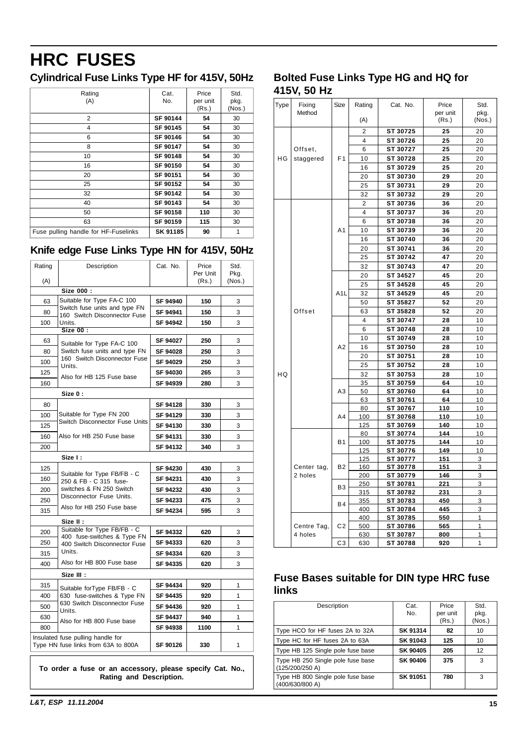# HRC FUSES

## Cylindrical Fuse Links Type HF for 415V, 50Hz

| Rating (A) | Cat. No. | Price per unit (Rs.) | Std. pkg. (Nos.) |
|---|---|---|---|
| 2 | **SF 90144** | **54** | 30 |
| 4 | **SF 90145** | **54** | 30 |
| 6 | **SF 90146** | **54** | 30 |
| 8 | **SF 90147** | **54** | 30 |
| 10 | **SF 90148** | **54** | 30 |
| 16 | **SF 90150** | **54** | 30 |
| 20 | **SF 90151** | **54** | 30 |
| 25 | **SF 90152** | **54** | 30 |
| 32 | **SF 90142** | **54** | 30 |
| 40 | **SF 90143** | **54** | 30 |
| 50 | **SF 90158** | **110** | 30 |
| 63 | **SF 90159** | **115** | 30 |
| Fuse pulling handle for HF-Fuselinks | **SK 91185** | **90** | 1 |

## Knife edge Fuse Links Type HN for 415V, 50Hz

| Rating (A) | Description | Cat. No. | Price Per Unit (Rs.) | Std. Pkg. (Nos.) |
|---|---|---|---|---|
| | **Size 000 :** | | | |
| 63 | Suitable for Type FA-C 100 Switch fuse units and type FN 160 Switch Disconnector Fuse Units. | **SF 94940** | **150** | 3 |
| 80 | | **SF 94941** | **150** | 3 |
| 100 | | **SF 94942** | **150** | 3 |
| | **Size 00 :** | | | |
| 63 | Suitable for Type FA-C 100 Switch fuse units and type FN 160 Switch Disconnector Fuse Units. Also for HB 125 Fuse base | **SF 94027** | **250** | 3 |
| 80 | | **SF 94028** | **250** | 3 |
| 100 | | **SF 94029** | **250** | 3 |
| 125 | | **SF 94030** | **265** | 3 |
| 160 | | **SF 94939** | **280** | 3 |
| | **Size 0 :** | | | |
| 80 | Suitable for Type FN 200 Switch Disconnector Fuse Units. Also for HB 250 Fuse base | **SF 94128** | **330** | 3 |
| 100 | | **SF 94129** | **330** | 3 |
| 125 | | **SF 94130** | **330** | 3 |
| 160 | | **SF 94131** | **330** | 3 |
| 200 | | **SF 94132** | **340** | 3 |
| | **Size I :** | | | |
| 125 | Suitable for Type FB/FB - C 250 & FB - C 315 fuse-switches & FN 250 Switch Disconnector Fuse Units. Also for HB 250 Fuse base | **SF 94230** | **430** | 3 |
| 160 | | **SF 94231** | **430** | 3 |
| 200 | | **SF 94232** | **430** | 3 |
| 250 | | **SF 94233** | **475** | 3 |
| 315 | | **SF 94234** | **595** | 3 |
| | **Size II :** | | | |
| 200 | Suitable for Type FB/FB - C 400 fuse-switches & Type FN 400 Switch Disconnector Fuse Units. Also for HB 800 Fuse base | **SF 94332** | **620** | 3 |
| 250 | | **SF 94333** | **620** | 3 |
| 315 | | **SF 94334** | **620** | 3 |
| 400 | | **SF 94335** | **620** | 3 |
| | **Size III :** | | | |
| 315 | Suitable forType FB/FB - C 630 fuse-switches & Type FN 630 Switch Disconnector Fuse Units. Also for HB 800 Fuse base | **SF 94434** | **920** | 1 |
| 400 | | **SF 94435** | **920** | 1 |
| 500 | | **SF 94436** | **920** | 1 |
| 630 | | **SF 94437** | **940** | 1 |
| 800 | | **SF 94938** | **1100** | 1 |
| Insulated fuse pulling handle for Type HN fuse links from 63A to 800A | | **SF 90126** | **330** | 1 |

**To order a fuse or an accessory, please specify Cat. No., Rating and Description.**

## Bolted Fuse Links Type HG and HQ for 415V, 50 Hz

| Type | Fixing Method | Size | Rating (A) | Cat. No. | Price per unit (Rs.) | Std. pkg. (Nos.) |
|---|---|---|---|---|---|---|
| HG | Offset, staggered | F1 | 2 | **ST 30725** | **25** | 20 |
| | | | 4 | **ST 30726** | **25** | 20 |
| | | | 6 | **ST 30727** | **25** | 20 |
| | | | 10 | **ST 30728** | **25** | 20 |
| | | | 16 | **ST 30729** | **25** | 20 |
| | | | 20 | **ST 30730** | **29** | 20 |
| | | | 25 | **ST 30731** | **29** | 20 |
| | | | 32 | **ST 30732** | **29** | 20 |
| HQ | Offset | A1 | 2 | **ST 30736** | **36** | 20 |
| | | | 4 | **ST 30737** | **36** | 20 |
| | | | 6 | **ST 30738** | **36** | 20 |
| | | | 10 | **ST 30739** | **36** | 20 |
| | | | 16 | **ST 30740** | **36** | 20 |
| | | | 20 | **ST 30741** | **36** | 20 |
| | | | 25 | **ST 30742** | **47** | 20 |
| | | | 32 | **ST 30743** | **47** | 20 |
| | | A1L | 20 | **ST 34527** | **45** | 20 |
| | | | 25 | **ST 34528** | **45** | 20 |
| | | | 32 | **ST 34529** | **45** | 20 |
| | | | 50 | **ST 35827** | **52** | 20 |
| | | | 63 | **ST 35828** | **52** | 20 |
| | | A2 | 4 | **ST 30747** | **28** | 10 |
| | | | 6 | **ST 30748** | **28** | 10 |
| | | | 10 | **ST 30749** | **28** | 10 |
| | | | 16 | **ST 30750** | **28** | 10 |
| | | | 20 | **ST 30751** | **28** | 10 |
| | | | 25 | **ST 30752** | **28** | 10 |
| | | | 32 | **ST 30753** | **28** | 10 |
| | | A3 | 35 | **ST 30759** | **64** | 10 |
| | | | 50 | **ST 30760** | **64** | 10 |
| | | | 63 | **ST 30761** | **64** | 10 |
| | | A4 | 80 | **ST 30767** | **110** | 10 |
| | | | 100 | **ST 30768** | **110** | 10 |
| | | | 125 | **ST 30769** | **140** | 10 |
| | Center tag, 2 holes | B1 | 80 | **ST 30774** | **144** | 10 |
| | | | 100 | **ST 30775** | **144** | 10 |
| | | | 125 | **ST 30776** | **149** | 10 |
| | | B2 | 125 | **ST 30777** | **151** | 3 |
| | | | 160 | **ST 30778** | **151** | 3 |
| | | | 200 | **ST 30779** | **146** | 3 |
| | | B3 | 250 | **ST 30781** | **221** | 3 |
| | | | 315 | **ST 30782** | **231** | 3 |
| | | B4 | 355 | **ST 30783** | **450** | 3 |
| | | | 400 | **ST 30784** | **445** | 3 |
| | Centre Tag, 4 holes | C2 | 400 | **ST 30785** | **550** | 1 |
| | | | 500 | **ST 30786** | **565** | 1 |
| | | | 630 | **ST 30787** | **800** | 1 |
| | | C3 | 630 | **ST 30788** | **920** | 1 |

## Fuse Bases suitable for DIN type HRC fuse links

| Description | Cat. No. | Price per unit (Rs.) | Std. pkg. (Nos.) |
|---|---|---|---|
| Type HCO for HF fuses 2A to 32A | **SK 91314** | **82** | 10 |
| Type HC for HF fuses 2A to 63A | **SK 91043** | **125** | 10 |
| Type HB 125 Single pole fuse base | **SK 90405** | **205** | 12 |
| Type HB 250 Single pole fuse base (125/200/250 A) | **SK 90406** | **375** | 3 |
| Type HB 800 Single pole fuse base (400/630/800 A) | **SK 91051** | **780** | 3 |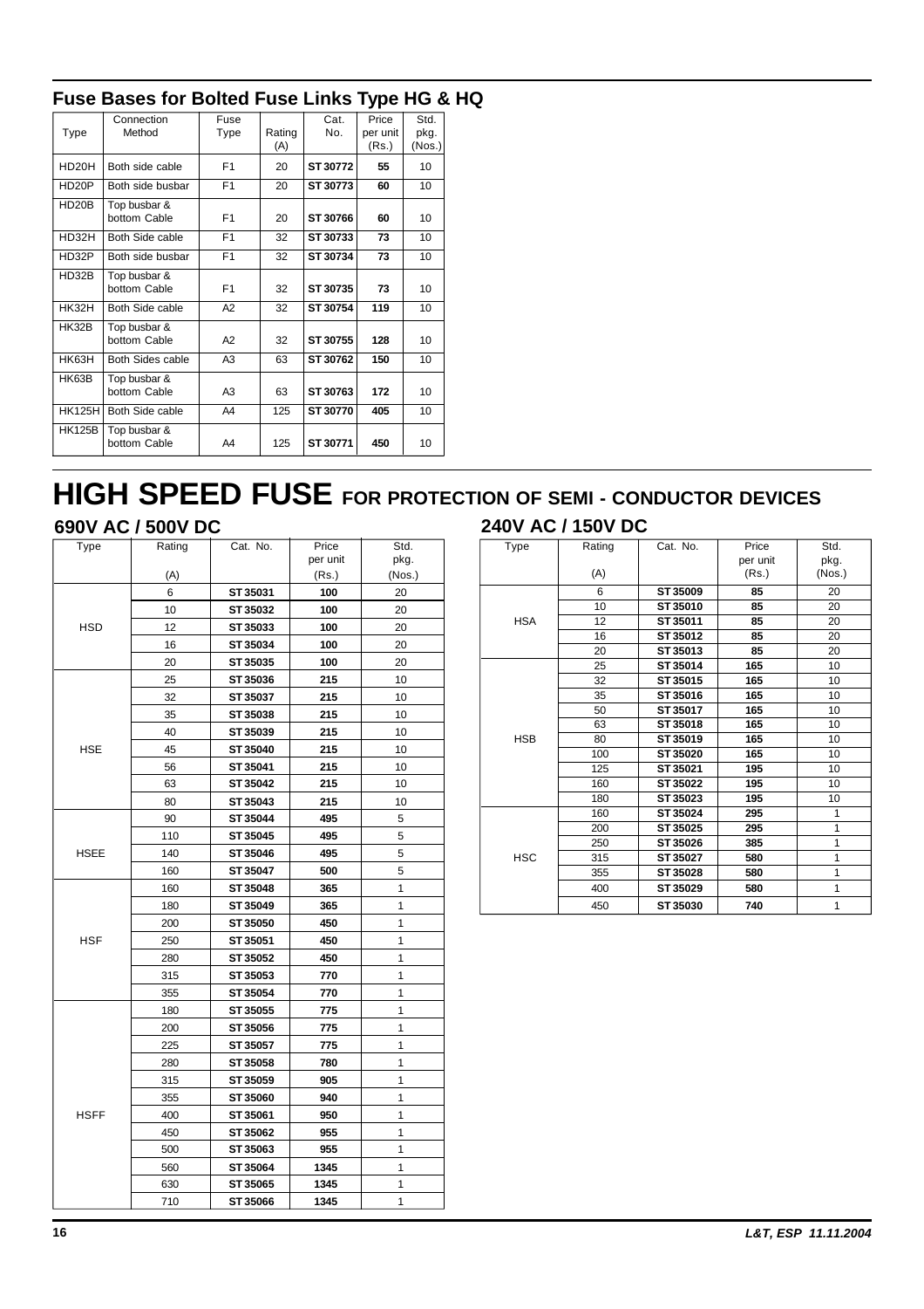## Fuse Bases for Bolted Fuse Links Type HG & HQ

| Type | Connection Method | Fuse Type | Rating (A) | Cat. No. | Price per unit (Rs.) | Std. pkg. (Nos.) |
|---|---|---|---|---|---|---|
| HD20H | Both side cable | F1 | 20 | **ST 30772** | **55** | 10 |
| HD20P | Both side busbar | F1 | 20 | **ST 30773** | **60** | 10 |
| HD20B | Top busbar & bottom Cable | F1 | 20 | **ST 30766** | **60** | 10 |
| HD32H | Both Side cable | F1 | 32 | **ST 30733** | **73** | 10 |
| HD32P | Both side busbar | F1 | 32 | **ST 30734** | **73** | 10 |
| HD32B | Top busbar & bottom Cable | F1 | 32 | **ST 30735** | **73** | 10 |
| HK32H | Both Side cable | A2 | 32 | **ST 30754** | **119** | 10 |
| HK32B | Top busbar & bottom Cable | A2 | 32 | **ST 30755** | **128** | 10 |
| HK63H | Both Sides cable | A3 | 63 | **ST 30762** | **150** | 10 |
| HK63B | Top busbar & bottom Cable | A3 | 63 | **ST 30763** | **172** | 10 |
| HK125H | Both Side cable | A4 | 125 | **ST 30770** | **405** | 10 |
| HK125B | Top busbar & bottom Cable | A4 | 125 | **ST 30771** | **450** | 10 |

# HIGH SPEED FUSE FOR PROTECTION OF SEMI - CONDUCTOR DEVICES

### 690V AC / 500V DC

| Type | Rating (A) | Cat. No. | Price per unit (Rs.) | Std. pkg. (Nos.) |
|---|---|---|---|---|
| HSD | 6 | **ST 35031** | **100** | 20 |
| | 10 | **ST 35032** | **100** | 20 |
| | 12 | **ST 35033** | **100** | 20 |
| | 16 | **ST 35034** | **100** | 20 |
| | 20 | **ST 35035** | **100** | 20 |
| HSE | 25 | **ST 35036** | **215** | 10 |
| | 32 | **ST 35037** | **215** | 10 |
| | 35 | **ST 35038** | **215** | 10 |
| | 40 | **ST 35039** | **215** | 10 |
| | 45 | **ST 35040** | **215** | 10 |
| | 56 | **ST 35041** | **215** | 10 |
| | 63 | **ST 35042** | **215** | 10 |
| | 80 | **ST 35043** | **215** | 10 |
| HSEE | 90 | **ST 35044** | **495** | 5 |
| | 110 | **ST 35045** | **495** | 5 |
| | 140 | **ST 35046** | **495** | 5 |
| | 160 | **ST 35047** | **500** | 5 |
| HSF | 160 | **ST 35048** | **365** | 1 |
| | 180 | **ST 35049** | **365** | 1 |
| | 200 | **ST 35050** | **450** | 1 |
| | 250 | **ST 35051** | **450** | 1 |
| | 280 | **ST 35052** | **450** | 1 |
| | 315 | **ST 35053** | **770** | 1 |
| | 355 | **ST 35054** | **770** | 1 |
| HSFF | 180 | **ST 35055** | **775** | 1 |
| | 200 | **ST 35056** | **775** | 1 |
| | 225 | **ST 35057** | **775** | 1 |
| | 280 | **ST 35058** | **780** | 1 |
| | 315 | **ST 35059** | **905** | 1 |
| | 355 | **ST 35060** | **940** | 1 |
| | 400 | **ST 35061** | **950** | 1 |
| | 450 | **ST 35062** | **955** | 1 |
| | 500 | **ST 35063** | **955** | 1 |
| | 560 | **ST 35064** | **1345** | 1 |
| | 630 | **ST 35065** | **1345** | 1 |
| | 710 | **ST 35066** | **1345** | 1 |

### 240V AC / 150V DC

| Type | Rating (A) | Cat. No. | Price per unit (Rs.) | Std. pkg. (Nos.) |
|---|---|---|---|---|
| HSA | 6 | **ST 35009** | **85** | 20 |
| | 10 | **ST 35010** | **85** | 20 |
| | 12 | **ST 35011** | **85** | 20 |
| | 16 | **ST 35012** | **85** | 20 |
| | 20 | **ST 35013** | **85** | 20 |
| HSB | 25 | **ST 35014** | **165** | 10 |
| | 32 | **ST 35015** | **165** | 10 |
| | 35 | **ST 35016** | **165** | 10 |
| | 50 | **ST 35017** | **165** | 10 |
| | 63 | **ST 35018** | **165** | 10 |
| | 80 | **ST 35019** | **165** | 10 |
| | 100 | **ST 35020** | **165** | 10 |
| | 125 | **ST 35021** | **195** | 10 |
| | 160 | **ST 35022** | **195** | 10 |
| | 180 | **ST 35023** | **195** | 10 |
| HSC | 160 | **ST 35024** | **295** | 1 |
| | 200 | **ST 35025** | **295** | 1 |
| | 250 | **ST 35026** | **385** | 1 |
| | 315 | **ST 35027** | **580** | 1 |
| | 355 | **ST 35028** | **580** | 1 |
| | 400 | **ST 35029** | **580** | 1 |
| | 450 | **ST 35030** | **740** | 1 |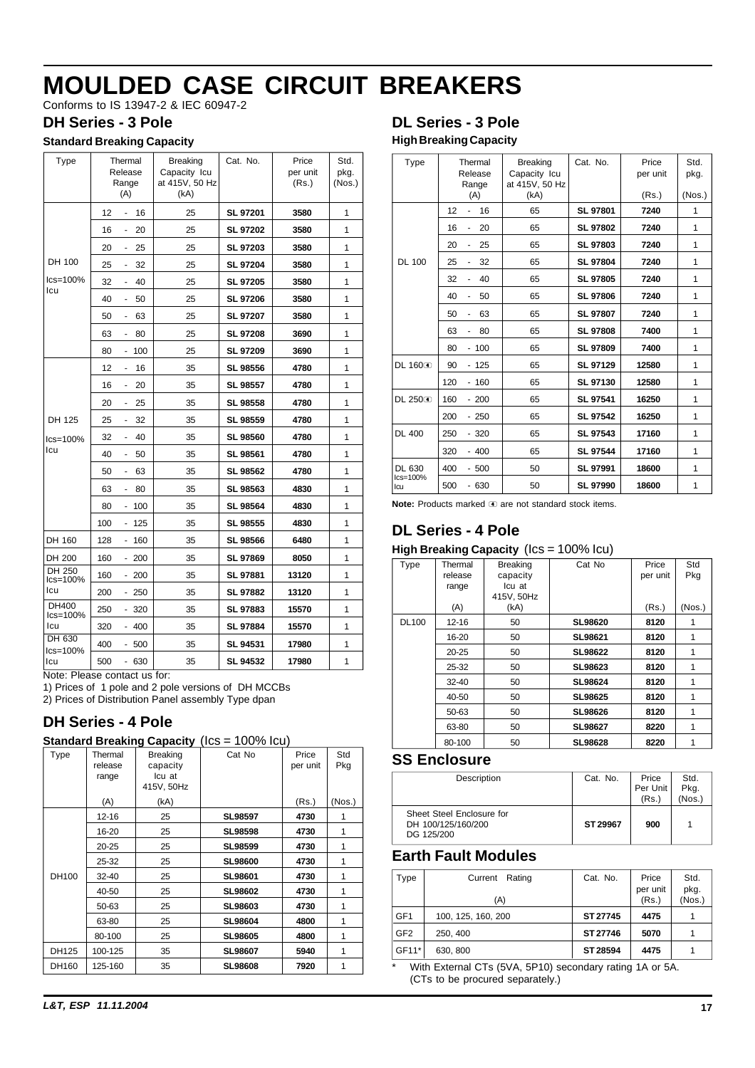# MOULDED CASE CIRCUIT BREAKERS

Conforms to IS 13947-2 & IEC 60947-2

## DH Series - 3 Pole

### Standard Breaking Capacity

| Type | Thermal Release Range (A) | Breaking Capacity Icu at 415V, 50 Hz (kA) | Cat. No. | Price per unit (Rs.) | Std. pkg. (Nos.) |
|---|---|---|---|---|---|
| DH 100 Ics=100% Icu | 12 - 16 | 25 | **SL 97201** | **3580** | 1 |
| | 16 - 20 | 25 | **SL 97202** | **3580** | 1 |
| | 20 - 25 | 25 | **SL 97203** | **3580** | 1 |
| | 25 - 32 | 25 | **SL 97204** | **3580** | 1 |
| | 32 - 40 | 25 | **SL 97205** | **3580** | 1 |
| | 40 - 50 | 25 | **SL 97206** | **3580** | 1 |
| | 50 - 63 | 25 | **SL 97207** | **3580** | 1 |
| | 63 - 80 | 25 | **SL 97208** | **3690** | 1 |
| | 80 - 100 | 25 | **SL 97209** | **3690** | 1 |
| DH 125 Ics=100% Icu | 12 - 16 | 35 | **SL 98556** | **4780** | 1 |
| | 16 - 20 | 35 | **SL 98557** | **4780** | 1 |
| | 20 - 25 | 35 | **SL 98558** | **4780** | 1 |
| | 25 - 32 | 35 | **SL 98559** | **4780** | 1 |
| | 32 - 40 | 35 | **SL 98560** | **4780** | 1 |
| | 40 - 50 | 35 | **SL 98561** | **4780** | 1 |
| | 50 - 63 | 35 | **SL 98562** | **4780** | 1 |
| | 63 - 80 | 35 | **SL 98563** | **4830** | 1 |
| | 80 - 100 | 35 | **SL 98564** | **4830** | 1 |
| | 100 - 125 | 35 | **SL 98555** | **4830** | 1 |
| DH 160 | 128 - 160 | 35 | **SL 98566** | **6480** | 1 |
| DH 200 | 160 - 200 | 35 | **SL 97869** | **8050** | 1 |
| DH 250 Ics=100% Icu | 160 - 200 | 35 | **SL 97881** | **13120** | 1 |
| | 200 - 250 | 35 | **SL 97882** | **13120** | 1 |
| DH400 Ics=100% Icu | 250 - 320 | 35 | **SL 97883** | **15570** | 1 |
| | 320 - 400 | 35 | **SL 97884** | **15570** | 1 |
| DH 630 Ics=100% Icu | 400 - 500 | 35 | **SL 94531** | **17980** | 1 |
| | 500 - 630 | 35 | **SL 94532** | **17980** | 1 |

Note: Please contact us for:

1) Prices of 1 pole and 2 pole versions of DH MCCBs
2) Prices of Distribution Panel assembly Type dpan

## DH Series - 4 Pole

**Standard Breaking Capacity** (Ics = 100% Icu)

| Type | Thermal release range (A) | Breaking capacity Icu at 415V, 50Hz (kA) | Cat No | Price per unit (Rs.) | Std Pkg (Nos.) |
|---|---|---|---|---|---|
| DH100 | 12-16 | 25 | **SL98597** | **4730** | 1 |
| | 16-20 | 25 | **SL98598** | **4730** | 1 |
| | 20-25 | 25 | **SL98599** | **4730** | 1 |
| | 25-32 | 25 | **SL98600** | **4730** | 1 |
| | 32-40 | 25 | **SL98601** | **4730** | 1 |
| | 40-50 | 25 | **SL98602** | **4730** | 1 |
| | 50-63 | 25 | **SL98603** | **4730** | 1 |
| | 63-80 | 25 | **SL98604** | **4800** | 1 |
| | 80-100 | 25 | **SL98605** | **4800** | 1 |
| DH125 | 100-125 | 35 | **SL98607** | **5940** | 1 |
| DH160 | 125-160 | 35 | **SL98608** | **7920** | 1 |

## DL Series - 3 Pole

### High Breaking Capacity

| Type | Thermal Release Range (A) | Breaking Capacity Icu at 415V, 50 Hz (kA) | Cat. No. | Price per unit (Rs.) | Std. pkg. (Nos.) |
|---|---|---|---|---|---|
| DL 100 | 12 - 16 | 65 | **SL 97801** | **7240** | 1 |
| | 16 - 20 | 65 | **SL 97802** | **7240** | 1 |
| | 20 - 25 | 65 | **SL 97803** | **7240** | 1 |
| | 25 - 32 | 65 | **SL 97804** | **7240** | 1 |
| | 32 - 40 | 65 | **SL 97805** | **7240** | 1 |
| | 40 - 50 | 65 | **SL 97806** | **7240** | 1 |
| | 50 - 63 | 65 | **SL 97807** | **7240** | 1 |
| | 63 - 80 | 65 | **SL 97808** | **7400** | 1 |
| | 80 - 100 | 65 | **SL 97809** | **7400** | 1 |
| DL 160⦿ | 90 - 125 | 65 | **SL 97129** | **12580** | 1 |
| | 120 - 160 | 65 | **SL 97130** | **12580** | 1 |
| DL 250⦿ | 160 - 200 | 65 | **SL 97541** | **16250** | 1 |
| | 200 - 250 | 65 | **SL 97542** | **16250** | 1 |
| DL 400 | 250 - 320 | 65 | **SL 97543** | **17160** | 1 |
| | 320 - 400 | 65 | **SL 97544** | **17160** | 1 |
| DL 630 Ics=100% Icu | 400 - 500 | 50 | **SL 97991** | **18600** | 1 |
| | 500 - 630 | 50 | **SL 97990** | **18600** | 1 |

**Note:** Products marked ⦿ are not standard stock items.

## DL Series - 4 Pole

**High Breaking Capacity** (Ics = 100% Icu)

| Type | Thermal release range (A) | Breaking capacity Icu at 415V, 50Hz (kA) | Cat No | Price per unit (Rs.) | Std Pkg (Nos.) |
|---|---|---|---|---|---|
| DL100 | 12-16 | 50 | **SL98620** | **8120** | 1 |
| | 16-20 | 50 | **SL98621** | **8120** | 1 |
| | 20-25 | 50 | **SL98622** | **8120** | 1 |
| | 25-32 | 50 | **SL98623** | **8120** | 1 |
| | 32-40 | 50 | **SL98624** | **8120** | 1 |
| | 40-50 | 50 | **SL98625** | **8120** | 1 |
| | 50-63 | 50 | **SL98626** | **8120** | 1 |
| | 63-80 | 50 | **SL98627** | **8220** | 1 |
| | 80-100 | 50 | **SL98628** | **8220** | 1 |

## SS Enclosure

| Description | Cat. No. | Price Per Unit (Rs.) | Std. Pkg. (Nos.) |
|---|---|---|---|
| Sheet Steel Enclosure for DH 100/125/160/200 DG 125/200 | **ST 29967** | **900** | 1 |

## Earth Fault Modules

| Type | Current Rating (A) | Cat. No. | Price per unit (Rs.) | Std. pkg. (Nos.) |
|---|---|---|---|---|
| GF1 | 100, 125, 160, 200 | **ST 27745** | **4475** | 1 |
| GF2 | 250, 400 | **ST 27746** | **5070** | 1 |
| GF11* | 630, 800 | **ST 28594** | **4475** | 1 |

\* With External CTs (5VA, 5P10) secondary rating 1A or 5A. (CTs to be procured separately.)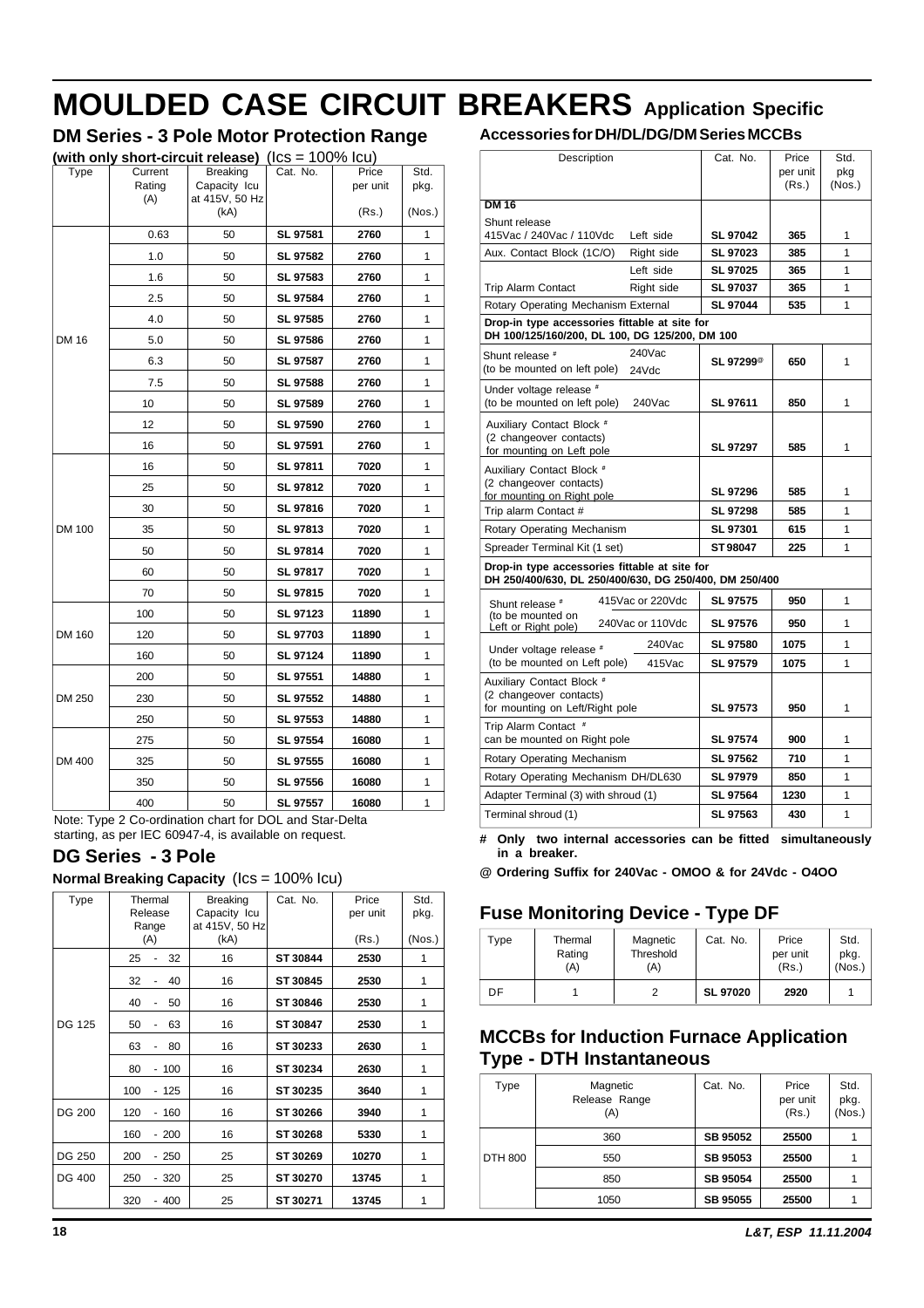# MOULDED CASE CIRCUIT BREAKERS Application Specific

## DM Series - 3 Pole Motor Protection Range

**(with only short-circuit release)** (Ics = 100% Icu)

| Type | Current Rating (A) | Breaking Capacity Icu at 415V, 50 Hz (kA) | Cat. No. | Price per unit (Rs.) | Std. pkg. (Nos.) |
|---|---|---|---|---|---|
| DM 16 | 0.63 | 50 | **SL 97581** | **2760** | 1 |
| | 1.0 | 50 | **SL 97582** | **2760** | 1 |
| | 1.6 | 50 | **SL 97583** | **2760** | 1 |
| | 2.5 | 50 | **SL 97584** | **2760** | 1 |
| | 4.0 | 50 | **SL 97585** | **2760** | 1 |
| | 5.0 | 50 | **SL 97586** | **2760** | 1 |
| | 6.3 | 50 | **SL 97587** | **2760** | 1 |
| | 7.5 | 50 | **SL 97588** | **2760** | 1 |
| | 10 | 50 | **SL 97589** | **2760** | 1 |
| | 12 | 50 | **SL 97590** | **2760** | 1 |
| | 16 | 50 | **SL 97591** | **2760** | 1 |
| DM 100 | 16 | 50 | **SL 97811** | **7020** | 1 |
| | 25 | 50 | **SL 97812** | **7020** | 1 |
| | 30 | 50 | **SL 97816** | **7020** | 1 |
| | 35 | 50 | **SL 97813** | **7020** | 1 |
| | 50 | 50 | **SL 97814** | **7020** | 1 |
| | 60 | 50 | **SL 97817** | **7020** | 1 |
| | 70 | 50 | **SL 97815** | **7020** | 1 |
| DM 160 | 100 | 50 | **SL 97123** | **11890** | 1 |
| | 120 | 50 | **SL 97703** | **11890** | 1 |
| | 160 | 50 | **SL 97124** | **11890** | 1 |
| DM 250 | 200 | 50 | **SL 97551** | **14880** | 1 |
| | 230 | 50 | **SL 97552** | **14880** | 1 |
| | 250 | 50 | **SL 97553** | **14880** | 1 |
| DM 400 | 275 | 50 | **SL 97554** | **16080** | 1 |
| | 325 | 50 | **SL 97555** | **16080** | 1 |
| | 350 | 50 | **SL 97556** | **16080** | 1 |
| | 400 | 50 | **SL 97557** | **16080** | 1 |

Note: Type 2 Co-ordination chart for DOL and Star-Delta starting, as per IEC 60947-4, is available on request.

## DG Series - 3 Pole

**Normal Breaking Capacity** (Ics = 100% Icu)

| Type | Thermal Release Range (A) | Breaking Capacity Icu at 415V, 50 Hz (kA) | Cat. No. | Price per unit (Rs.) | Std. pkg. (Nos.) |
|---|---|---|---|---|---|
| DG 125 | 25 - 32 | 16 | **ST 30844** | **2530** | 1 |
| | 32 - 40 | 16 | **ST 30845** | **2530** | 1 |
| | 40 - 50 | 16 | **ST 30846** | **2530** | 1 |
| | 50 - 63 | 16 | **ST 30847** | **2530** | 1 |
| | 63 - 80 | 16 | **ST 30233** | **2630** | 1 |
| | 80 - 100 | 16 | **ST 30234** | **2630** | 1 |
| | 100 - 125 | 16 | **ST 30235** | **3640** | 1 |
| DG 200 | 120 - 160 | 16 | **ST 30266** | **3940** | 1 |
| | 160 - 200 | 16 | **ST 30268** | **5330** | 1 |
| DG 250 | 200 - 250 | 25 | **ST 30269** | **10270** | 1 |
| DG 400 | 250 - 320 | 25 | **ST 30270** | **13745** | 1 |
| | 320 - 400 | 25 | **ST 30271** | **13745** | 1 |

## Accessories for DH/DL/DG/DM Series MCCBs

| Description | | Cat. No. | Price per unit (Rs.) | Std. pkg (Nos.) |
|---|---|---|---|---|
| **DM 16** | | | | |
| Shunt release 415Vac / 240Vac / 110Vdc | Left side | **SL 97042** | **365** | 1 |
| Aux. Contact Block (1C/O) | Right side | **SL 97023** | **385** | 1 |
| Trip Alarm Contact | Left side | **SL 97025** | **365** | 1 |
| | Right side | **SL 97037** | **365** | 1 |
| Rotary Operating Mechanism External | | **SL 97044** | **535** | 1 |
| **Drop-in type accessories fittable at site for DH 100/125/160/200, DL 100, DG 125/200, DM 100** | | | | |
| Shunt release # (to be mounted on left pole) | 240Vac 24Vdc | **SL 97299@** | **650** | 1 |
| Under voltage release # (to be mounted on left pole) | 240Vac | **SL 97611** | **850** | 1 |
| Auxiliary Contact Block # (2 changeover contacts) for mounting on Left pole | | **SL 97297** | **585** | 1 |
| Auxiliary Contact Block # (2 changeover contacts) for mounting on Right pole | | **SL 97296** | **585** | 1 |
| Trip alarm Contact # | | **SL 97298** | **585** | 1 |
| Rotary Operating Mechanism | | **SL 97301** | **615** | 1 |
| Spreader Terminal Kit (1 set) | | **ST 98047** | **225** | 1 |
| **Drop-in type accessories fittable at site for DH 250/400/630, DL 250/400/630, DG 250/400, DM 250/400** | | | | |
| Shunt release # (to be mounted on Left or Right pole) | 415Vac or 220Vdc | **SL 97575** | **950** | 1 |
| | 240Vac or 110Vdc | **SL 97576** | **950** | 1 |
| Under voltage release # (to be mounted on Left pole) | 240Vac | **SL 97580** | **1075** | 1 |
| | 415Vac | **SL 97579** | **1075** | 1 |
| Auxiliary Contact Block # (2 changeover contacts) for mounting on Left/Right pole | | **SL 97573** | **950** | 1 |
| Trip Alarm Contact # can be mounted on Right pole | | **SL 97574** | **900** | 1 |
| Rotary Operating Mechanism | | **SL 97562** | **710** | 1 |
| Rotary Operating Mechanism DH/DL630 | | **SL 97979** | **850** | 1 |
| Adapter Terminal (3) with shroud (1) | | **SL 97564** | **1230** | 1 |
| Terminal shroud (1) | | **SL 97563** | **430** | 1 |

**# Only two internal accessories can be fitted simultaneously in a breaker.**

**@ Ordering Suffix for 240Vac - OMOO & for 24Vdc - O4OO**

## Fuse Monitoring Device - Type DF

| Type | Thermal Rating (A) | Magnetic Threshold (A) | Cat. No. | Price per unit (Rs.) | Std. pkg. (Nos.) |
|---|---|---|---|---|---|
| DF | 1 | 2 | **SL 97020** | **2920** | 1 |

## MCCBs for Induction Furnace Application Type - DTH Instantaneous

| Type | Magnetic Release Range (A) | Cat. No. | Price per unit (Rs.) | Std. pkg. (Nos.) |
|---|---|---|---|---|
| DTH 800 | 360 | **SB 95052** | **25500** | 1 |
| | 550 | **SB 95053** | **25500** | 1 |
| | 850 | **SB 95054** | **25500** | 1 |
| | 1050 | **SB 95055** | **25500** | 1 |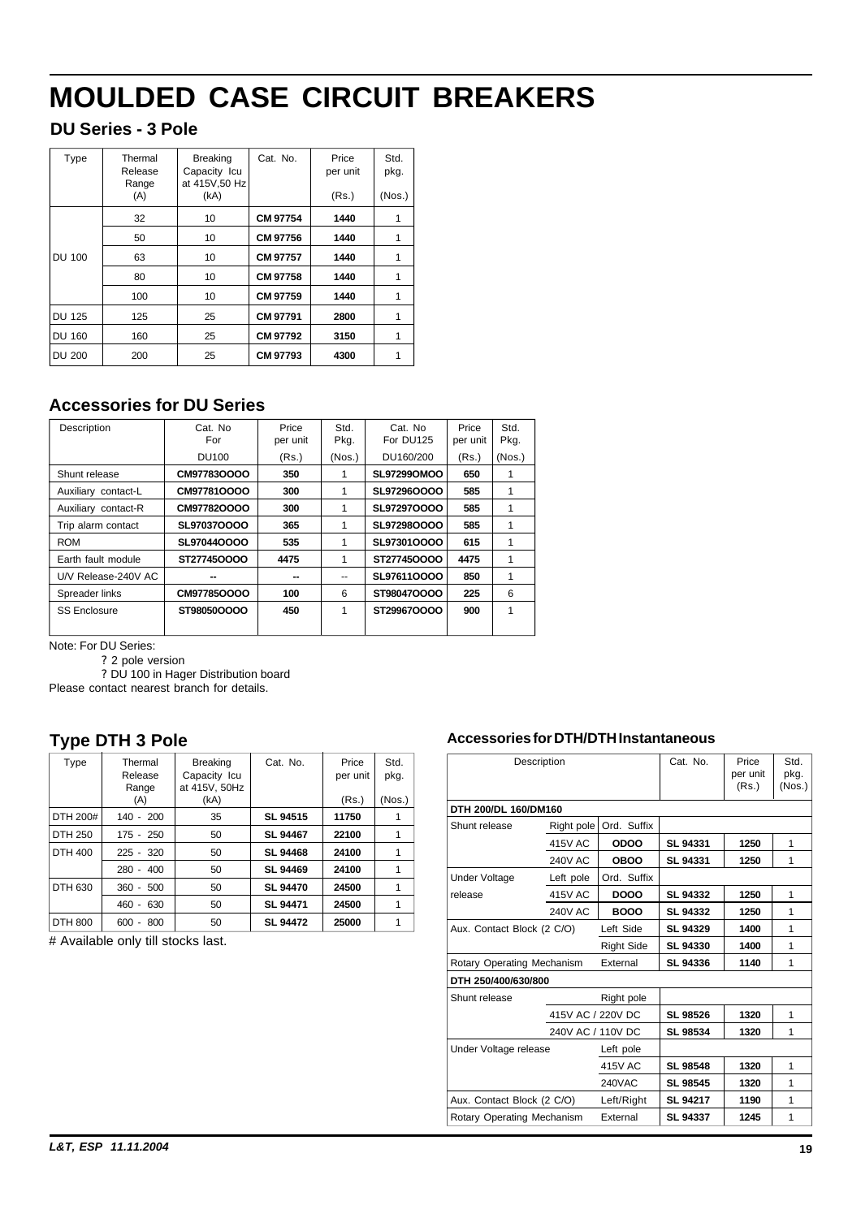# MOULDED CASE CIRCUIT BREAKERS

## DU Series - 3 Pole

| Type | Thermal Release Range (A) | Breaking Capacity Icu at 415V,50 Hz (kA) | Cat. No. | Price per unit (Rs.) | Std. pkg. (Nos.) |
|---|---|---|---|---|---|
| DU 100 | 32 | 10 | **CM 97754** | **1440** | 1 |
| | 50 | 10 | **CM 97756** | **1440** | 1 |
| | 63 | 10 | **CM 97757** | **1440** | 1 |
| | 80 | 10 | **CM 97758** | **1440** | 1 |
| | 100 | 10 | **CM 97759** | **1440** | 1 |
| DU 125 | 125 | 25 | **CM 97791** | **2800** | 1 |
| DU 160 | 160 | 25 | **CM 97792** | **3150** | 1 |
| DU 200 | 200 | 25 | **CM 97793** | **4300** | 1 |

## Accessories for DU Series

| Description | Cat. No For DU100 | Price per unit (Rs.) | Std. Pkg. (Nos.) | Cat. No For DU125 DU160/200 | Price per unit (Rs.) | Std. Pkg. (Nos.) |
|---|---|---|---|---|---|---|
| Shunt release | **CM97783OOOO** | **350** | 1 | **SL97299OMOO** | **650** | 1 |
| Auxiliary contact-L | **CM97781OOOO** | **300** | 1 | **SL97296OOOO** | **585** | 1 |
| Auxiliary contact-R | **CM97782OOOO** | **300** | 1 | **SL97297OOOO** | **585** | 1 |
| Trip alarm contact | **SL97037OOOO** | **365** | 1 | **SL97298OOOO** | **585** | 1 |
| ROM | **SL97044OOOO** | **535** | 1 | **SL97301OOOO** | **615** | 1 |
| Earth fault module | **ST27745OOOO** | **4475** | 1 | **ST27745OOOO** | **4475** | 1 |
| U/V Release-240V AC | **--** | **--** | -- | **SL97611OOOO** | **850** | 1 |
| Spreader links | **CM97785OOOO** | **100** | 6 | **ST98047OOOO** | **225** | 6 |
| SS Enclosure | **ST98050OOOO** | **450** | 1 | **ST29967OOOO** | **900** | 1 |

Note: For DU Series:

? 2 pole version

? DU 100 in Hager Distribution board

Please contact nearest branch for details.

## Type DTH 3 Pole

| Type | Thermal Release Range (A) | Breaking Capacity Icu at 415V, 50Hz (kA) | Cat. No. | Price per unit (Rs.) | Std. pkg. (Nos.) |
|---|---|---|---|---|---|
| DTH 200# | 140 - 200 | 35 | **SL 94515** | **11750** | 1 |
| DTH 250 | 175 - 250 | 50 | **SL 94467** | **22100** | 1 |
| DTH 400 | 225 - 320 | 50 | **SL 94468** | **24100** | 1 |
| | 280 - 400 | 50 | **SL 94469** | **24100** | 1 |
| DTH 630 | 360 - 500 | 50 | **SL 94470** | **24500** | 1 |
| | 460 - 630 | 50 | **SL 94471** | **24500** | 1 |
| DTH 800 | 600 - 800 | 50 | **SL 94472** | **25000** | 1 |

# Available only till stocks last.

### Accessories for DTH/DTH Instantaneous

| Description | | | Cat. No. | Price per unit (Rs.) | Std. pkg. (Nos.) |
|---|---|---|---|---|---|
| **DTH 200/DL 160/DM160** | | | | | |
| Shunt release | Right pole | Ord. Suffix | | | |
| | 415V AC | **ODOO** | **SL 94331** | **1250** | 1 |
| | 240V AC | **OBOO** | **SL 94331** | **1250** | 1 |
| Under Voltage | Left pole | Ord. Suffix | | | |
| release | 415V AC | **DOOO** | **SL 94332** | **1250** | 1 |
| | 240V AC | **BOOO** | **SL 94332** | **1250** | 1 |
| Aux. Contact Block (2 C/O) | | Left Side | **SL 94329** | **1400** | 1 |
| | | Right Side | **SL 94330** | **1400** | 1 |
| Rotary Operating Mechanism | | External | **SL 94336** | **1140** | 1 |
| **DTH 250/400/630/800** | | | | | |
| Shunt release | | Right pole | | | |
| | 415V AC / 220V DC | | **SL 98526** | **1320** | 1 |
| | 240V AC / 110V DC | | **SL 98534** | **1320** | 1 |
| Under Voltage release | | Left pole | | | |
| | | 415V AC | **SL 98548** | **1320** | 1 |
| | | 240VAC | **SL 98545** | **1320** | 1 |
| Aux. Contact Block (2 C/O) | | Left/Right | **SL 94217** | **1190** | 1 |
| Rotary Operating Mechanism | | External | **SL 94337** | **1245** | 1 |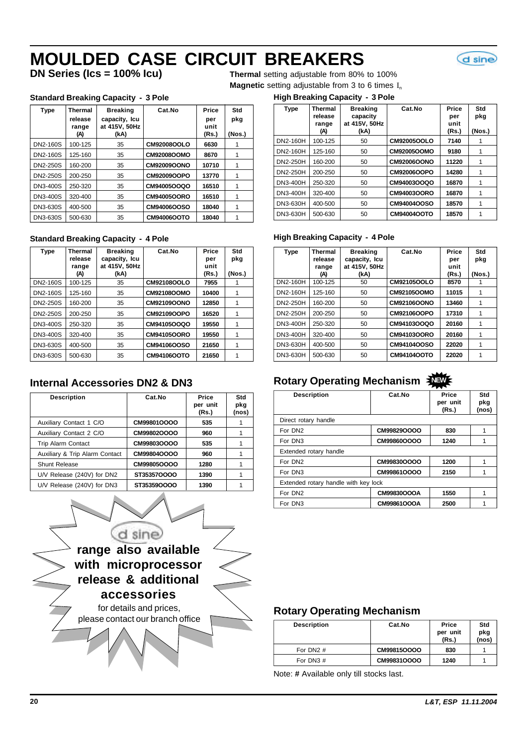# MOULDED CASE CIRCUIT BREAKERS

**DN Series (Ics = 100% Icu)**

**Thermal** setting adjustable from 80% to 100%

**Magnetic** setting adjustable from 3 to 6 times $I_n$

### Standard Breaking Capacity - 3 Pole

| Type | Thermal release range (A) | Breaking capacity, Icu at 415V, 50Hz (kA) | Cat.No | Price per unit (Rs.) | Std pkg (Nos.) |
|---|---|---|---|---|---|
| DN2-160S | 100-125 | 35 | CM92008OOLO | 6630 | 1 |
| DN2-160S | 125-160 | 35 | CM92008OOMO | 8670 | 1 |
| DN2-250S | 160-200 | 35 | CM92009OONO | 10710 | 1 |
| DN2-250S | 200-250 | 35 | CM92009OOPO | 13770 | 1 |
| DN3-400S | 250-320 | 35 | CM94005OOQO | 16510 | 1 |
| DN3-400S | 320-400 | 35 | CM94005OORO | 16510 | 1 |
| DN3-630S | 400-500 | 35 | CM94006OOSO | 18040 | 1 |
| DN3-630S | 500-630 | 35 | CM94006OOTO | 18040 | 1 |

### Standard Breaking Capacity - 4 Pole

| Type | Thermal release range (A) | Breaking capacity, Icu at 415V, 50Hz (kA) | Cat.No | Price per unit (Rs.) | Std pkg (Nos.) |
|---|---|---|---|---|---|
| DN2-160S | 100-125 | 35 | CM92108OOLO | 7955 | 1 |
| DN2-160S | 125-160 | 35 | CM92108OOMO | 10400 | 1 |
| DN2-250S | 160-200 | 35 | CM92109OONO | 12850 | 1 |
| DN2-250S | 200-250 | 35 | CM92109OOPO | 16520 | 1 |
| DN3-400S | 250-320 | 35 | CM94105OOQO | 19550 | 1 |
| DN3-400S | 320-400 | 35 | CM94105OORO | 19550 | 1 |
| DN3-630S | 400-500 | 35 | CM94106OOSO | 21650 | 1 |
| DN3-630S | 500-630 | 35 | CM94106OOTO | 21650 | 1 |

## Internal Accessories DN2 & DN3

| Description | Cat.No | Price per unit (Rs.) | Std pkg (nos) |
|---|---|---|---|
| Auxiliary Contact 1 C/O | CM99801OOOO | 535 | 1 |
| Auxiliary Contact 2 C/O | CM99802OOOO | 960 | 1 |
| Trip Alarm Contact | CM99803OOOO | 535 | 1 |
| Auxiliary & Trip Alarm Contact | CM99804OOOO | 960 | 1 |
| Shunt Release | CM99805OOOO | 1280 | 1 |
| U/V Release (240V) for DN2 | ST35357OOOO | 1390 | 1 |
| U/V Release (240V) for DN3 | ST35359OOOO | 1390 | 1 |

d sine

**range also available with microprocessor release & additional accessories**

for details and prices, please contact our branch office

### High Breaking Capacity - 3 Pole

| Type | Thermal release range (A) | Breaking capacity at 415V, 50Hz (kA) | Cat.No | Price per unit (Rs.) | Std pkg (Nos.) |
|---|---|---|---|---|---|
| DN2-160H | 100-125 | 50 | CM92005OOLO | 7140 | 1 |
| DN2-160H | 125-160 | 50 | CM92005OOMO | 9180 | 1 |
| DN2-250H | 160-200 | 50 | CM92006OONO | 11220 | 1 |
| DN2-250H | 200-250 | 50 | CM92006OOPO | 14280 | 1 |
| DN3-400H | 250-320 | 50 | CM94003OOQO | 16870 | 1 |
| DN3-400H | 320-400 | 50 | CM94003OORO | 16870 | 1 |
| DN3-630H | 400-500 | 50 | CM94004OOSO | 18570 | 1 |
| DN3-630H | 500-630 | 50 | CM94004OOTO | 18570 | 1 |

### High Breaking Capacity - 4 Pole

| Type | Thermal release range (A) | Breaking capacity, Icu at 415V, 50Hz (kA) | Cat.No | Price per unit (Rs.) | Std pkg (Nos.) |
|---|---|---|---|---|---|
| DN2-160H | 100-125 | 50 | CM92105OOLO | 8570 | 1 |
| DN2-160H | 125-160 | 50 | CM92105OOMO | 11015 | 1 |
| DN2-250H | 160-200 | 50 | CM92106OONO | 13460 | 1 |
| DN2-250H | 200-250 | 50 | CM92106OOPO | 17310 | 1 |
| DN3-400H | 250-320 | 50 | CM94103OOQO | 20160 | 1 |
| DN3-400H | 320-400 | 50 | CM94103OORO | 20160 | 1 |
| DN3-630H | 400-500 | 50 | CM94104OOSO | 22020 | 1 |
| DN3-630H | 500-630 | 50 | CM94104OOTO | 22020 | 1 |

## Rotary Operating Mechanism NEW

| Description | Cat.No | Price per unit (Rs.) | Std pkg (nos) |
|---|---|---|---|
| Direct rotary handle | | | |
| For DN2 | CM99829OOOO | 830 | 1 |
| For DN3 | CM99860OOOO | 1240 | 1 |
| Extended rotary handle | | | |
| For DN2 | CM99830OOOO | 1200 | 1 |
| For DN3 | CM99861OOOO | 2150 | 1 |
| Extended rotary handle with key lock | | | |
| For DN2 | CM99830OOOA | 1550 | 1 |
| For DN3 | CM99861OOOA | 2500 | 1 |

## Rotary Operating Mechanism

| Description | Cat.No | Price per unit (Rs.) | Std pkg (nos) |
|---|---|---|---|
| For DN2 # | CM99815OOOO | 830 | 1 |
| For DN3 # | CM99831OOOO | 1240 | 1 |

Note: # Available only till stocks last.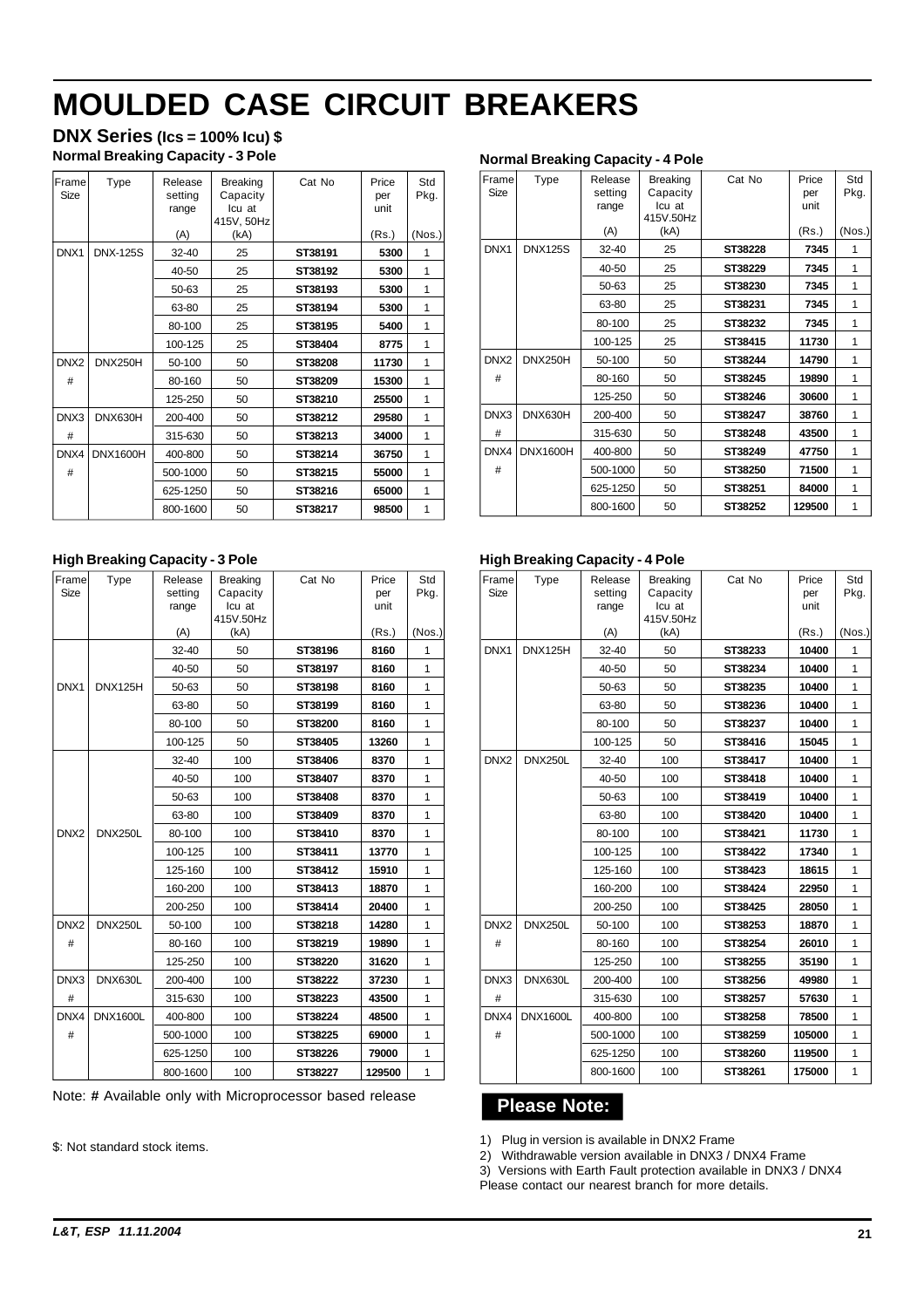# MOULDED CASE CIRCUIT BREAKERS

## DNX Series (Ics = 100% Icu) $

### Normal Breaking Capacity - 3 Pole

| Frame Size | Type | Release setting range (A) | Breaking Capacity Icu at 415V, 50Hz (kA) | Cat No | Price per unit (Rs.) | Std Pkg. (Nos.) |
|---|---|---|---|---|---|---|
| DNX1 | DNX-125S | 32-40 | 25 | **ST38191** | **5300** | 1 |
| | | 40-50 | 25 | **ST38192** | **5300** | 1 |
| | | 50-63 | 25 | **ST38193** | **5300** | 1 |
| | | 63-80 | 25 | **ST38194** | **5300** | 1 |
| | | 80-100 | 25 | **ST38195** | **5400** | 1 |
| | | 100-125 | 25 | **ST38404** | **8775** | 1 |
| DNX2 # | DNX250H | 50-100 | 50 | **ST38208** | **11730** | 1 |
| | | 80-160 | 50 | **ST38209** | **15300** | 1 |
| | | 125-250 | 50 | **ST38210** | **25500** | 1 |
| DNX3 # | DNX630H | 200-400 | 50 | **ST38212** | **29580** | 1 |
| | | 315-630 | 50 | **ST38213** | **34000** | 1 |
| DNX4 # | DNX1600H | 400-800 | 50 | **ST38214** | **36750** | 1 |
| | | 500-1000 | 50 | **ST38215** | **55000** | 1 |
| | | 625-1250 | 50 | **ST38216** | **65000** | 1 |
| | | 800-1600 | 50 | **ST38217** | **98500** | 1 |

### Normal Breaking Capacity - 4 Pole

| Frame Size | Type | Release setting range (A) | Breaking Capacity Icu at 415V.50Hz (kA) | Cat No | Price per unit (Rs.) | Std Pkg. (Nos.) |
|---|---|---|---|---|---|---|
| DNX1 | DNX125S | 32-40 | 25 | **ST38228** | **7345** | 1 |
| | | 40-50 | 25 | **ST38229** | **7345** | 1 |
| | | 50-63 | 25 | **ST38230** | **7345** | 1 |
| | | 63-80 | 25 | **ST38231** | **7345** | 1 |
| | | 80-100 | 25 | **ST38232** | **7345** | 1 |
| | | 100-125 | 25 | **ST38415** | **11730** | 1 |
| DNX2 # | DNX250H | 50-100 | 50 | **ST38244** | **14790** | 1 |
| | | 80-160 | 50 | **ST38245** | **19890** | 1 |
| | | 125-250 | 50 | **ST38246** | **30600** | 1 |
| DNX3 # | DNX630H | 200-400 | 50 | **ST38247** | **38760** | 1 |
| | | 315-630 | 50 | **ST38248** | **43500** | 1 |
| DNX4 # | DNX1600H | 400-800 | 50 | **ST38249** | **47750** | 1 |
| | | 500-1000 | 50 | **ST38250** | **71500** | 1 |
| | | 625-1250 | 50 | **ST38251** | **84000** | 1 |
| | | 800-1600 | 50 | **ST38252** | **129500** | 1 |

### High Breaking Capacity - 3 Pole

| Frame Size | Type | Release setting range (A) | Breaking Capacity Icu at 415V.50Hz (kA) | Cat No | Price per unit (Rs.) | Std Pkg. (Nos.) |
|---|---|---|---|---|---|---|
| DNX1 | DNX125H | 32-40 | 50 | **ST38196** | **8160** | 1 |
| | | 40-50 | 50 | **ST38197** | **8160** | 1 |
| | | 50-63 | 50 | **ST38198** | **8160** | 1 |
| | | 63-80 | 50 | **ST38199** | **8160** | 1 |
| | | 80-100 | 50 | **ST38200** | **8160** | 1 |
| | | 100-125 | 50 | **ST38405** | **13260** | 1 |
| DNX2 | DNX250L | 32-40 | 100 | **ST38406** | **8370** | 1 |
| | | 40-50 | 100 | **ST38407** | **8370** | 1 |
| | | 50-63 | 100 | **ST38408** | **8370** | 1 |
| | | 63-80 | 100 | **ST38409** | **8370** | 1 |
| | | 80-100 | 100 | **ST38410** | **8370** | 1 |
| | | 100-125 | 100 | **ST38411** | **13770** | 1 |
| | | 125-160 | 100 | **ST38412** | **15910** | 1 |
| | | 160-200 | 100 | **ST38413** | **18870** | 1 |
| | | 200-250 | 100 | **ST38414** | **20400** | 1 |
| DNX2 # | DNX250L | 50-100 | 100 | **ST38218** | **14280** | 1 |
| | | 80-160 | 100 | **ST38219** | **19890** | 1 |
| | | 125-250 | 100 | **ST38220** | **31620** | 1 |
| DNX3 # | DNX630L | 200-400 | 100 | **ST38222** | **37230** | 1 |
| | | 315-630 | 100 | **ST38223** | **43500** | 1 |
| DNX4 # | DNX1600L | 400-800 | 100 | **ST38224** | **48500** | 1 |
| | | 500-1000 | 100 | **ST38225** | **69000** | 1 |
| | | 625-1250 | 100 | **ST38226** | **79000** | 1 |
| | | 800-1600 | 100 | **ST38227** | **129500** | 1 |

Note: **#** Available only with Microprocessor based release

$: Not standard stock items.

### High Breaking Capacity - 4 Pole

| Frame Size | Type | Release setting range (A) | Breaking Capacity Icu at 415V.50Hz (kA) | Cat No | Price per unit (Rs.) | Std Pkg. (Nos.) |
|---|---|---|---|---|---|---|
| DNX1 | DNX125H | 32-40 | 50 | **ST38233** | **10400** | 1 |
| | | 40-50 | 50 | **ST38234** | **10400** | 1 |
| | | 50-63 | 50 | **ST38235** | **10400** | 1 |
| | | 63-80 | 50 | **ST38236** | **10400** | 1 |
| | | 80-100 | 50 | **ST38237** | **10400** | 1 |
| | | 100-125 | 50 | **ST38416** | **15045** | 1 |
| DNX2 | DNX250L | 32-40 | 100 | **ST38417** | **10400** | 1 |
| | | 40-50 | 100 | **ST38418** | **10400** | 1 |
| | | 50-63 | 100 | **ST38419** | **10400** | 1 |
| | | 63-80 | 100 | **ST38420** | **10400** | 1 |
| | | 80-100 | 100 | **ST38421** | **11730** | 1 |
| | | 100-125 | 100 | **ST38422** | **17340** | 1 |
| | | 125-160 | 100 | **ST38423** | **18615** | 1 |
| | | 160-200 | 100 | **ST38424** | **22950** | 1 |
| | | 200-250 | 100 | **ST38425** | **28050** | 1 |
| DNX2 # | DNX250L | 50-100 | 100 | **ST38253** | **18870** | 1 |
| | | 80-160 | 100 | **ST38254** | **26010** | 1 |
| | | 125-250 | 100 | **ST38255** | **35190** | 1 |
| DNX3 # | DNX630L | 200-400 | 100 | **ST38256** | **49980** | 1 |
| | | 315-630 | 100 | **ST38257** | **57630** | 1 |
| DNX4 # | DNX1600L | 400-800 | 100 | **ST38258** | **78500** | 1 |
| | | 500-1000 | 100 | **ST38259** | **105000** | 1 |
| | | 625-1250 | 100 | **ST38260** | **119500** | 1 |
| | | 800-1600 | 100 | **ST38261** | **175000** | 1 |

**Please Note:**

1) Plug in version is available in DNX2 Frame
2) Withdrawable version available in DNX3 / DNX4 Frame
3) Versions with Earth Fault protection available in DNX3 / DNX4

Please contact our nearest branch for more details.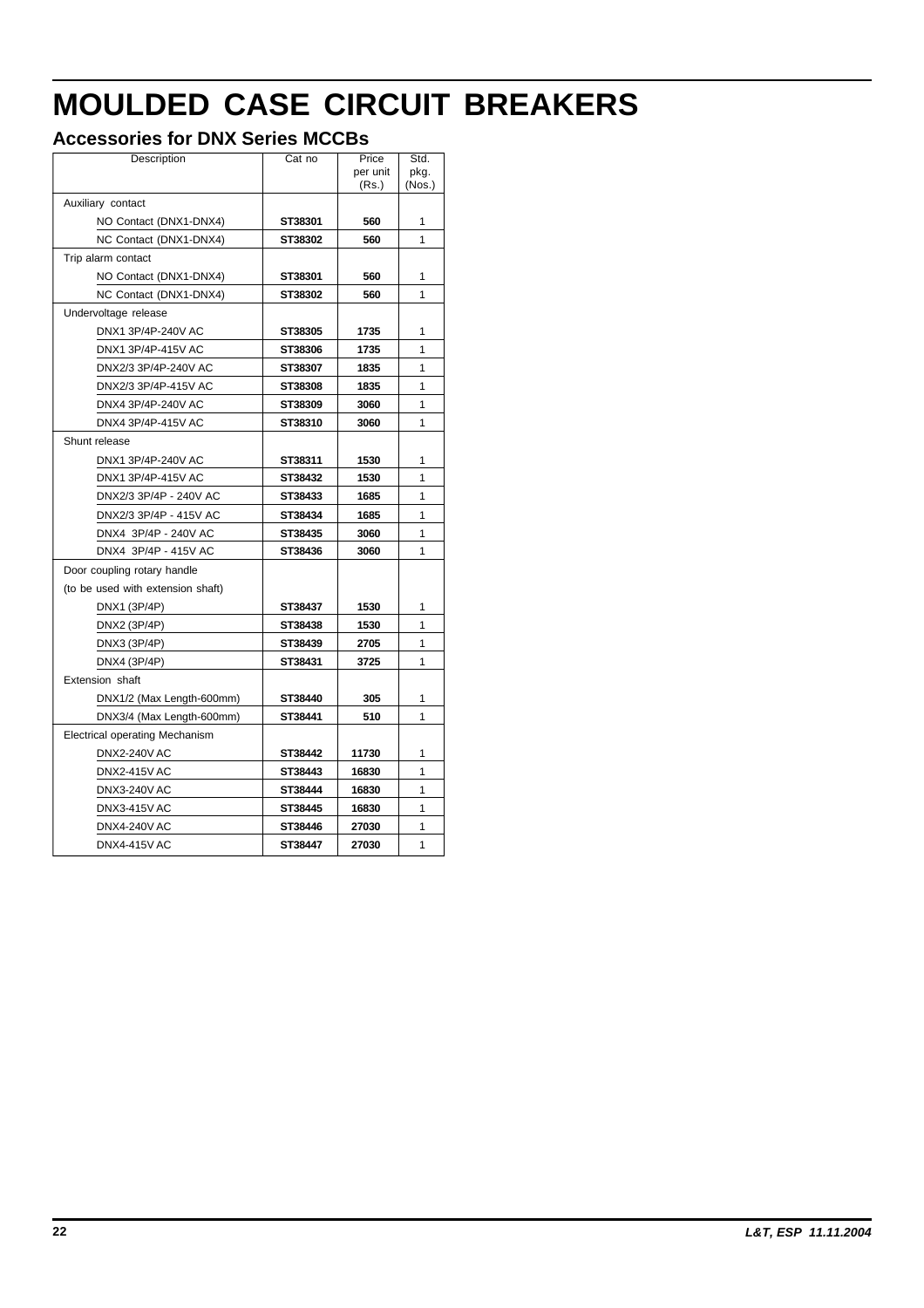# MOULDED CASE CIRCUIT BREAKERS

## Accessories for DNX Series MCCBs

| Description | Cat no | Price per unit (Rs.) | Std. pkg. (Nos.) |
|---|---|---|---|
| Auxiliary contact | | | |
| NO Contact (DNX1-DNX4) | **ST38301** | **560** | 1 |
| NC Contact (DNX1-DNX4) | **ST38302** | **560** | 1 |
| Trip alarm contact | | | |
| NO Contact (DNX1-DNX4) | **ST38301** | **560** | 1 |
| NC Contact (DNX1-DNX4) | **ST38302** | **560** | 1 |
| Undervoltage release | | | |
| DNX1 3P/4P-240V AC | **ST38305** | **1735** | 1 |
| DNX1 3P/4P-415V AC | **ST38306** | **1735** | 1 |
| DNX2/3 3P/4P-240V AC | **ST38307** | **1835** | 1 |
| DNX2/3 3P/4P-415V AC | **ST38308** | **1835** | 1 |
| DNX4 3P/4P-240V AC | **ST38309** | **3060** | 1 |
| DNX4 3P/4P-415V AC | **ST38310** | **3060** | 1 |
| Shunt release | | | |
| DNX1 3P/4P-240V AC | **ST38311** | **1530** | 1 |
| DNX1 3P/4P-415V AC | **ST38432** | **1530** | 1 |
| DNX2/3 3P/4P - 240V AC | **ST38433** | **1685** | 1 |
| DNX2/3 3P/4P - 415V AC | **ST38434** | **1685** | 1 |
| DNX4 3P/4P - 240V AC | **ST38435** | **3060** | 1 |
| DNX4 3P/4P - 415V AC | **ST38436** | **3060** | 1 |
| Door coupling rotary handle | | | |
| (to be used with extension shaft) | | | |
| DNX1 (3P/4P) | **ST38437** | **1530** | 1 |
| DNX2 (3P/4P) | **ST38438** | **1530** | 1 |
| DNX3 (3P/4P) | **ST38439** | **2705** | 1 |
| DNX4 (3P/4P) | **ST38431** | **3725** | 1 |
| Extension shaft | | | |
| DNX1/2 (Max Length-600mm) | **ST38440** | **305** | 1 |
| DNX3/4 (Max Length-600mm) | **ST38441** | **510** | 1 |
| Electrical operating Mechanism | | | |
| DNX2-240V AC | **ST38442** | **11730** | 1 |
| DNX2-415V AC | **ST38443** | **16830** | 1 |
| DNX3-240V AC | **ST38444** | **16830** | 1 |
| DNX3-415V AC | **ST38445** | **16830** | 1 |
| DNX4-240V AC | **ST38446** | **27030** | 1 |
| DNX4-415V AC | **ST38447** | **27030** | 1 |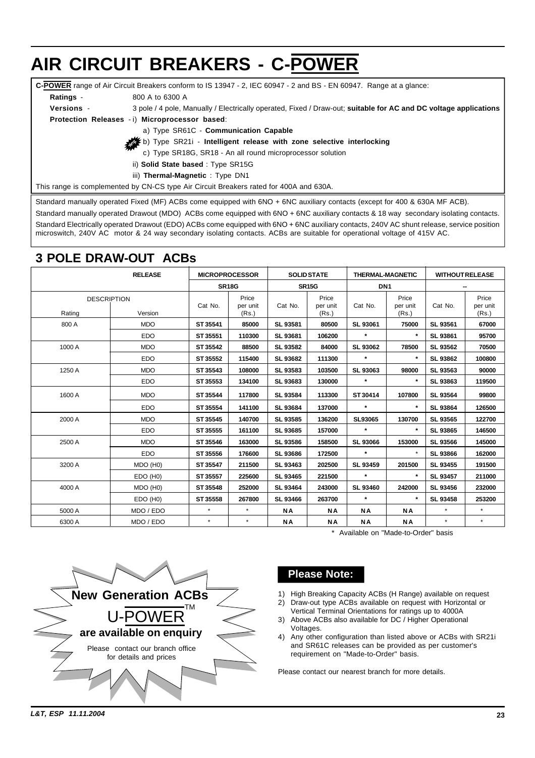# AIR CIRCUIT BREAKERS - C-POWER

**C-POWER** range of Air Circuit Breakers conform to IS 13947 - 2, IEC 60947 - 2 and BS - EN 60947. Range at a glance:

**Ratings** - 800 A to 6300 A

**Versions** - 3 pole / 4 pole, Manually / Electrically operated, Fixed / Draw-out; **suitable for AC and DC voltage applications**

**Protection Releases** - i) **Microprocessor based**:

a) Type SR61C - **Communication Capable**

b) Type SR21i - **Intelligent release with zone selective interlocking**

c) Type SR18G, SR18 - An all round microprocessor solution

ii) **Solid State based** : Type SR15G

iii) **Thermal-Magnetic** : Type DN1

This range is complemented by CN-CS type Air Circuit Breakers rated for 400A and 630A.

Standard manually operated Fixed (MF) ACBs come equipped with 6NO + 6NC auxiliary contacts (except for 400 & 630A MF ACB).

Standard manually operated Drawout (MDO) ACBs come equipped with 6NO + 6NC auxiliary contacts & 18 way secondary isolating contacts.

Standard Electrically operated Drawout (EDO) ACBs come equipped with 6NO + 6NC auxiliary contacts, 240V AC shunt release, service position microswitch, 240V AC motor & 24 way secondary isolating contacts. ACBs are suitable for operational voltage of 415V AC.

## 3 POLE DRAW-OUT ACBs

| RELEASE | | MICROPROCESSOR | | SOLID STATE | | THERMAL-MAGNETIC | | WITHOUT RELEASE | |
|---|---|---|---|---|---|---|---|---|---|
| | | SR18G | | SR15G | | DN1 | | -- | |
| DESCRIPTION Rating | Version | Cat No. | Price per unit (Rs.) | Cat No. | Price per unit (Rs.) | Cat No. | Price per unit (Rs.) | Cat No. | Price per unit (Rs.) |
| 800 A | MDO | ST 35541 | 85000 | SL 93581 | 80500 | SL 93061 | 75000 | SL 93561 | 67000 |
| | EDO | ST 35551 | 110300 | SL 93681 | 106200 | * | * | SL 93861 | 95700 |
| 1000 A | MDO | ST 35542 | 88500 | SL 93582 | 84000 | SL 93062 | 78500 | SL 93562 | 70500 |
| | EDO | ST 35552 | 115400 | SL 93682 | 111300 | * | * | SL 93862 | 100800 |
| 1250 A | MDO | ST 35543 | 108000 | SL 93583 | 103500 | SL 93063 | 98000 | SL 93563 | 90000 |
| | EDO | ST 35553 | 134100 | SL 93683 | 130000 | * | * | SL 93863 | 119500 |
| 1600 A | MDO | ST 35544 | 117800 | SL 93584 | 113300 | ST 30414 | 107800 | SL 93564 | 99800 |
| | EDO | ST 35554 | 141100 | SL 93684 | 137000 | * | * | SL 93864 | 126500 |
| 2000 A | MDO | ST 35545 | 140700 | SL 93585 | 136200 | SL93065 | 130700 | SL 93565 | 122700 |
| | EDO | ST 35555 | 161100 | SL 93685 | 157000 | * | * | SL 93865 | 146500 |
| 2500 A | MDO | ST 35546 | 163000 | SL 93586 | 158500 | SL 93066 | 153000 | SL 93566 | 145000 |
| | EDO | ST 35556 | 176600 | SL 93686 | 172500 | * | * | SL 93866 | 162000 |
| 3200 A | MDO (H0) | ST 35547 | 211500 | SL 93463 | 202500 | SL 93459 | 201500 | SL 93455 | 191500 |
| | EDO (H0) | ST 35557 | 225600 | SL 93465 | 221500 | * | * | SL 93457 | 211000 |
| 4000 A | MDO (H0) | ST 35548 | 252000 | SL 93464 | 243000 | SL 93460 | 242000 | SL 93456 | 232000 |
| | EDO (H0) | ST 35558 | 267800 | SL 93466 | 263700 | * | * | SL 93458 | 253200 |
| 5000 A | MDO / EDO | * | * | NA | NA | NA | NA | * | * |
| 6300 A | MDO / EDO | * | * | NA | NA | NA | NA | * | * |

\* Available on "Made-to-Order" basis

**New Generation ACBs**

U-POWER™

**are available on enquiry**

Please contact our branch office for details and prices

### Please Note:

1) High Breaking Capacity ACBs (H Range) available on request
2) Draw-out type ACBs available on request with Horizontal or Vertical Terminal Orientations for ratings up to 4000A
3) Above ACBs also available for DC / Higher Operational Voltages.
4) Any other configuration than listed above or ACBs with SR21i and SR61C releases can be provided as per customer's requirement on "Made-to-Order" basis.

Please contact our nearest branch for more details.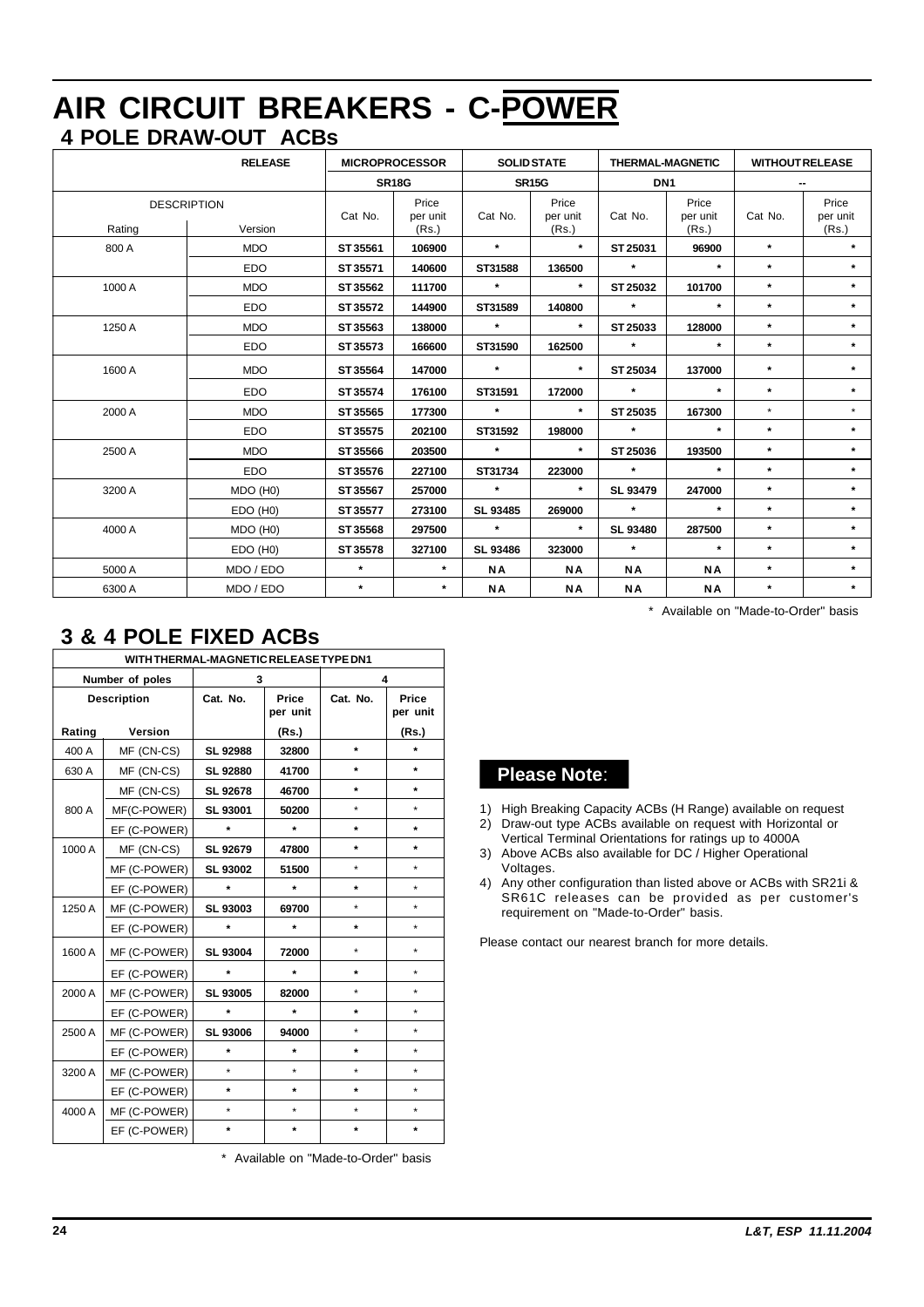# AIR CIRCUIT BREAKERS - C-POWER

## 4 POLE DRAW-OUT ACBs

| RELEASE | | MICROPROCESSOR | | SOLID STATE | | THERMAL-MAGNETIC | | WITHOUT RELEASE | |
|---|---|---|---|---|---|---|---|---|---|
| | | SR18G | | SR15G | | DN1 | | -- | |
| DESCRIPTION | | Cat. No. | Price per unit (Rs.) | Cat. No. | Price per unit (Rs.) | Cat. No. | Price per unit (Rs.) | Cat. No. | Price per unit (Rs.) |
| Rating | Version | | | | | | | | |
| 800 A | MDO | ST 35561 | 106900 | * | * | ST 25031 | 96900 | * | * |
| | EDO | ST 35571 | 140600 | ST31588 | 136500 | * | * | * | * |
| 1000 A | MDO | ST 35562 | 111700 | * | * | ST 25032 | 101700 | * | * |
| | EDO | ST 35572 | 144900 | ST31589 | 140800 | * | * | * | * |
| 1250 A | MDO | ST 35563 | 138000 | * | * | ST 25033 | 128000 | * | * |
| | EDO | ST 35573 | 166600 | ST31590 | 162500 | * | * | * | * |
| 1600 A | MDO | ST 35564 | 147000 | * | * | ST 25034 | 137000 | * | * |
| | EDO | ST 35574 | 176100 | ST31591 | 172000 | * | * | * | * |
| 2000 A | MDO | ST 35565 | 177300 | * | * | ST 25035 | 167300 | * | * |
| | EDO | ST 35575 | 202100 | ST31592 | 198000 | * | * | * | * |
| 2500 A | MDO | ST 35566 | 203500 | * | * | ST 25036 | 193500 | * | * |
| | EDO | ST 35576 | 227100 | ST31734 | 223000 | * | * | * | * |
| 3200 A | MDO (H0) | ST 35567 | 257000 | * | * | SL 93479 | 247000 | * | * |
| | EDO (H0) | ST 35577 | 273100 | SL 93485 | 269000 | * | * | * | * |
| 4000 A | MDO (H0) | ST 35568 | 297500 | * | * | SL 93480 | 287500 | * | * |
| | EDO (H0) | ST 35578 | 327100 | SL 93486 | 323000 | * | * | * | * |
| 5000 A | MDO / EDO | * | * | NA | NA | NA | NA | * | * |
| 6300 A | MDO / EDO | * | * | NA | NA | NA | NA | * | * |

\* Available on "Made-to-Order" basis

## 3 & 4 POLE FIXED ACBs

| WITH THERMAL-MAGNETIC RELEASE TYPE DN1 | | | | | |
|---|---|---|---|---|---|
| Number of poles | | 3 | | 4 | |
| Description | | Cat. No. | Price per unit | Cat. No. | Price per unit |
| Rating | Version | | (Rs.) | | (Rs.) |
| 400 A | MF (CN-CS) | SL 92988 | 32800 | * | * |
| 630 A | MF (CN-CS) | SL 92880 | 41700 | * | * |
| 800 A | MF (CN-CS) | SL 92678 | 46700 | * | * |
| | MF(C-POWER) | SL 93001 | 50200 | * | * |
| | EF (C-POWER) | * | * | * | * |
| 1000 A | MF (CN-CS) | SL 92679 | 47800 | * | * |
| | MF (C-POWER) | SL 93002 | 51500 | * | * |
| | EF (C-POWER) | * | * | * | * |
| 1250 A | MF (C-POWER) | SL 93003 | 69700 | * | * |
| | EF (C-POWER) | * | * | * | * |
| 1600 A | MF (C-POWER) | SL 93004 | 72000 | * | * |
| | EF (C-POWER) | * | * | * | * |
| 2000 A | MF (C-POWER) | SL 93005 | 82000 | * | * |
| | EF (C-POWER) | * | * | * | * |
| 2500 A | MF (C-POWER) | SL 93006 | 94000 | * | * |
| | EF (C-POWER) | * | * | * | * |
| 3200 A | MF (C-POWER) | * | * | * | * |
| | EF (C-POWER) | * | * | * | * |
| 4000 A | MF (C-POWER) | * | * | * | * |
| | EF (C-POWER) | * | * | * | * |

\* Available on "Made-to-Order" basis

**Please Note:**

1) High Breaking Capacity ACBs (H Range) available on request
2) Draw-out type ACBs available on request with Horizontal or Vertical Terminal Orientations for ratings up to 4000A
3) Above ACBs also available for DC / Higher Operational Voltages.
4) Any other configuration than listed above or ACBs with SR21i & SR61C releases can be provided as per customer's requirement on "Made-to-Order" basis.

Please contact our nearest branch for more details.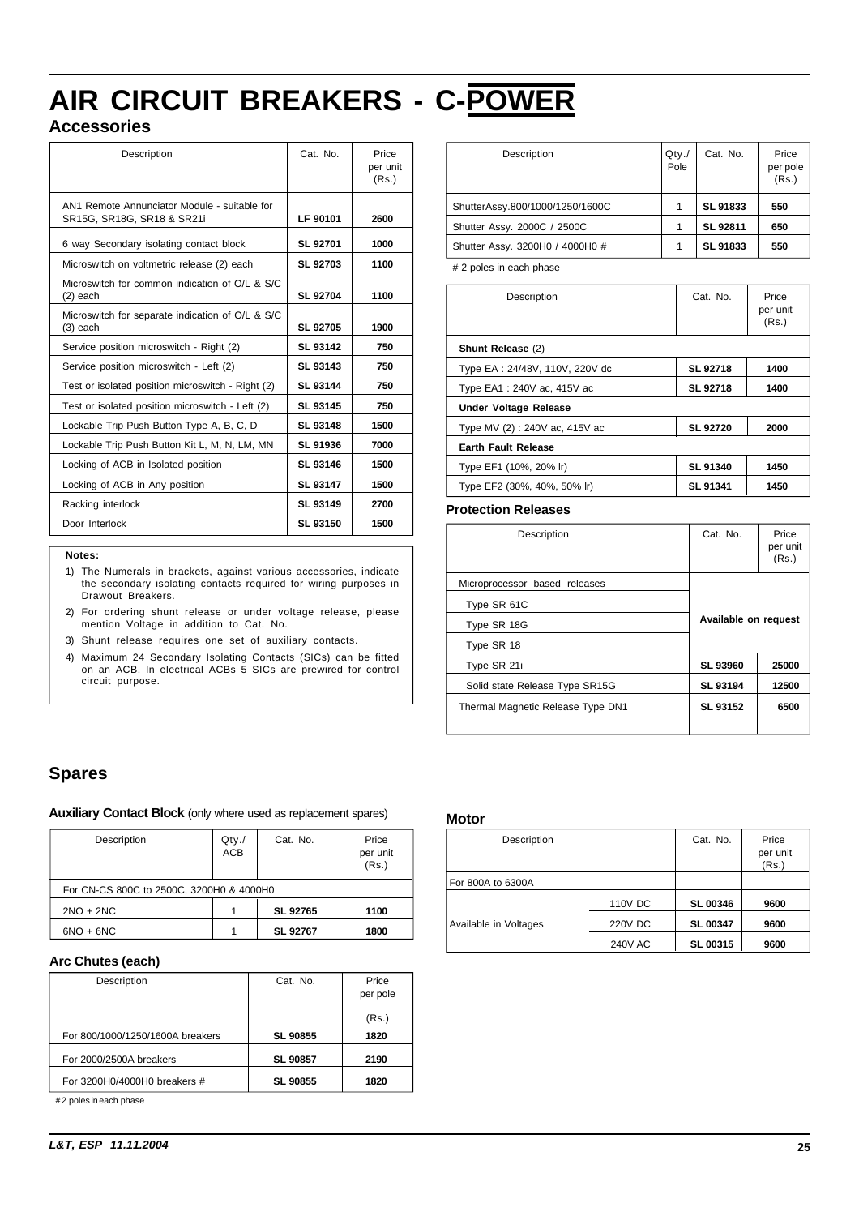# AIR CIRCUIT BREAKERS - C-POWER

## Accessories

| Description | Cat. No. | Price per unit (Rs.) |
|---|---|---|
| AN1 Remote Annunciator Module - suitable for SR15G, SR18G, SR18 & SR21i | LF 90101 | 2600 |
| 6 way Secondary isolating contact block | SL 92701 | 1000 |
| Microswitch on voltmetric release (2) each | SL 92703 | 1100 |
| Microswitch for common indication of O/L & S/C (2) each | SL 92704 | 1100 |
| Microswitch for separate indication of O/L & S/C (3) each | SL 92705 | 1900 |
| Service position microswitch - Right (2) | SL 93142 | 750 |
| Service position microswitch - Left (2) | SL 93143 | 750 |
| Test or isolated position microswitch - Right (2) | SL 93144 | 750 |
| Test or isolated position microswitch - Left (2) | SL 93145 | 750 |
| Lockable Trip Push Button Type A, B, C, D | SL 93148 | 1500 |
| Lockable Trip Push Button Kit L, M, N, LM, MN | SL 91936 | 7000 |
| Locking of ACB in Isolated position | SL 93146 | 1500 |
| Locking of ACB in Any position | SL 93147 | 1500 |
| Racking interlock | SL 93149 | 2700 |
| Door Interlock | SL 93150 | 1500 |

**Notes:**

1) The Numerals in brackets, against various accessories, indicate the secondary isolating contacts required for wiring purposes in Drawout Breakers.
2) For ordering shunt release or under voltage release, please mention Voltage in addition to Cat. No.
3) Shunt release requires one set of auxiliary contacts.
4) Maximum 24 Secondary Isolating Contacts (SICs) can be fitted on an ACB. In electrical ACBs 5 SICs are prewired for control circuit purpose.

| Description | Qty./ Pole | Cat. No. | Price per pole (Rs.) |
|---|---|---|---|
| ShutterAssy.800/1000/1250/1600C | 1 | SL 91833 | 550 |
| Shutter Assy. 2000C / 2500C | 1 | SL 92811 | 650 |
| Shutter Assy. 3200H0 / 4000H0 # | 1 | SL 91833 | 550 |

# 2 poles in each phase

| Description | Cat. No. | Price per unit (Rs.) |
|---|---|---|
| **Shunt Release** (2) | | |
| Type EA : 24/48V, 110V, 220V dc | SL 92718 | 1400 |
| Type EA1 : 240V ac, 415V ac | SL 92718 | 1400 |
| **Under Voltage Release** | | |
| Type MV (2) : 240V ac, 415V ac | SL 92720 | 2000 |
| **Earth Fault Release** | | |
| Type EF1 (10%, 20% Ir) | SL 91340 | 1450 |
| Type EF2 (30%, 40%, 50% Ir) | SL 91341 | 1450 |

### Protection Releases

| Description | Cat. No. | Price per unit (Rs.) |
|---|---|---|
| Microprocessor based releases | | |
| Type SR 61C | Available on request | |
| Type SR 18G | | |
| Type SR 18 | | |
| Type SR 21i | SL 93960 | 25000 |
| Solid state Release Type SR15G | SL 93194 | 12500 |
| Thermal Magnetic Release Type DN1 | SL 93152 | 6500 |

## Spares

**Auxiliary Contact Block** (only where used as replacement spares)

| Description | Qty./ ACB | Cat. No. | Price per unit (Rs.) |
|---|---|---|---|
| For CN-CS 800C to 2500C, 3200H0 & 4000H0 | | | |
| 2NO + 2NC | 1 | SL 92765 | 1100 |
| 6NO + 6NC | 1 | SL 92767 | 1800 |

### Arc Chutes (each)

| Description | Cat. No. | Price per pole (Rs.) |
|---|---|---|
| For 800/1000/1250/1600A breakers | SL 90855 | 1820 |
| For 2000/2500A breakers | SL 90857 | 2190 |
| For 3200H0/4000H0 breakers # | SL 90855 | 1820 |

# 2 poles in each phase

### Motor

| Description | | Cat. No. | Price per unit (Rs.) |
|---|---|---|---|
| For 800A to 6300A | | | |
| | 110V DC | SL 00346 | 9600 |
| Available in Voltages | 220V DC | SL 00347 | 9600 |
| | 240V AC | SL 00315 | 9600 |

*L&T, ESP 11.11.2004*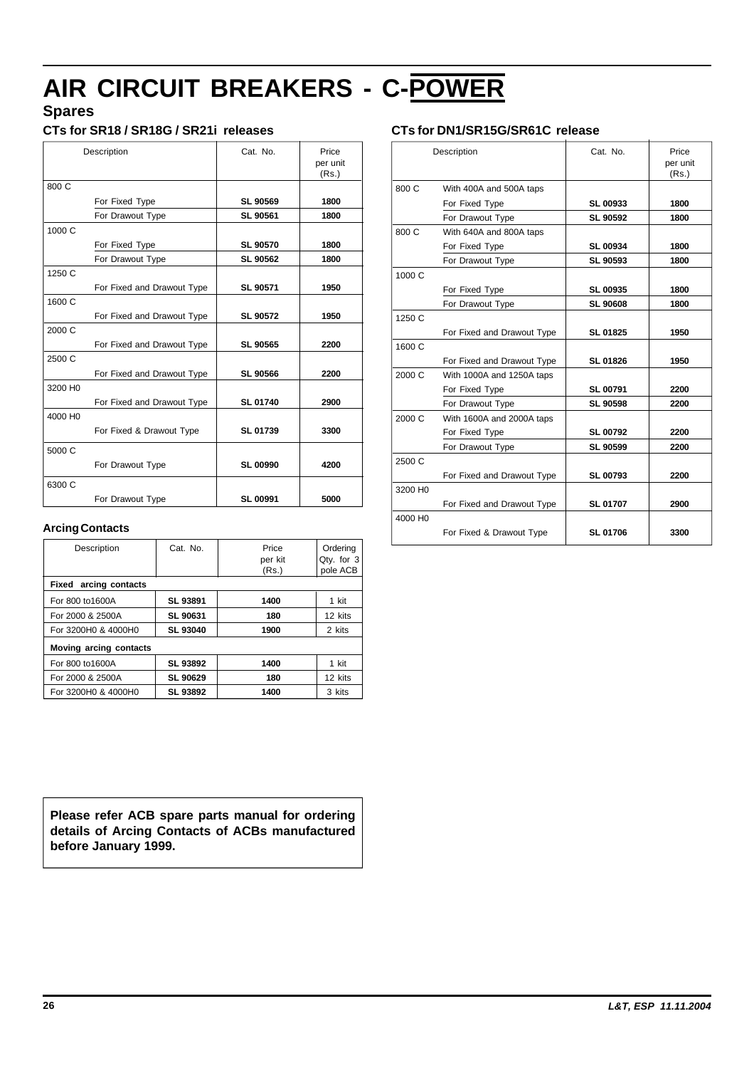# AIR CIRCUIT BREAKERS - C-POWER

## Spares

### CTs for SR18 / SR18G / SR21i releases

| Description | | Cat. No. | Price per unit (Rs.) |
|---|---|---|---|
| 800 C | | | |
| | For Fixed Type | **SL 90569** | **1800** |
| | For Drawout Type | **SL 90561** | **1800** |
| 1000 C | | | |
| | For Fixed Type | **SL 90570** | **1800** |
| | For Drawout Type | **SL 90562** | **1800** |
| 1250 C | | | |
| | For Fixed and Drawout Type | **SL 90571** | **1950** |
| 1600 C | | | |
| | For Fixed and Drawout Type | **SL 90572** | **1950** |
| 2000 C | | | |
| | For Fixed and Drawout Type | **SL 90565** | **2200** |
| 2500 C | | | |
| | For Fixed and Drawout Type | **SL 90566** | **2200** |
| 3200 H0 | | | |
| | For Fixed and Drawout Type | **SL 01740** | **2900** |
| 4000 H0 | | | |
| | For Fixed & Drawout Type | **SL 01739** | **3300** |
| 5000 C | | | |
| | For Drawout Type | **SL 00990** | **4200** |
| 6300 C | | | |
| | For Drawout Type | **SL 00991** | **5000** |

### Arcing Contacts

| Description | Cat. No. | Price per kit (Rs.) | Ordering Qty. for 3 pole ACB |
|---|---|---|---|
| **Fixed arcing contacts** | | | |
| For 800 to1600A | **SL 93891** | **1400** | 1 kit |
| For 2000 & 2500A | **SL 90631** | **180** | 12 kits |
| For 3200H0 & 4000H0 | **SL 93040** | **1900** | 2 kits |
| **Moving arcing contacts** | | | |
| For 800 to1600A | **SL 93892** | **1400** | 1 kit |
| For 2000 & 2500A | **SL 90629** | **180** | 12 kits |
| For 3200H0 & 4000H0 | **SL 93892** | **1400** | 3 kits |

**Please refer ACB spare parts manual for ordering details of Arcing Contacts of ACBs manufactured before January 1999.**

### CTs for DN1/SR15G/SR61C release

| Description | | Cat. No. | Price per unit (Rs.) |
|---|---|---|---|
| 800 C | With 400A and 500A taps | | |
| | For Fixed Type | **SL 00933** | **1800** |
| | For Drawout Type | **SL 90592** | **1800** |
| 800 C | With 640A and 800A taps | | |
| | For Fixed Type | **SL 00934** | **1800** |
| | For Drawout Type | **SL 90593** | **1800** |
| 1000 C | | | |
| | For Fixed Type | **SL 00935** | **1800** |
| | For Drawout Type | **SL 90608** | **1800** |
| 1250 C | | | |
| | For Fixed and Drawout Type | **SL 01825** | **1950** |
| 1600 C | | | |
| | For Fixed and Drawout Type | **SL 01826** | **1950** |
| 2000 C | With 1000A and 1250A taps | | |
| | For Fixed Type | **SL 00791** | **2200** |
| | For Drawout Type | **SL 90598** | **2200** |
| 2000 C | With 1600A and 2000A taps | | |
| | For Fixed Type | **SL 00792** | **2200** |
| | For Drawout Type | **SL 90599** | **2200** |
| 2500 C | | | |
| | For Fixed and Drawout Type | **SL 00793** | **2200** |
| 3200 H0 | | | |
| | For Fixed and Drawout Type | **SL 01707** | **2900** |
| 4000 H0 | | | |
| | For Fixed & Drawout Type | **SL 01706** | **3300** |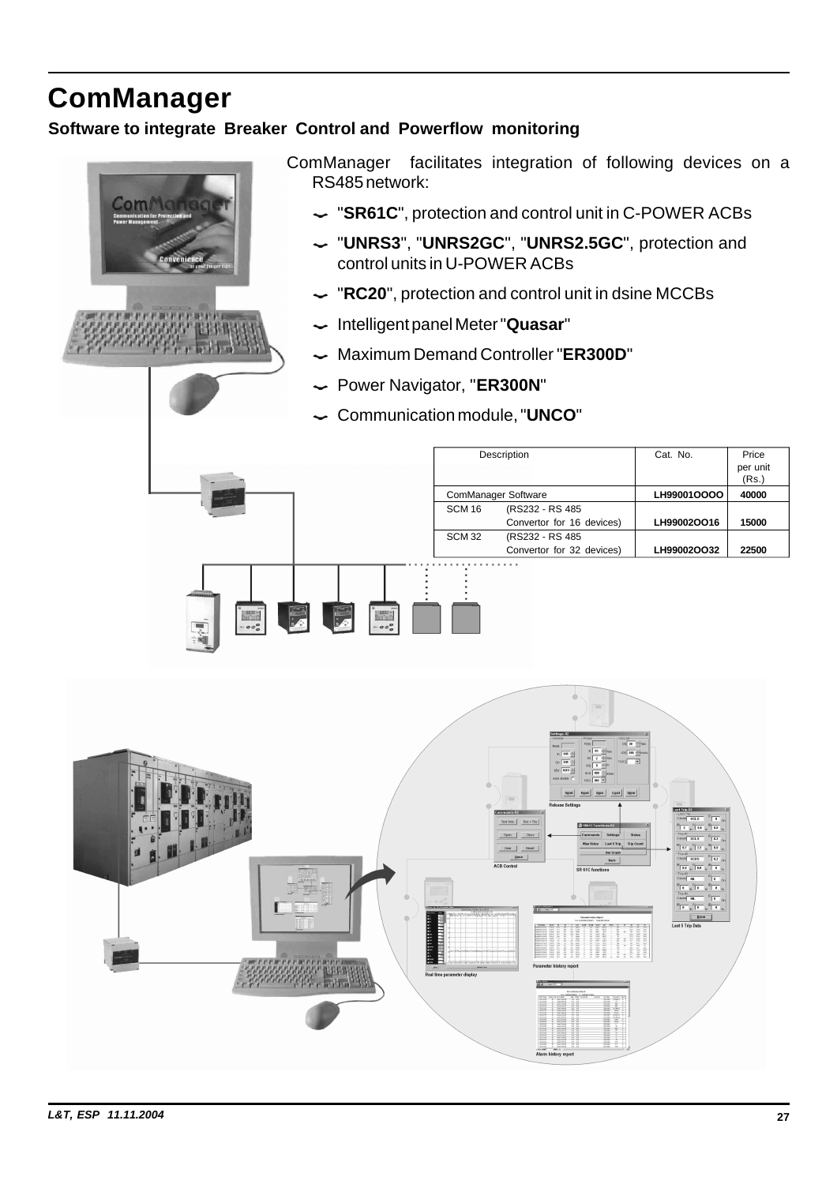# ComManager

**Software to integrate Breaker Control and Powerflow monitoring**

ComManager facilitates integration of following devices on a RS485 network:

- "**SR61C**", protection and control unit in C-POWER ACBs
- "**UNRS3**", "**UNRS2GC**", "**UNRS2.5GC**", protection and control units in U-POWER ACBs
- "**RC20**", protection and control unit in dsine MCCBs
- Intelligent panel Meter "**Quasar**"
- Maximum Demand Controller "**ER300D**"
- Power Navigator, "**ER300N**"
- Communication module, "**UNCO**"

| Description | | Cat. No. | Price per unit (Rs.) |
|---|---|---|---|
| ComManager Software | | **LH99001OOOO** | **40000** |
| SCM 16 | (RS232 - RS 485 Convertor for 16 devices) | **LH99002OO16** | **15000** |
| SCM 32 | (RS232 - RS 485 Convertor for 32 devices) | **LH99002OO32** | **22500** |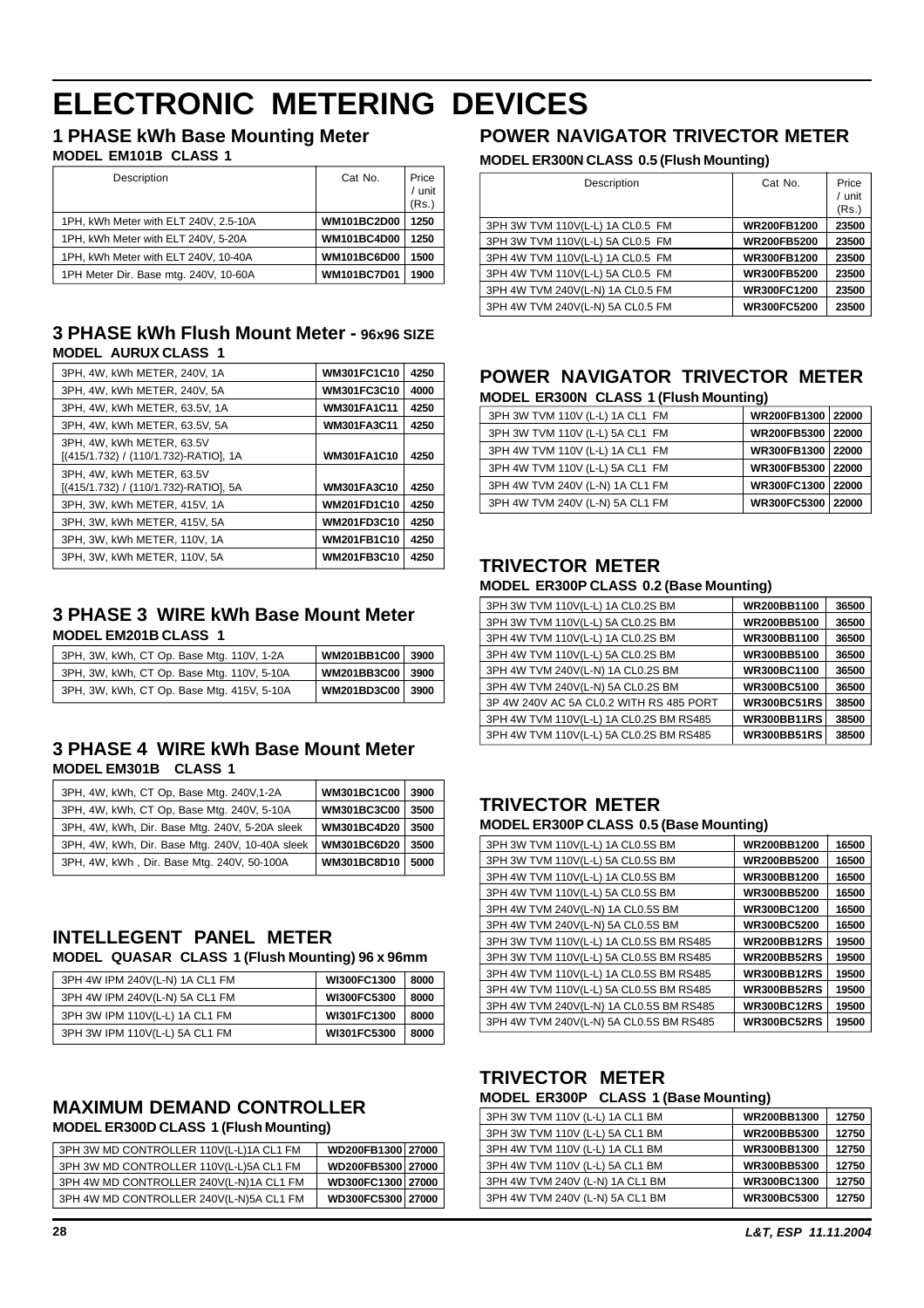# ELECTRONIC METERING DEVICES

## 1 PHASE kWh Base Mounting Meter

**MODEL EM101B CLASS 1**

| Description | Cat No. | Price / unit (Rs.) |
|---|---|---|
| 1PH, kWh Meter with ELT 240V, 2.5-10A | **WM101BC2D00** | **1250** |
| 1PH, kWh Meter with ELT 240V, 5-20A | **WM101BC4D00** | **1250** |
| 1PH, kWh Meter with ELT 240V, 10-40A | **WM101BC6D00** | **1500** |
| 1PH Meter Dir. Base mtg. 240V, 10-60A | **WM101BC7D01** | **1900** |

## 3 PHASE kWh Flush Mount Meter - 96x96 SIZE

**MODEL AURUX CLASS 1**

| Description | Cat No. | Price / unit (Rs.) |
|---|---|---|
| 3PH, 4W, kWh METER, 240V, 1A | **WM301FC1C10** | **4250** |
| 3PH, 4W, kWh METER, 240V, 5A | **WM301FC3C10** | **4000** |
| 3PH, 4W, kWh METER, 63.5V, 1A | **WM301FA1C11** | **4250** |
| 3PH, 4W, kWh METER, 63.5V, 5A | **WM301FA3C11** | **4250** |
| 3PH, 4W, kWh METER, 63.5V [(415/1.732) / (110/1.732)-RATIO], 1A | **WM301FA1C10** | **4250** |
| 3PH, 4W, kWh METER, 63.5V [(415/1.732) / (110/1.732)-RATIO], 5A | **WM301FA3C10** | **4250** |
| 3PH, 3W, kWh METER, 415V, 1A | **WM201FD1C10** | **4250** |
| 3PH, 3W, kWh METER, 415V, 5A | **WM201FD3C10** | **4250** |
| 3PH, 3W, kWh METER, 110V, 1A | **WM201FB1C10** | **4250** |
| 3PH, 3W, kWh METER, 110V, 5A | **WM201FB3C10** | **4250** |

## 3 PHASE 3 WIRE kWh Base Mount Meter

**MODEL EM201B CLASS 1**

| Description | Cat No. | Price / unit (Rs.) |
|---|---|---|
| 3PH, 3W, kWh, CT Op. Base Mtg. 110V, 1-2A | **WM201BB1C00** | **3900** |
| 3PH, 3W, kWh, CT Op. Base Mtg. 110V, 5-10A | **WM201BB3C00** | **3900** |
| 3PH, 3W, kWh, CT Op. Base Mtg. 415V, 5-10A | **WM201BD3C00** | **3900** |

## 3 PHASE 4 WIRE kWh Base Mount Meter

**MODEL EM301B CLASS 1**

| Description | Cat No. | Price / unit (Rs.) |
|---|---|---|
| 3PH, 4W, kWh, CT Op, Base Mtg. 240V,1-2A | **WM301BC1C00** | **3900** |
| 3PH, 4W, kWh, CT Op, Base Mtg. 240V, 5-10A | **WM301BC3C00** | **3500** |
| 3PH, 4W, kWh, Dir. Base Mtg. 240V, 5-20A sleek | **WM301BC4D20** | **3500** |
| 3PH, 4W, kWh, Dir. Base Mtg. 240V, 10-40A sleek | **WM301BC6D20** | **3500** |
| 3PH, 4W, kWh , Dir. Base Mtg. 240V, 50-100A | **WM301BC8D10** | **5000** |

## INTELLEGENT PANEL METER

**MODEL QUASAR CLASS 1 (Flush Mounting) 96 x 96mm**

| Description | Cat No. | Price / unit (Rs.) |
|---|---|---|
| 3PH 4W IPM 240V(L-N) 1A CL1 FM | **WI300FC1300** | **8000** |
| 3PH 4W IPM 240V(L-N) 5A CL1 FM | **WI300FC5300** | **8000** |
| 3PH 3W IPM 110V(L-L) 1A CL1 FM | **WI301FC1300** | **8000** |
| 3PH 3W IPM 110V(L-L) 5A CL1 FM | **WI301FC5300** | **8000** |

## MAXIMUM DEMAND CONTROLLER

**MODEL ER300D CLASS 1 (Flush Mounting)**

| Description | Cat No. | Price / unit (Rs.) |
|---|---|---|
| 3PH 3W MD CONTROLLER 110V(L-L)1A CL1 FM | **WD200FB1300** | **27000** |
| 3PH 3W MD CONTROLLER 110V(L-L)5A CL1 FM | **WD200FB5300** | **27000** |
| 3PH 4W MD CONTROLLER 240V(L-N)1A CL1 FM | **WD300FC1300** | **27000** |
| 3PH 4W MD CONTROLLER 240V(L-N)5A CL1 FM | **WD300FC5300** | **27000** |

## POWER NAVIGATOR TRIVECTOR METER

**MODEL ER300N CLASS 0.5 (Flush Mounting)**

| Description | Cat No. | Price / unit (Rs.) |
|---|---|---|
| 3PH 3W TVM 110V(L-L) 1A CL0.5 FM | **WR200FB1200** | **23500** |
| 3PH 3W TVM 110V(L-L) 5A CL0.5 FM | **WR200FB5200** | **23500** |
| 3PH 4W TVM 110V(L-L) 1A CL0.5 FM | **WR300FB1200** | **23500** |
| 3PH 4W TVM 110V(L-L) 5A CL0.5 FM | **WR300FB5200** | **23500** |
| 3PH 4W TVM 240V(L-N) 1A CL0.5 FM | **WR300FC1200** | **23500** |
| 3PH 4W TVM 240V(L-N) 5A CL0.5 FM | **WR300FC5200** | **23500** |

## POWER NAVIGATOR TRIVECTOR METER

**MODEL ER300N CLASS 1 (Flush Mounting)**

| Description | Cat No. | Price / unit (Rs.) |
|---|---|---|
| 3PH 3W TVM 110V (L-L) 1A CL1 FM | **WR200FB1300** | **22000** |
| 3PH 3W TVM 110V (L-L) 5A CL1 FM | **WR200FB5300** | **22000** |
| 3PH 4W TVM 110V (L-L) 1A CL1 FM | **WR300FB1300** | **22000** |
| 3PH 4W TVM 110V (L-L) 5A CL1 FM | **WR300FB5300** | **22000** |
| 3PH 4W TVM 240V (L-N) 1A CL1 FM | **WR300FC1300** | **22000** |
| 3PH 4W TVM 240V (L-N) 5A CL1 FM | **WR300FC5300** | **22000** |

## TRIVECTOR METER

**MODEL ER300P CLASS 0.2 (Base Mounting)**

| Description | Cat No. | Price / unit (Rs.) |
|---|---|---|
| 3PH 3W TVM 110V(L-L) 1A CL0.2S BM | **WR200BB1100** | **36500** |
| 3PH 3W TVM 110V(L-L) 5A CL0.2S BM | **WR200BB5100** | **36500** |
| 3PH 4W TVM 110V(L-L) 1A CL0.2S BM | **WR300BB1100** | **36500** |
| 3PH 4W TVM 110V(L-L) 5A CL0.2S BM | **WR300BB5100** | **36500** |
| 3PH 4W TVM 240V(L-N) 1A CL0.2S BM | **WR300BC1100** | **36500** |
| 3PH 4W TVM 240V(L-N) 5A CL0.2S BM | **WR300BC5100** | **36500** |
| 3P 4W 240V AC 5A CL0.2 WITH RS 485 PORT | **WR300BC51RS** | **38500** |
| 3PH 4W TVM 110V(L-L) 1A CL0.2S BM RS485 | **WR300BB11RS** | **38500** |
| 3PH 4W TVM 110V(L-L) 5A CL0.2S BM RS485 | **WR300BB51RS** | **38500** |

## TRIVECTOR METER

**MODEL ER300P CLASS 0.5 (Base Mounting)**

| Description | Cat No. | Price / unit (Rs.) |
|---|---|---|
| 3PH 3W TVM 110V(L-L) 1A CL0.5S BM | **WR200BB1200** | **16500** |
| 3PH 3W TVM 110V(L-L) 5A CL0.5S BM | **WR200BB5200** | **16500** |
| 3PH 4W TVM 110V(L-L) 1A CL0.5S BM | **WR300BB1200** | **16500** |
| 3PH 4W TVM 110V(L-L) 5A CL0.5S BM | **WR300BB5200** | **16500** |
| 3PH 4W TVM 240V(L-N) 1A CL0.5S BM | **WR300BC1200** | **16500** |
| 3PH 4W TVM 240V(L-N) 5A CL0.5S BM | **WR300BC5200** | **16500** |
| 3PH 3W TVM 110V(L-L) 1A CL0.5S BM RS485 | **WR200BB12RS** | **19500** |
| 3PH 3W TVM 110V(L-L) 5A CL0.5S BM RS485 | **WR200BB52RS** | **19500** |
| 3PH 4W TVM 110V(L-L) 1A CL0.5S BM RS485 | **WR300BB12RS** | **19500** |
| 3PH 4W TVM 110V(L-L) 5A CL0.5S BM RS485 | **WR300BB52RS** | **19500** |
| 3PH 4W TVM 240V(L-N) 1A CL0.5S BM RS485 | **WR300BC12RS** | **19500** |
| 3PH 4W TVM 240V(L-N) 5A CL0.5S BM RS485 | **WR300BC52RS** | **19500** |

## TRIVECTOR METER

**MODEL ER300P CLASS 1 (Base Mounting)**

| Description | Cat No. | Price / unit (Rs.) |
|---|---|---|
| 3PH 3W TVM 110V (L-L) 1A CL1 BM | **WR200BB1300** | **12750** |
| 3PH 3W TVM 110V (L-L) 5A CL1 BM | **WR200BB5300** | **12750** |
| 3PH 4W TVM 110V (L-L) 1A CL1 BM | **WR300BB1300** | **12750** |
| 3PH 4W TVM 110V (L-L) 5A CL1 BM | **WR300BB5300** | **12750** |
| 3PH 4W TVM 240V (L-N) 1A CL1 BM | **WR300BC1300** | **12750** |
| 3PH 4W TVM 240V (L-N) 5A CL1 BM | **WR300BC5300** | **12750** |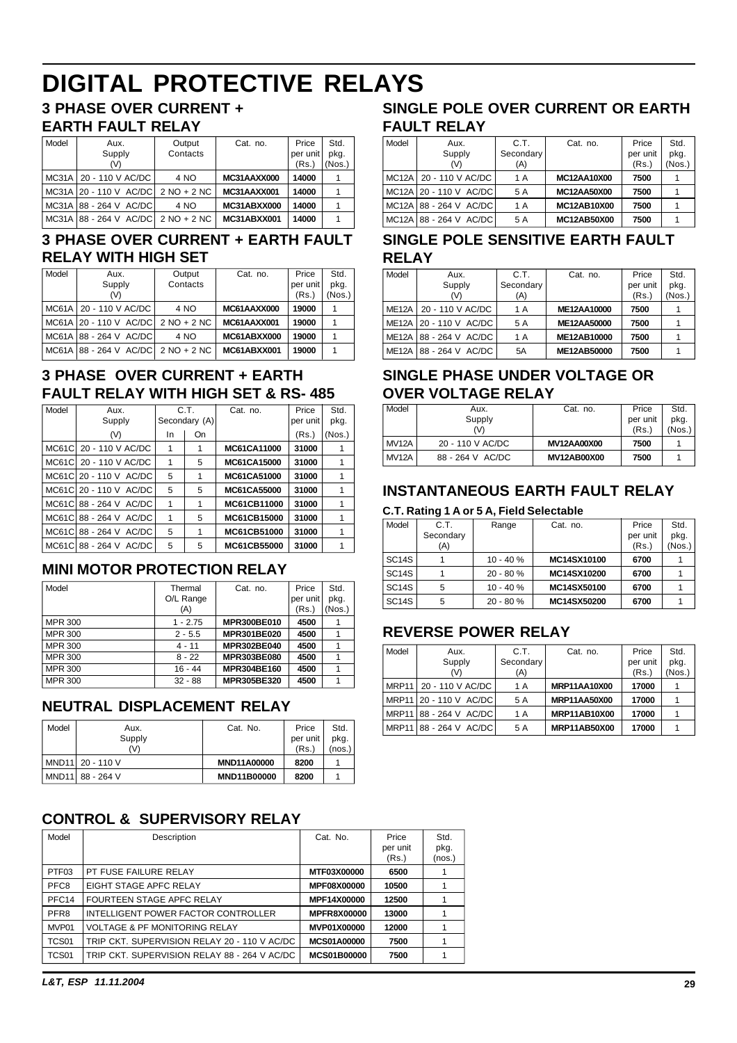# DIGITAL PROTECTIVE RELAYS

## 3 PHASE OVER CURRENT + EARTH FAULT RELAY

| Model | Aux. Supply (V) | Output Contacts | Cat. no. | Price per unit (Rs.) | Std. pkg. (Nos.) |
|---|---|---|---|---|---|
| MC31A | 20 - 110 V AC/DC | 4 NO | **MC31AAXX000** | **14000** | 1 |
| MC31A | 20 - 110 V AC/DC | 2 NO + 2 NC | **MC31AAXX001** | **14000** | 1 |
| MC31A | 88 - 264 V AC/DC | 4 NO | **MC31ABXX000** | **14000** | 1 |
| MC31A | 88 - 264 V AC/DC | 2 NO + 2 NC | **MC31ABXX001** | **14000** | 1 |

## 3 PHASE OVER CURRENT + EARTH FAULT RELAY WITH HIGH SET

| Model | Aux. Supply (V) | Output Contacts | Cat. no. | Price per unit (Rs.) | Std. pkg. (Nos.) |
|---|---|---|---|---|---|
| MC61A | 20 - 110 V AC/DC | 4 NO | **MC61AAXX000** | **19000** | 1 |
| MC61A | 20 - 110 V AC/DC | 2 NO + 2 NC | **MC61AAXX001** | **19000** | 1 |
| MC61A | 88 - 264 V AC/DC | 4 NO | **MC61ABXX000** | **19000** | 1 |
| MC61A | 88 - 264 V AC/DC | 2 NO + 2 NC | **MC61ABXX001** | **19000** | 1 |

## 3 PHASE OVER CURRENT + EARTH FAULT RELAY WITH HIGH SET & RS- 485

| Model | Aux. Supply | C.T. Secondary (A) | | Cat. no. | Price per unit | Std. pkg. |
|---|---|---|---|---|---|---|
| | (V) | In | On | | (Rs.) | (Nos.) |
| MC61C | 20 - 110 V AC/DC | 1 | 1 | **MC61CA11000** | **31000** | 1 |
| MC61C | 20 - 110 V AC/DC | 1 | 5 | **MC61CA15000** | **31000** | 1 |
| MC61C | 20 - 110 V AC/DC | 5 | 1 | **MC61CA51000** | **31000** | 1 |
| MC61C | 20 - 110 V AC/DC | 5 | 5 | **MC61CA55000** | **31000** | 1 |
| MC61C | 88 - 264 V AC/DC | 1 | 1 | **MC61CB11000** | **31000** | 1 |
| MC61C | 88 - 264 V AC/DC | 1 | 5 | **MC61CB15000** | **31000** | 1 |
| MC61C | 88 - 264 V AC/DC | 5 | 1 | **MC61CB51000** | **31000** | 1 |
| MC61C | 88 - 264 V AC/DC | 5 | 5 | **MC61CB55000** | **31000** | 1 |

## MINI MOTOR PROTECTION RELAY

| Model | Thermal O/L Range (A) | Cat. no. | Price per unit (Rs.) | Std. pkg. (Nos.) |
|---|---|---|---|---|
| MPR 300 | 1 - 2.75 | **MPR300BE010** | **4500** | 1 |
| MPR 300 | 2 - 5.5 | **MPR301BE020** | **4500** | 1 |
| MPR 300 | 4 - 11 | **MPR302BE040** | **4500** | 1 |
| MPR 300 | 8 - 22 | **MPR303BE080** | **4500** | 1 |
| MPR 300 | 16 - 44 | **MPR304BE160** | **4500** | 1 |
| MPR 300 | 32 - 88 | **MPR305BE320** | **4500** | 1 |

## NEUTRAL DISPLACEMENT RELAY

| Model | Aux. Supply (V) | Cat. No. | Price per unit (Rs.) | Std. pkg. (nos.) |
|---|---|---|---|---|
| MND11 | 20 - 110 V | **MND11A00000** | **8200** | 1 |
| MND11 | 88 - 264 V | **MND11B00000** | **8200** | 1 |

## SINGLE POLE OVER CURRENT OR EARTH FAULT RELAY

| Model | Aux. Supply (V) | C.T. Secondary (A) | Cat. no. | Price per unit (Rs.) | Std. pkg. (Nos.) |
|---|---|---|---|---|---|
| MC12A | 20 - 110 V AC/DC | 1 A | **MC12AA10X00** | **7500** | 1 |
| MC12A | 20 - 110 V AC/DC | 5 A | **MC12AA50X00** | **7500** | 1 |
| MC12A | 88 - 264 V AC/DC | 1 A | **MC12AB10X00** | **7500** | 1 |
| MC12A | 88 - 264 V AC/DC | 5 A | **MC12AB50X00** | **7500** | 1 |

## SINGLE POLE SENSITIVE EARTH FAULT RELAY

| Model | Aux. Supply (V) | C.T. Secondary (A) | Cat. no. | Price per unit (Rs.) | Std. pkg. (Nos.) |
|---|---|---|---|---|---|
| ME12A | 20 - 110 V AC/DC | 1 A | **ME12AA10000** | **7500** | 1 |
| ME12A | 20 - 110 V AC/DC | 5 A | **ME12AA50000** | **7500** | 1 |
| ME12A | 88 - 264 V AC/DC | 1 A | **ME12AB10000** | **7500** | 1 |
| ME12A | 88 - 264 V AC/DC | 5A | **ME12AB50000** | **7500** | 1 |

## SINGLE PHASE UNDER VOLTAGE OR OVER VOLTAGE RELAY

| Model | Aux. Supply (V) | Cat. no. | Price per unit (Rs.) | Std. pkg. (Nos.) |
|---|---|---|---|---|
| MV12A | 20 - 110 V AC/DC | **MV12AA00X00** | **7500** | 1 |
| MV12A | 88 - 264 V AC/DC | **MV12AB00X00** | **7500** | 1 |

## INSTANTANEOUS EARTH FAULT RELAY

**C.T. Rating 1 A or 5 A, Field Selectable**

| Model | C.T. Secondary (A) | Range | Cat. no. | Price per unit (Rs.) | Std. pkg. (Nos.) |
|---|---|---|---|---|---|
| SC14S | 1 | 10 - 40 % | **MC14SX10100** | **6700** | 1 |
| SC14S | 1 | 20 - 80 % | **MC14SX10200** | **6700** | 1 |
| SC14S | 5 | 10 - 40 % | **MC14SX50100** | **6700** | 1 |
| SC14S | 5 | 20 - 80 % | **MC14SX50200** | **6700** | 1 |

## REVERSE POWER RELAY

| Model | Aux. Supply (V) | C.T. Secondary (A) | Cat. no. | Price per unit (Rs.) | Std. pkg. (Nos.) |
|---|---|---|---|---|---|
| MRP11 | 20 - 110 V AC/DC | 1 A | **MRP11AA10X00** | **17000** | 1 |
| MRP11 | 20 - 110 V AC/DC | 5 A | **MRP11AA50X00** | **17000** | 1 |
| MRP11 | 88 - 264 V AC/DC | 1 A | **MRP11AB10X00** | **17000** | 1 |
| MRP11 | 88 - 264 V AC/DC | 5 A | **MRP11AB50X00** | **17000** | 1 |

## CONTROL & SUPERVISORY RELAY

| Model | Description | Cat. No. | Price per unit (Rs.) | Std. pkg. (nos.) |
|---|---|---|---|---|
| PTF03 | PT FUSE FAILURE RELAY | **MTF03X00000** | **6500** | 1 |
| PFC8 | EIGHT STAGE APFC RELAY | **MPF08X00000** | **10500** | 1 |
| PFC14 | FOURTEEN STAGE APFC RELAY | **MPF14X00000** | **12500** | 1 |
| PFR8 | INTELLIGENT POWER FACTOR CONTROLLER | **MPFR8X00000** | **13000** | 1 |
| MVP01 | VOLTAGE & PF MONITORING RELAY | **MVP01X00000** | **12000** | 1 |
| TCS01 | TRIP CKT. SUPERVISION RELAY 20 - 110 V AC/DC | **MCS01A00000** | **7500** | 1 |
| TCS01 | TRIP CKT. SUPERVISION RELAY 88 - 264 V AC/DC | **MCS01B00000** | **7500** | 1 |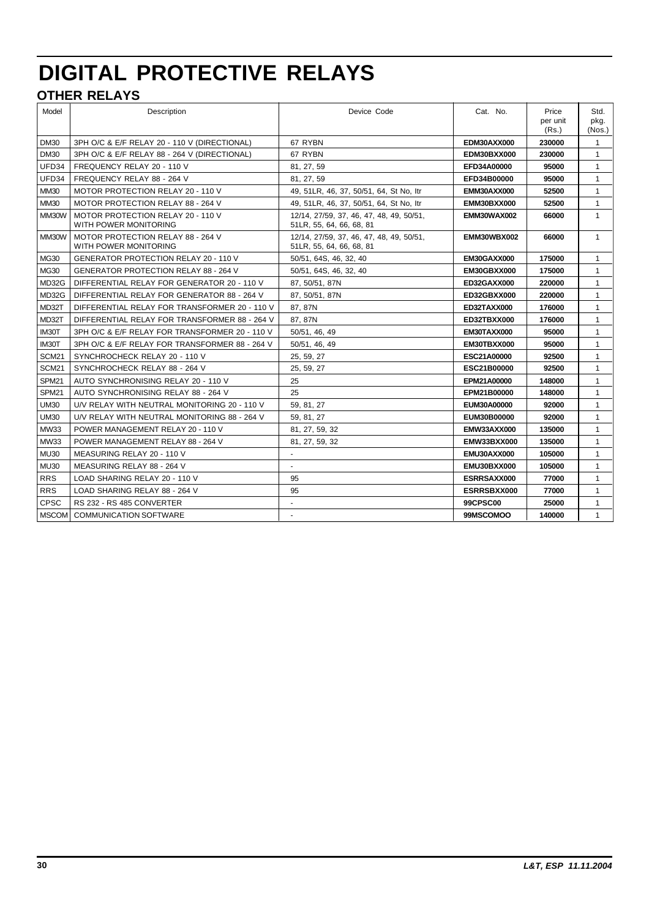# DIGITAL PROTECTIVE RELAYS

## OTHER RELAYS

| Model | Description | Device Code | Cat. No. | Price per unit (Rs.) | Std. pkg. (Nos.) |
|---|---|---|---|---|---|
| DM30 | 3PH O/C & E/F RELAY 20 - 110 V (DIRECTIONAL) | 67 RYBN | **EDM30AXX000** | **230000** | 1 |
| DM30 | 3PH O/C & E/F RELAY 88 - 264 V (DIRECTIONAL) | 67 RYBN | **EDM30BXX000** | **230000** | 1 |
| UFD34 | FREQUENCY RELAY 20 - 110 V | 81, 27, 59 | **EFD34A00000** | **95000** | 1 |
| UFD34 | FREQUENCY RELAY 88 - 264 V | 81, 27, 59 | **EFD34B00000** | **95000** | 1 |
| MM30 | MOTOR PROTECTION RELAY 20 - 110 V | 49, 51LR, 46, 37, 50/51, 64, St No, Itr | **EMM30AXX000** | **52500** | 1 |
| MM30 | MOTOR PROTECTION RELAY 88 - 264 V | 49, 51LR, 46, 37, 50/51, 64, St No, Itr | **EMM30BXX000** | **52500** | 1 |
| MM30W | MOTOR PROTECTION RELAY 20 - 110 V WITH POWER MONITORING | 12/14, 27/59, 37, 46, 47, 48, 49, 50/51, 51LR, 55, 64, 66, 68, 81 | **EMM30WAX002** | **66000** | 1 |
| MM30W | MOTOR PROTECTION RELAY 88 - 264 V WITH POWER MONITORING | 12/14, 27/59, 37, 46, 47, 48, 49, 50/51, 51LR, 55, 64, 66, 68, 81 | **EMM30WBX002** | **66000** | 1 |
| MG30 | GENERATOR PROTECTION RELAY 20 - 110 V | 50/51, 64S, 46, 32, 40 | **EM30GAXX000** | **175000** | 1 |
| MG30 | GENERATOR PROTECTION RELAY 88 - 264 V | 50/51, 64S, 46, 32, 40 | **EM30GBXX000** | **175000** | 1 |
| MD32G | DIFFERENTIAL RELAY FOR GENERATOR 20 - 110 V | 87, 50/51, 87N | **ED32GAXX000** | **220000** | 1 |
| MD32G | DIFFERENTIAL RELAY FOR GENERATOR 88 - 264 V | 87, 50/51, 87N | **ED32GBXX000** | **220000** | 1 |
| MD32T | DIFFERENTIAL RELAY FOR TRANSFORMER 20 - 110 V | 87, 87N | **ED32TAXX000** | **176000** | 1 |
| MD32T | DIFFERENTIAL RELAY FOR TRANSFORMER 88 - 264 V | 87, 87N | **ED32TBXX000** | **176000** | 1 |
| IM30T | 3PH O/C & E/F RELAY FOR TRANSFORMER 20 - 110 V | 50/51, 46, 49 | **EM30TAXX000** | **95000** | 1 |
| IM30T | 3PH O/C & E/F RELAY FOR TRANSFORMER 88 - 264 V | 50/51, 46, 49 | **EM30TBXX000** | **95000** | 1 |
| SCM21 | SYNCHROCHECK RELAY 20 - 110 V | 25, 59, 27 | **ESC21A00000** | **92500** | 1 |
| SCM21 | SYNCHROCHECK RELAY 88 - 264 V | 25, 59, 27 | **ESC21B00000** | **92500** | 1 |
| SPM21 | AUTO SYNCHRONISING RELAY 20 - 110 V | 25 | **EPM21A00000** | **148000** | 1 |
| SPM21 | AUTO SYNCHRONISING RELAY 88 - 264 V | 25 | **EPM21B00000** | **148000** | 1 |
| UM30 | U/V RELAY WITH NEUTRAL MONITORING 20 - 110 V | 59, 81, 27 | **EUM30A00000** | **92000** | 1 |
| UM30 | U/V RELAY WITH NEUTRAL MONITORING 88 - 264 V | 59, 81, 27 | **EUM30B00000** | **92000** | 1 |
| MW33 | POWER MANAGEMENT RELAY 20 - 110 V | 81, 27, 59, 32 | **EMW33AXX000** | **135000** | 1 |
| MW33 | POWER MANAGEMENT RELAY 88 - 264 V | 81, 27, 59, 32 | **EMW33BXX000** | **135000** | 1 |
| MU30 | MEASURING RELAY 20 - 110 V | - | **EMU30AXX000** | **105000** | 1 |
| MU30 | MEASURING RELAY 88 - 264 V | - | **EMU30BXX000** | **105000** | 1 |
| RRS | LOAD SHARING RELAY 20 - 110 V | 95 | **ESRRSAXX000** | **77000** | 1 |
| RRS | LOAD SHARING RELAY 88 - 264 V | 95 | **ESRRSBXX000** | **77000** | 1 |
| CPSC | RS 232 - RS 485 CONVERTER | - | **99CPSC00** | **25000** | 1 |
| MSCOM | COMMUNICATION SOFTWARE | - | **99MSCOMOO** | **140000** | 1 |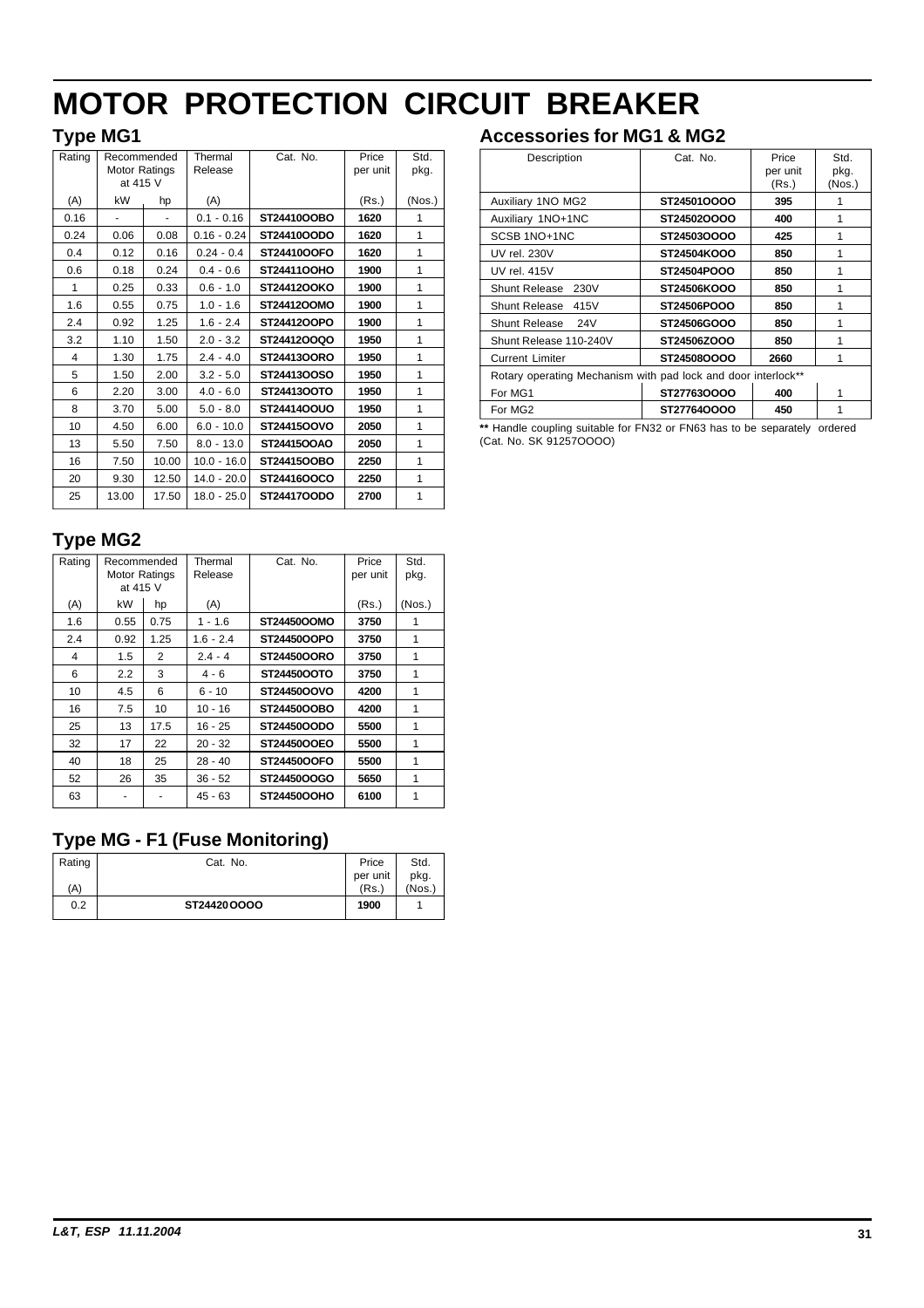# MOTOR PROTECTION CIRCUIT BREAKER

## Type MG1

| Rating | Recommended Motor Ratings at 415 V | | Thermal Release | Cat. No. | Price per unit | Std. pkg. |
|---|---|---|---|---|---|---|
| (A) | kW | hp | (A) | | (Rs.) | (Nos.) |
| 0.16 | - | - | 0.1 - 0.16 | **ST24410OOBO** | **1620** | 1 |
| 0.24 | 0.06 | 0.08 | 0.16 - 0.24 | **ST24410OODO** | **1620** | 1 |
| 0.4 | 0.12 | 0.16 | 0.24 - 0.4 | **ST24410OOFO** | **1620** | 1 |
| 0.6 | 0.18 | 0.24 | 0.4 - 0.6 | **ST24411OOHO** | **1900** | 1 |
| 1 | 0.25 | 0.33 | 0.6 - 1.0 | **ST24412OOKO** | **1900** | 1 |
| 1.6 | 0.55 | 0.75 | 1.0 - 1.6 | **ST24412OOMO** | **1900** | 1 |
| 2.4 | 0.92 | 1.25 | 1.6 - 2.4 | **ST24412OOPO** | **1900** | 1 |
| 3.2 | 1.10 | 1.50 | 2.0 - 3.2 | **ST24412OOQO** | **1950** | 1 |
| 4 | 1.30 | 1.75 | 2.4 - 4.0 | **ST24413OORO** | **1950** | 1 |
| 5 | 1.50 | 2.00 | 3.2 - 5.0 | **ST24413OOSO** | **1950** | 1 |
| 6 | 2.20 | 3.00 | 4.0 - 6.0 | **ST24413OOTO** | **1950** | 1 |
| 8 | 3.70 | 5.00 | 5.0 - 8.0 | **ST24414OOUO** | **1950** | 1 |
| 10 | 4.50 | 6.00 | 6.0 - 10.0 | **ST24415OOVO** | **2050** | 1 |
| 13 | 5.50 | 7.50 | 8.0 - 13.0 | **ST24415OOAO** | **2050** | 1 |
| 16 | 7.50 | 10.00 | 10.0 - 16.0 | **ST24415OOBO** | **2250** | 1 |
| 20 | 9.30 | 12.50 | 14.0 - 20.0 | **ST24416OOCO** | **2250** | 1 |
| 25 | 13.00 | 17.50 | 18.0 - 25.0 | **ST24417OODO** | **2700** | 1 |

## Type MG2

| Rating | Recommended Motor Ratings at 415 V | | Thermal Release | Cat. No. | Price per unit | Std. pkg. |
|---|---|---|---|---|---|---|
| (A) | kW | hp | (A) | | (Rs.) | (Nos.) |
| 1.6 | 0.55 | 0.75 | 1 - 1.6 | **ST24450OOMO** | **3750** | 1 |
| 2.4 | 0.92 | 1.25 | 1.6 - 2.4 | **ST24450OOPO** | **3750** | 1 |
| 4 | 1.5 | 2 | 2.4 - 4 | **ST24450OORO** | **3750** | 1 |
| 6 | 2.2 | 3 | 4 - 6 | **ST24450OOTO** | **3750** | 1 |
| 10 | 4.5 | 6 | 6 - 10 | **ST24450OOVO** | **4200** | 1 |
| 16 | 7.5 | 10 | 10 - 16 | **ST24450OOBO** | **4200** | 1 |
| 25 | 13 | 17.5 | 16 - 25 | **ST24450OODO** | **5500** | 1 |
| 32 | 17 | 22 | 20 - 32 | **ST24450OOEO** | **5500** | 1 |
| 40 | 18 | 25 | 28 - 40 | **ST24450OOFO** | **5500** | 1 |
| 52 | 26 | 35 | 36 - 52 | **ST24450OOGO** | **5650** | 1 |
| 63 | - | - | 45 - 63 | **ST24450OOHO** | **6100** | 1 |

## Type MG - F1 (Fuse Monitoring)

| Rating (A) | Cat. No. | Price per unit (Rs.) | Std. pkg. (Nos.) |
|---|---|---|---|
| 0.2 | **ST24420OOOO** | **1900** | 1 |

## Accessories for MG1 & MG2

| Description | Cat. No. | Price per unit (Rs.) | Std. pkg. (Nos.) |
|---|---|---|---|
| Auxiliary 1NO MG2 | **ST24501OOOO** | **395** | 1 |
| Auxiliary 1NO+1NC | **ST24502OOOO** | **400** | 1 |
| SCSB 1NO+1NC | **ST24503OOOO** | **425** | 1 |
| UV rel. 230V | **ST24504KOOO** | **850** | 1 |
| UV rel. 415V | **ST24504POOO** | **850** | 1 |
| Shunt Release 230V | **ST24506KOOO** | **850** | 1 |
| Shunt Release 415V | **ST24506POOO** | **850** | 1 |
| Shunt Release 24V | **ST24506GOOO** | **850** | 1 |
| Shunt Release 110-240V | **ST24506ZOOO** | **850** | 1 |
| Current Limiter | **ST24508OOOO** | **2660** | 1 |
| Rotary operating Mechanism with pad lock and door interlock** | | | |
| For MG1 | **ST27763OOOO** | **400** | 1 |
| For MG2 | **ST27764OOOO** | **450** | 1 |

**** Handle coupling suitable for FN32 or FN63 has to be separately ordered (Cat. No. SK 91257OOOO)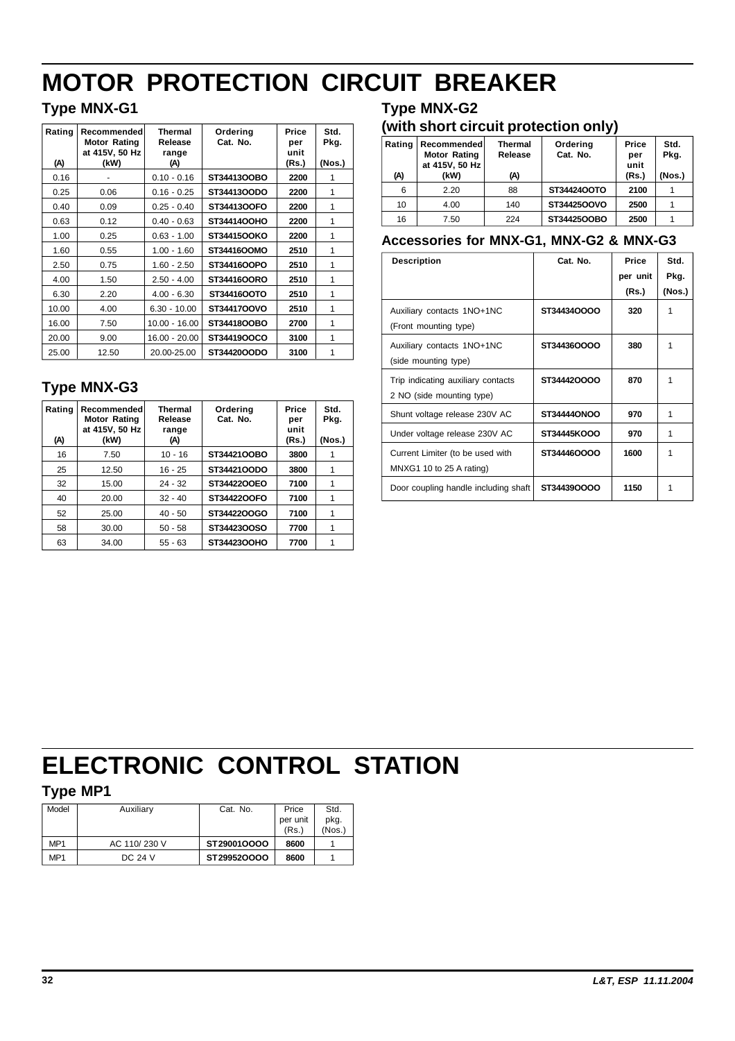# MOTOR PROTECTION CIRCUIT BREAKER

## Type MNX-G1

| Rating (A) | Recommended Motor Rating at 415V, 50 Hz (kW) | Thermal Release range (A) | Ordering Cat. No. | Price per unit (Rs.) | Std. Pkg. (Nos.) |
|---|---|---|---|---|---|
| 0.16 | - | 0.10 - 0.16 | **ST34413OOBO** | **2200** | 1 |
| 0.25 | 0.06 | 0.16 - 0.25 | **ST34413OODO** | **2200** | 1 |
| 0.40 | 0.09 | 0.25 - 0.40 | **ST34413OOFO** | **2200** | 1 |
| 0.63 | 0.12 | 0.40 - 0.63 | **ST34414OOHO** | **2200** | 1 |
| 1.00 | 0.25 | 0.63 - 1.00 | **ST34415OOKO** | **2200** | 1 |
| 1.60 | 0.55 | 1.00 - 1.60 | **ST34416OOMO** | **2510** | 1 |
| 2.50 | 0.75 | 1.60 - 2.50 | **ST34416OOPO** | **2510** | 1 |
| 4.00 | 1.50 | 2.50 - 4.00 | **ST34416OORO** | **2510** | 1 |
| 6.30 | 2.20 | 4.00 - 6.30 | **ST34416OOTO** | **2510** | 1 |
| 10.00 | 4.00 | 6.30 - 10.00 | **ST34417OOVO** | **2510** | 1 |
| 16.00 | 7.50 | 10.00 - 16.00 | **ST34418OOBO** | **2700** | 1 |
| 20.00 | 9.00 | 16.00 - 20.00 | **ST34419OOCO** | **3100** | 1 |
| 25.00 | 12.50 | 20.00-25.00 | **ST34420OODO** | **3100** | 1 |

## Type MNX-G3

| Rating (A) | Recommended Motor Rating at 415V, 50 Hz (kW) | Thermal Release range (A) | Ordering Cat. No. | Price per unit (Rs.) | Std. Pkg. (Nos.) |
|---|---|---|---|---|---|
| 16 | 7.50 | 10 - 16 | **ST34421OOBO** | **3800** | 1 |
| 25 | 12.50 | 16 - 25 | **ST34421OODO** | **3800** | 1 |
| 32 | 15.00 | 24 - 32 | **ST34422OOEO** | **7100** | 1 |
| 40 | 20.00 | 32 - 40 | **ST34422OOFO** | **7100** | 1 |
| 52 | 25.00 | 40 - 50 | **ST34422OOGO** | **7100** | 1 |
| 58 | 30.00 | 50 - 58 | **ST34423OOSO** | **7700** | 1 |
| 63 | 34.00 | 55 - 63 | **ST34423OOHO** | **7700** | 1 |

## Type MNX-G2
## (with short circuit protection only)

| Rating (A) | Recommended Motor Rating at 415V, 50 Hz (kW) | Thermal Release (A) | Ordering Cat. No. | Price per unit (Rs.) | Std. Pkg. (Nos.) |
|---|---|---|---|---|---|
| 6 | 2.20 | 88 | **ST34424OOTO** | **2100** | 1 |
| 10 | 4.00 | 140 | **ST34425OOVO** | **2500** | 1 |
| 16 | 7.50 | 224 | **ST34425OOBO** | **2500** | 1 |

## Accessories for MNX-G1, MNX-G2 & MNX-G3

| Description | Cat. No. | Price per unit (Rs.) | Std. Pkg. (Nos.) |
|---|---|---|---|
| Auxiliary contacts 1NO+1NC (Front mounting type) | **ST34434OOOO** | **320** | 1 |
| Auxiliary contacts 1NO+1NC (side mounting type) | **ST34436OOOO** | **380** | 1 |
| Trip indicating auxiliary contacts 2 NO (side mounting type) | **ST34442OOOO** | **870** | 1 |
| Shunt voltage release 230V AC | **ST34444ONOO** | **970** | 1 |
| Under voltage release 230V AC | **ST34445KOOO** | **970** | 1 |
| Current Limiter (to be used with MNXG1 10 to 25 A rating) | **ST34446OOOO** | **1600** | 1 |
| Door coupling handle including shaft | **ST34439OOOO** | **1150** | 1 |

# ELECTRONIC CONTROL STATION

## Type MP1

| Model | Auxiliary | Cat. No. | Price per unit (Rs.) | Std. pkg. (Nos.) |
|---|---|---|---|---|
| MP1 | AC 110/ 230 V | **ST29001OOOO** | **8600** | 1 |
| MP1 | DC 24 V | **ST29952OOOO** | **8600** | 1 |